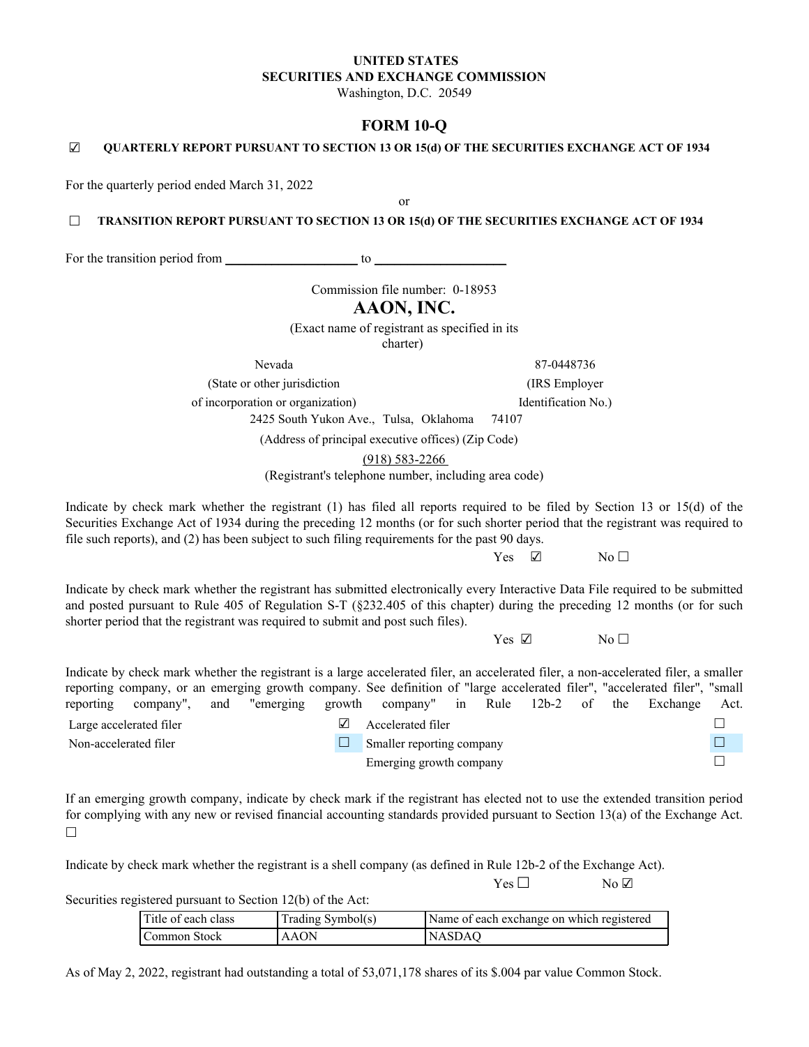**UNITED STATES**
**SECURITIES AND EXCHANGE COMMISSION**
Washington, D.C. 20549

# FORM 10-Q

☑ **QUARTERLY REPORT PURSUANT TO SECTION 13 OR 15(d) OF THE SECURITIES EXCHANGE ACT OF 1934**

For the quarterly period ended March 31, 2022

or

☐ **TRANSITION REPORT PURSUANT TO SECTION 13 OR 15(d) OF THE SECURITIES EXCHANGE ACT OF 1934**

For the transition period from ____________________ to ____________________

Commission file number: 0-18953

# AAON, INC.

(Exact name of registrant as specified in its charter)

| Nevada | 87-0448736 |
|---|---|
| (State or other jurisdiction of incorporation or organization) | (IRS Employer Identification No.) |

2425 South Yukon Ave., Tulsa, Oklahoma 74107

(Address of principal executive offices) (Zip Code)

(918) 583-2266

(Registrant's telephone number, including area code)

Indicate by check mark whether the registrant (1) has filed all reports required to be filed by Section 13 or 15(d) of the Securities Exchange Act of 1934 during the preceding 12 months (or for such shorter period that the registrant was required to file such reports), and (2) has been subject to such filing requirements for the past 90 days.

Yes ☑ No ☐

Indicate by check mark whether the registrant has submitted electronically every Interactive Data File required to be submitted and posted pursuant to Rule 405 of Regulation S-T (§232.405 of this chapter) during the preceding 12 months (or for such shorter period that the registrant was required to submit and post such files).

Yes ☑ No ☐

Indicate by check mark whether the registrant is a large accelerated filer, an accelerated filer, a non-accelerated filer, a smaller reporting company, or an emerging growth company. See definition of "large accelerated filer", "accelerated filer", "small reporting company", and "emerging growth company" in Rule 12b-2 of the Exchange Act.

| | | | |
|---|---|---|---|
| Large accelerated filer | ☑ | Accelerated filer | ☐ |
| Non-accelerated filer | ☐ | Smaller reporting company | ☐ |
| | | Emerging growth company | ☐ |

If an emerging growth company, indicate by check mark if the registrant has elected not to use the extended transition period for complying with any new or revised financial accounting standards provided pursuant to Section 13(a) of the Exchange Act. ☐

Indicate by check mark whether the registrant is a shell company (as defined in Rule 12b-2 of the Exchange Act).

Yes ☐ No ☑

Securities registered pursuant to Section 12(b) of the Act:

| Title of each class | Trading Symbol(s) | Name of each exchange on which registered |
|---|---|---|
| Common Stock | AAON | NASDAQ |

As of May 2, 2022, registrant had outstanding a total of 53,071,178 shares of its $.004 par value Common Stock.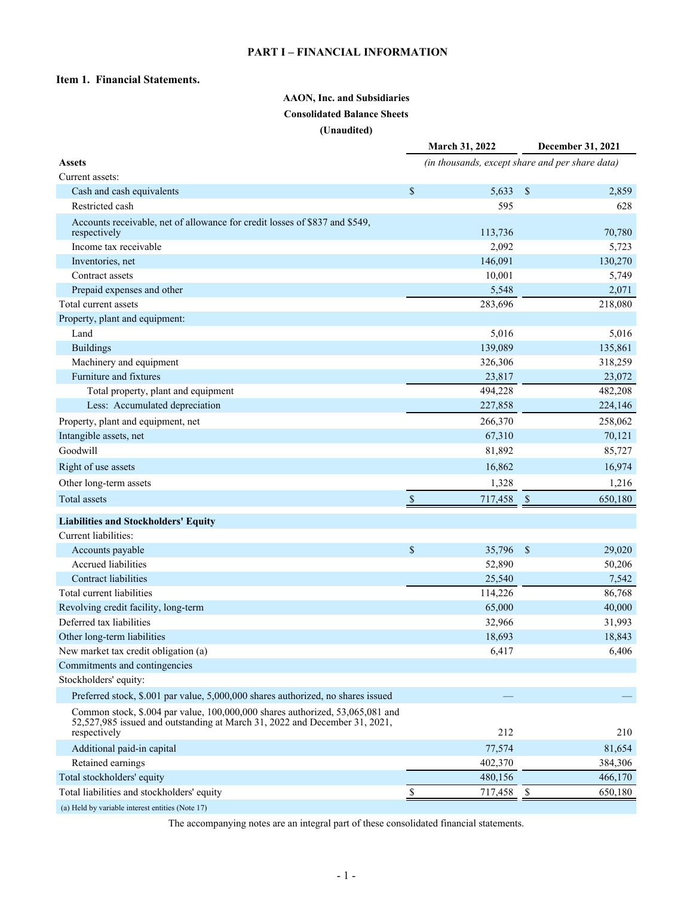## PART I – FINANCIAL INFORMATION

### Item 1. Financial Statements.

**AAON, Inc. and Subsidiaries**

**Consolidated Balance Sheets**

**(Unaudited)**

| | March 31, 2022 | December 31, 2021 |
|---|---|---|
| **Assets** | *(in thousands, except share and per share data)* | |
| Current assets: | | |
| Cash and cash equivalents | $ 5,633 | $ 2,859 |
| Restricted cash | 595 | 628 |
| Accounts receivable, net of allowance for credit losses of $837 and $549, respectively | 113,736 | 70,780 |
| Income tax receivable | 2,092 | 5,723 |
| Inventories, net | 146,091 | 130,270 |
| Contract assets | 10,001 | 5,749 |
| Prepaid expenses and other | 5,548 | 2,071 |
| Total current assets | 283,696 | 218,080 |
| Property, plant and equipment: | | |
| Land | 5,016 | 5,016 |
| Buildings | 139,089 | 135,861 |
| Machinery and equipment | 326,306 | 318,259 |
| Furniture and fixtures | 23,817 | 23,072 |
| Total property, plant and equipment | 494,228 | 482,208 |
| Less: Accumulated depreciation | 227,858 | 224,146 |
| Property, plant and equipment, net | 266,370 | 258,062 |
| Intangible assets, net | 67,310 | 70,121 |
| Goodwill | 81,892 | 85,727 |
| Right of use assets | 16,862 | 16,974 |
| Other long-term assets | 1,328 | 1,216 |
| Total assets | $ 717,458 | $ 650,180 |
| **Liabilities and Stockholders' Equity** | | |
| Current liabilities: | | |
| Accounts payable | $ 35,796 | $ 29,020 |
| Accrued liabilities | 52,890 | 50,206 |
| Contract liabilities | 25,540 | 7,542 |
| Total current liabilities | 114,226 | 86,768 |
| Revolving credit facility, long-term | 65,000 | 40,000 |
| Deferred tax liabilities | 32,966 | 31,993 |
| Other long-term liabilities | 18,693 | 18,843 |
| New market tax credit obligation (a) | 6,417 | 6,406 |
| Commitments and contingencies | | |
| Stockholders' equity: | | |
| Preferred stock, $.001 par value, 5,000,000 shares authorized, no shares issued | — | — |
| Common stock, $.004 par value, 100,000,000 shares authorized, 53,065,081 and 52,527,985 issued and outstanding at March 31, 2022 and December 31, 2021, respectively | 212 | 210 |
| Additional paid-in capital | 77,574 | 81,654 |
| Retained earnings | 402,370 | 384,306 |
| Total stockholders' equity | 480,156 | 466,170 |
| Total liabilities and stockholders' equity | $ 717,458 | $ 650,180 |

(a) Held by variable interest entities (Note 17)

The accompanying notes are an integral part of these consolidated financial statements.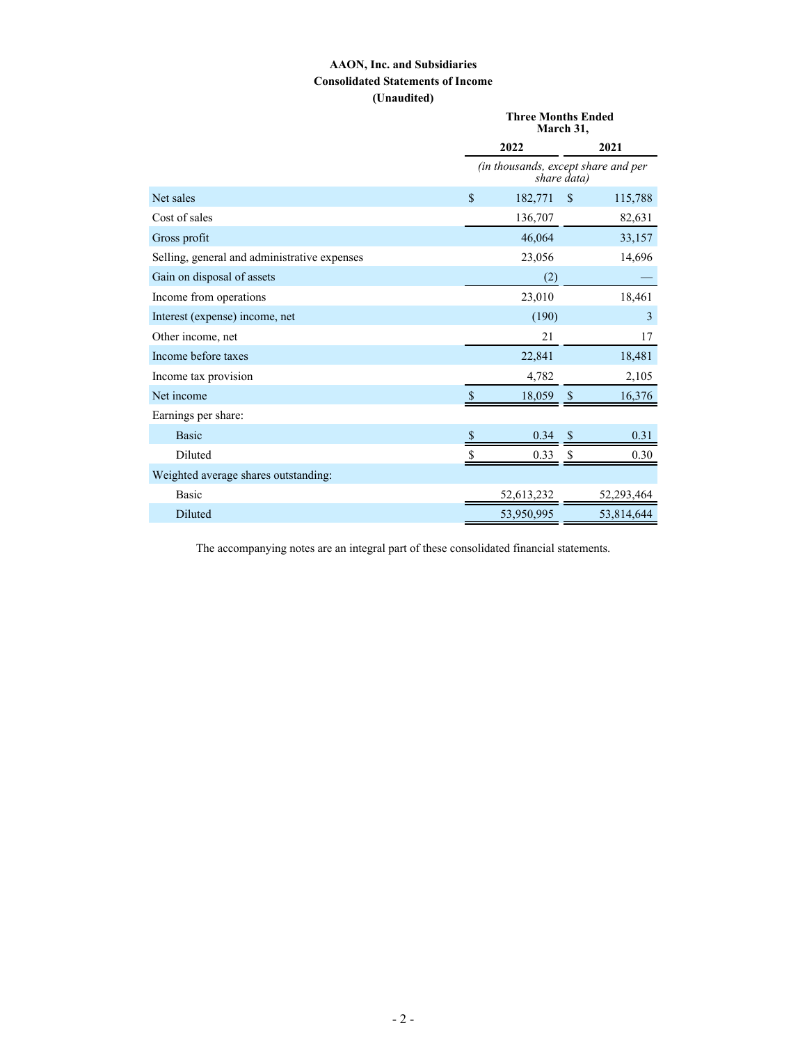**AAON, Inc. and Subsidiaries**

**Consolidated Statements of Income**

**(Unaudited)**

| | Three Months Ended March 31, | |
|---|---|---|
| | **2022** | **2021** |
| | *(in thousands, except share and per share data)* | |
| Net sales | $ 182,771 | $ 115,788 |
| Cost of sales | 136,707 | 82,631 |
| Gross profit | 46,064 | 33,157 |
| Selling, general and administrative expenses | 23,056 | 14,696 |
| Gain on disposal of assets | (2) | — |
| Income from operations | 23,010 | 18,461 |
| Interest (expense) income, net | (190) | 3 |
| Other income, net | 21 | 17 |
| Income before taxes | 22,841 | 18,481 |
| Income tax provision | 4,782 | 2,105 |
| Net income | $ 18,059 | $ 16,376 |
| Earnings per share: | | |
| Basic | $ 0.34 | $ 0.31 |
| Diluted | $ 0.33 | $ 0.30 |
| Weighted average shares outstanding: | | |
| Basic | 52,613,232 | 52,293,464 |
| Diluted | 53,950,995 | 53,814,644 |

The accompanying notes are an integral part of these consolidated financial statements.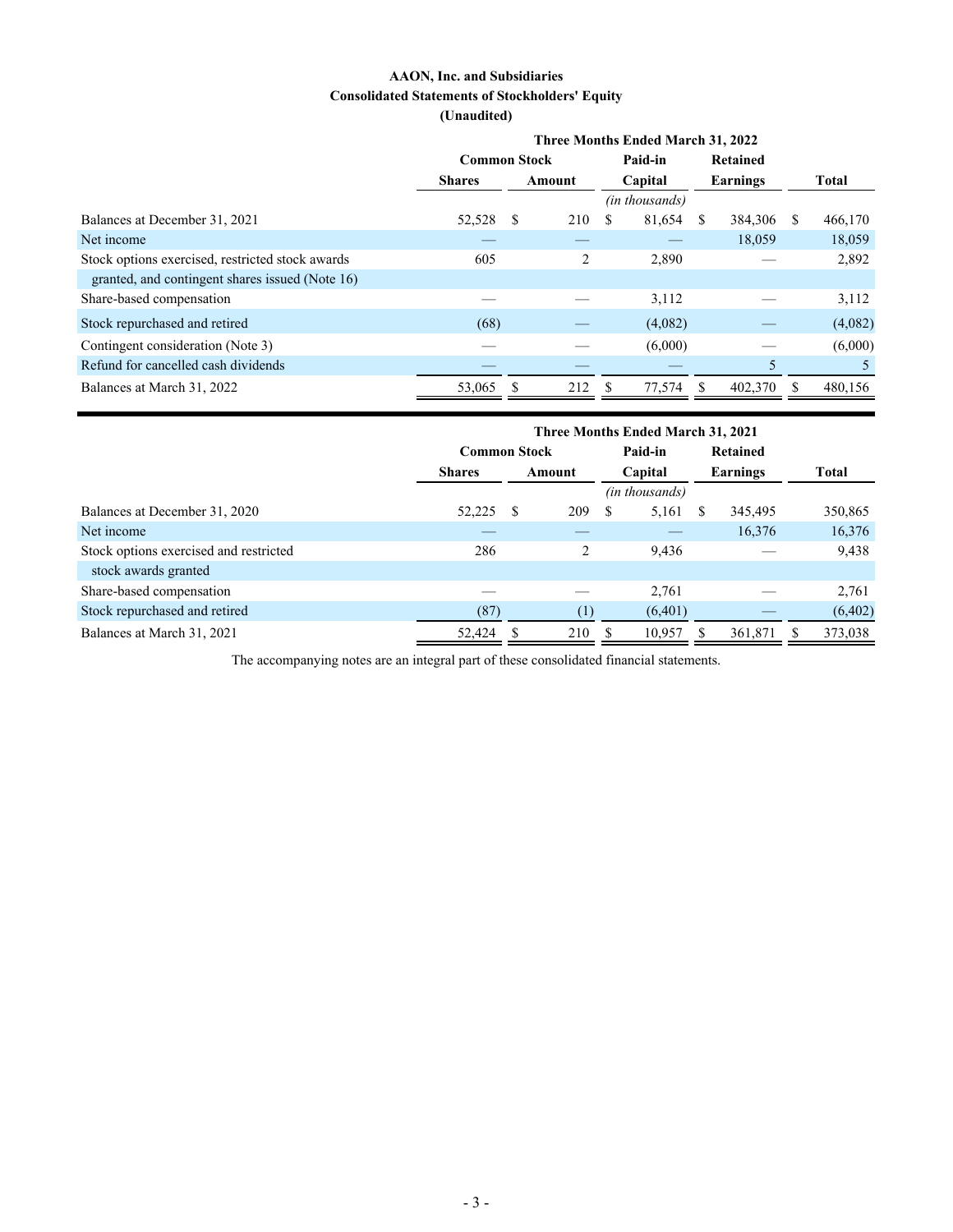**AAON, Inc. and Subsidiaries**
**Consolidated Statements of Stockholders' Equity**
**(Unaudited)**

| | Three Months Ended March 31, 2022 | | | | |
|---|---|---|---|---|---|
| | Common Stock | | Paid-in | Retained | |
| | Shares | Amount | Capital | Earnings | Total |
| | | | *(in thousands)* | | |
| Balances at December 31, 2021 | 52,528 | $ 210 | $ 81,654 | $ 384,306 | $ 466,170 |
| Net income | — | — | — | 18,059 | 18,059 |
| Stock options exercised, restricted stock awards granted, and contingent shares issued (Note 16) | 605 | 2 | 2,890 | — | 2,892 |
| Share-based compensation | — | — | 3,112 | — | 3,112 |
| Stock repurchased and retired | (68) | — | (4,082) | — | (4,082) |
| Contingent consideration (Note 3) | — | — | (6,000) | — | (6,000) |
| Refund for cancelled cash dividends | — | — | — | 5 | 5 |
| Balances at March 31, 2022 | 53,065 | $ 212 | $ 77,574 | $ 402,370 | $ 480,156 |

| | Three Months Ended March 31, 2021 | | | | |
|---|---|---|---|---|---|
| | Common Stock | | Paid-in | Retained | |
| | Shares | Amount | Capital | Earnings | Total |
| | | | *(in thousands)* | | |
| Balances at December 31, 2020 | 52,225 | $ 209 | $ 5,161 | $ 345,495 | 350,865 |
| Net income | — | — | — | 16,376 | 16,376 |
| Stock options exercised and restricted stock awards granted | 286 | 2 | 9,436 | — | 9,438 |
| Share-based compensation | — | — | 2,761 | — | 2,761 |
| Stock repurchased and retired | (87) | (1) | (6,401) | — | (6,402) |
| Balances at March 31, 2021 | 52,424 | $ 210 | $ 10,957 | $ 361,871 | $ 373,038 |

The accompanying notes are an integral part of these consolidated financial statements.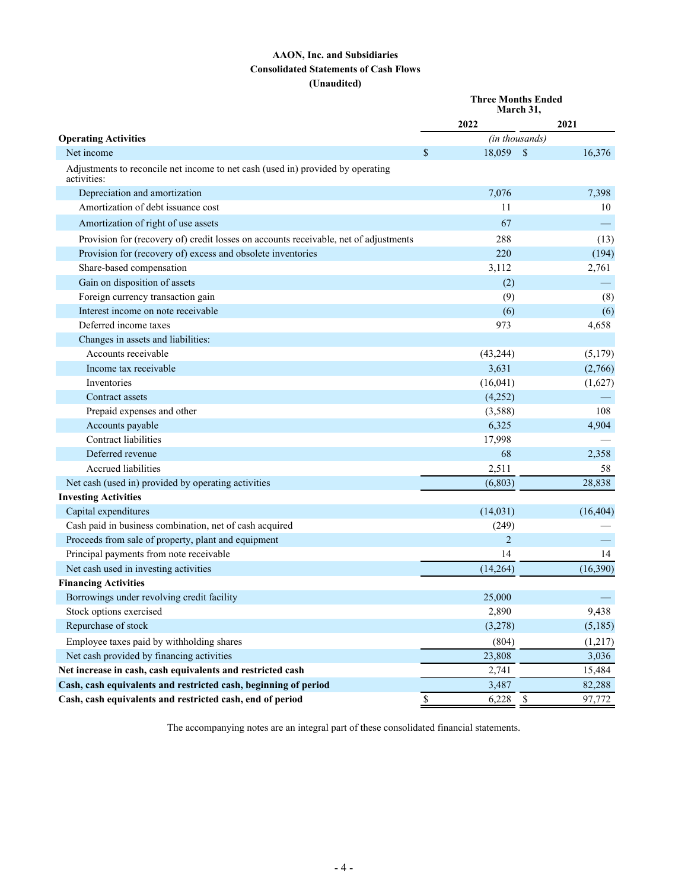**AAON, Inc. and Subsidiaries**
**Consolidated Statements of Cash Flows**
**(Unaudited)**

| | Three Months Ended March 31, | |
|---|---|---|
| | 2022 | 2021 |
| **Operating Activities** | *(in thousands)* | |
| Net income | $ 18,059 | $ 16,376 |
| Adjustments to reconcile net income to net cash (used in) provided by operating activities: | | |
| Depreciation and amortization | 7,076 | 7,398 |
| Amortization of debt issuance cost | 11 | 10 |
| Amortization of right of use assets | 67 | — |
| Provision for (recovery of) credit losses on accounts receivable, net of adjustments | 288 | (13) |
| Provision for (recovery of) excess and obsolete inventories | 220 | (194) |
| Share-based compensation | 3,112 | 2,761 |
| Gain on disposition of assets | (2) | — |
| Foreign currency transaction gain | (9) | (8) |
| Interest income on note receivable | (6) | (6) |
| Deferred income taxes | 973 | 4,658 |
| Changes in assets and liabilities: | | |
| Accounts receivable | (43,244) | (5,179) |
| Income tax receivable | 3,631 | (2,766) |
| Inventories | (16,041) | (1,627) |
| Contract assets | (4,252) | — |
| Prepaid expenses and other | (3,588) | 108 |
| Accounts payable | 6,325 | 4,904 |
| Contract liabilities | 17,998 | — |
| Deferred revenue | 68 | 2,358 |
| Accrued liabilities | 2,511 | 58 |
| Net cash (used in) provided by operating activities | (6,803) | 28,838 |
| **Investing Activities** | | |
| Capital expenditures | (14,031) | (16,404) |
| Cash paid in business combination, net of cash acquired | (249) | — |
| Proceeds from sale of property, plant and equipment | 2 | — |
| Principal payments from note receivable | 14 | 14 |
| Net cash used in investing activities | (14,264) | (16,390) |
| **Financing Activities** | | |
| Borrowings under revolving credit facility | 25,000 | — |
| Stock options exercised | 2,890 | 9,438 |
| Repurchase of stock | (3,278) | (5,185) |
| Employee taxes paid by withholding shares | (804) | (1,217) |
| Net cash provided by financing activities | 23,808 | 3,036 |
| **Net increase in cash, cash equivalents and restricted cash** | 2,741 | 15,484 |
| **Cash, cash equivalents and restricted cash, beginning of period** | 3,487 | 82,288 |
| **Cash, cash equivalents and restricted cash, end of period** | $ 6,228 | $ 97,772 |

The accompanying notes are an integral part of these consolidated financial statements.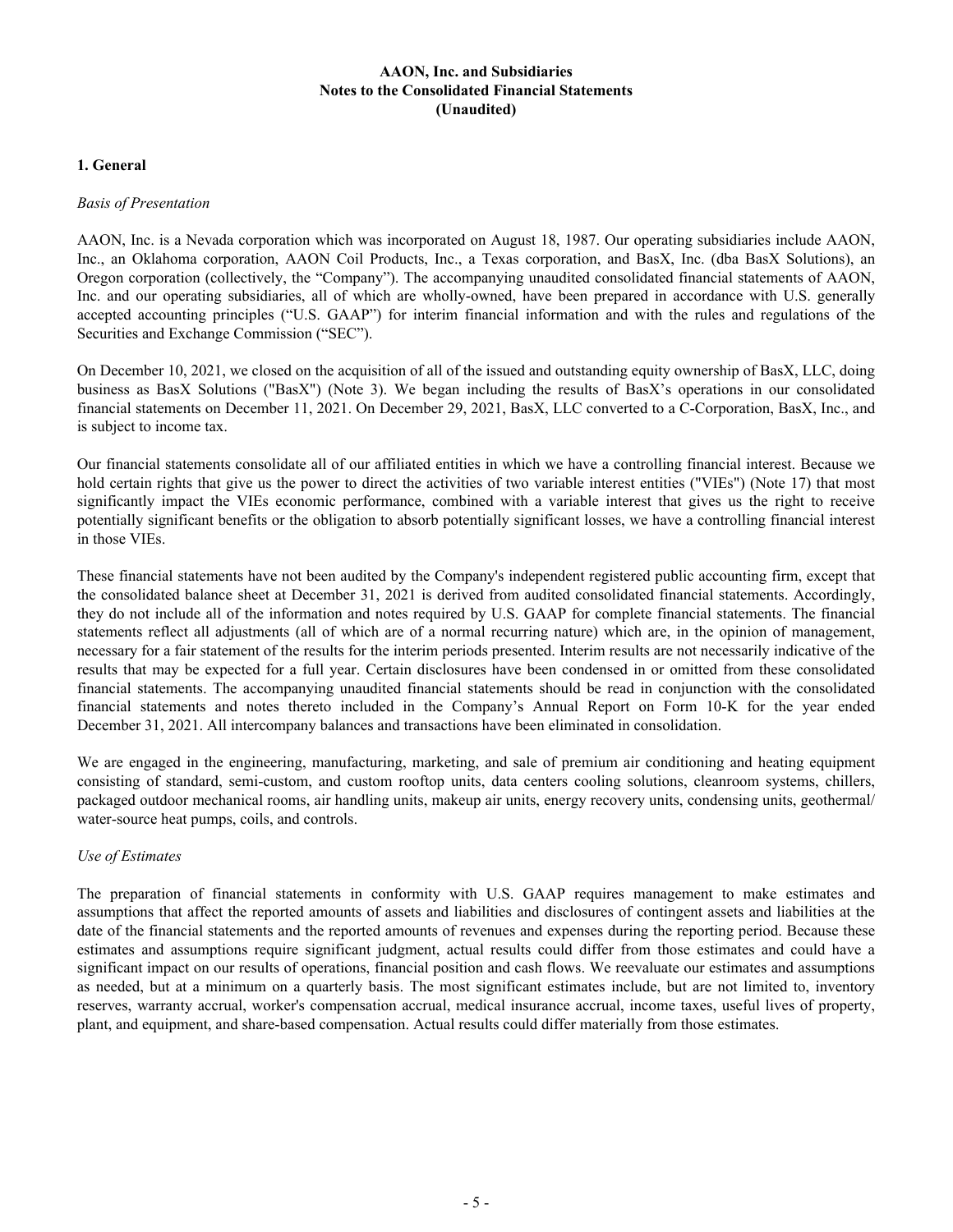**AAON, Inc. and Subsidiaries**
**Notes to the Consolidated Financial Statements**
**(Unaudited)**

## 1. General

*Basis of Presentation*

AAON, Inc. is a Nevada corporation which was incorporated on August 18, 1987. Our operating subsidiaries include AAON, Inc., an Oklahoma corporation, AAON Coil Products, Inc., a Texas corporation, and BasX, Inc. (dba BasX Solutions), an Oregon corporation (collectively, the "Company"). The accompanying unaudited consolidated financial statements of AAON, Inc. and our operating subsidiaries, all of which are wholly-owned, have been prepared in accordance with U.S. generally accepted accounting principles ("U.S. GAAP") for interim financial information and with the rules and regulations of the Securities and Exchange Commission ("SEC").

On December 10, 2021, we closed on the acquisition of all of the issued and outstanding equity ownership of BasX, LLC, doing business as BasX Solutions ("BasX") (Note 3). We began including the results of BasX's operations in our consolidated financial statements on December 11, 2021. On December 29, 2021, BasX, LLC converted to a C-Corporation, BasX, Inc., and is subject to income tax.

Our financial statements consolidate all of our affiliated entities in which we have a controlling financial interest. Because we hold certain rights that give us the power to direct the activities of two variable interest entities ("VIEs") (Note 17) that most significantly impact the VIEs economic performance, combined with a variable interest that gives us the right to receive potentially significant benefits or the obligation to absorb potentially significant losses, we have a controlling financial interest in those VIEs.

These financial statements have not been audited by the Company's independent registered public accounting firm, except that the consolidated balance sheet at December 31, 2021 is derived from audited consolidated financial statements. Accordingly, they do not include all of the information and notes required by U.S. GAAP for complete financial statements. The financial statements reflect all adjustments (all of which are of a normal recurring nature) which are, in the opinion of management, necessary for a fair statement of the results for the interim periods presented. Interim results are not necessarily indicative of the results that may be expected for a full year. Certain disclosures have been condensed in or omitted from these consolidated financial statements. The accompanying unaudited financial statements should be read in conjunction with the consolidated financial statements and notes thereto included in the Company's Annual Report on Form 10-K for the year ended December 31, 2021. All intercompany balances and transactions have been eliminated in consolidation.

We are engaged in the engineering, manufacturing, marketing, and sale of premium air conditioning and heating equipment consisting of standard, semi-custom, and custom rooftop units, data centers cooling solutions, cleanroom systems, chillers, packaged outdoor mechanical rooms, air handling units, makeup air units, energy recovery units, condensing units, geothermal/water-source heat pumps, coils, and controls.

*Use of Estimates*

The preparation of financial statements in conformity with U.S. GAAP requires management to make estimates and assumptions that affect the reported amounts of assets and liabilities and disclosures of contingent assets and liabilities at the date of the financial statements and the reported amounts of revenues and expenses during the reporting period. Because these estimates and assumptions require significant judgment, actual results could differ from those estimates and could have a significant impact on our results of operations, financial position and cash flows. We reevaluate our estimates and assumptions as needed, but at a minimum on a quarterly basis. The most significant estimates include, but are not limited to, inventory reserves, warranty accrual, worker's compensation accrual, medical insurance accrual, income taxes, useful lives of property, plant, and equipment, and share-based compensation. Actual results could differ materially from those estimates.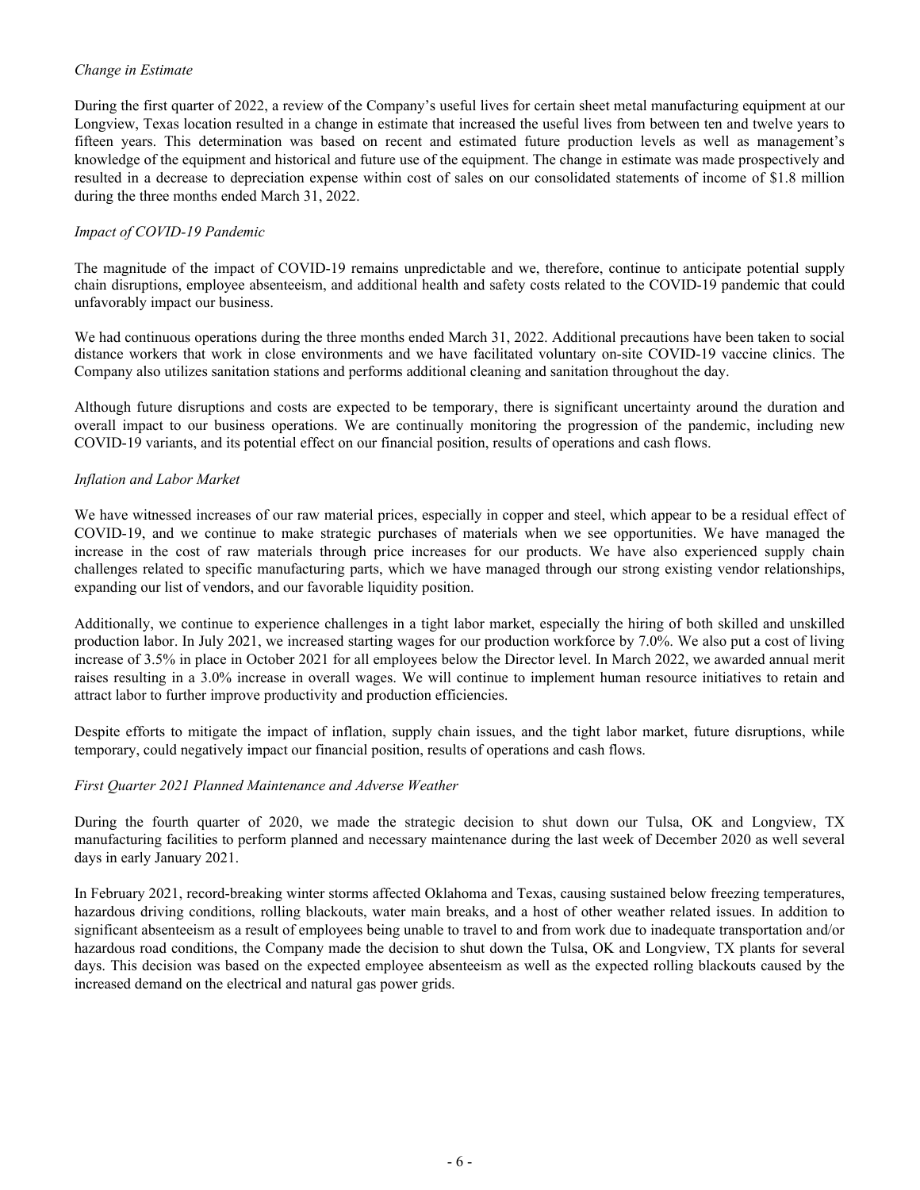*Change in Estimate*

During the first quarter of 2022, a review of the Company's useful lives for certain sheet metal manufacturing equipment at our Longview, Texas location resulted in a change in estimate that increased the useful lives from between ten and twelve years to fifteen years. This determination was based on recent and estimated future production levels as well as management's knowledge of the equipment and historical and future use of the equipment. The change in estimate was made prospectively and resulted in a decrease to depreciation expense within cost of sales on our consolidated statements of income of $1.8 million during the three months ended March 31, 2022.

*Impact of COVID-19 Pandemic*

The magnitude of the impact of COVID-19 remains unpredictable and we, therefore, continue to anticipate potential supply chain disruptions, employee absenteeism, and additional health and safety costs related to the COVID-19 pandemic that could unfavorably impact our business.

We had continuous operations during the three months ended March 31, 2022. Additional precautions have been taken to social distance workers that work in close environments and we have facilitated voluntary on-site COVID-19 vaccine clinics. The Company also utilizes sanitation stations and performs additional cleaning and sanitation throughout the day.

Although future disruptions and costs are expected to be temporary, there is significant uncertainty around the duration and overall impact to our business operations. We are continually monitoring the progression of the pandemic, including new COVID-19 variants, and its potential effect on our financial position, results of operations and cash flows.

*Inflation and Labor Market*

We have witnessed increases of our raw material prices, especially in copper and steel, which appear to be a residual effect of COVID-19, and we continue to make strategic purchases of materials when we see opportunities. We have managed the increase in the cost of raw materials through price increases for our products. We have also experienced supply chain challenges related to specific manufacturing parts, which we have managed through our strong existing vendor relationships, expanding our list of vendors, and our favorable liquidity position.

Additionally, we continue to experience challenges in a tight labor market, especially the hiring of both skilled and unskilled production labor. In July 2021, we increased starting wages for our production workforce by 7.0%. We also put a cost of living increase of 3.5% in place in October 2021 for all employees below the Director level. In March 2022, we awarded annual merit raises resulting in a 3.0% increase in overall wages. We will continue to implement human resource initiatives to retain and attract labor to further improve productivity and production efficiencies.

Despite efforts to mitigate the impact of inflation, supply chain issues, and the tight labor market, future disruptions, while temporary, could negatively impact our financial position, results of operations and cash flows.

*First Quarter 2021 Planned Maintenance and Adverse Weather*

During the fourth quarter of 2020, we made the strategic decision to shut down our Tulsa, OK and Longview, TX manufacturing facilities to perform planned and necessary maintenance during the last week of December 2020 as well several days in early January 2021.

In February 2021, record-breaking winter storms affected Oklahoma and Texas, causing sustained below freezing temperatures, hazardous driving conditions, rolling blackouts, water main breaks, and a host of other weather related issues. In addition to significant absenteeism as a result of employees being unable to travel to and from work due to inadequate transportation and/or hazardous road conditions, the Company made the decision to shut down the Tulsa, OK and Longview, TX plants for several days. This decision was based on the expected employee absenteeism as well as the expected rolling blackouts caused by the increased demand on the electrical and natural gas power grids.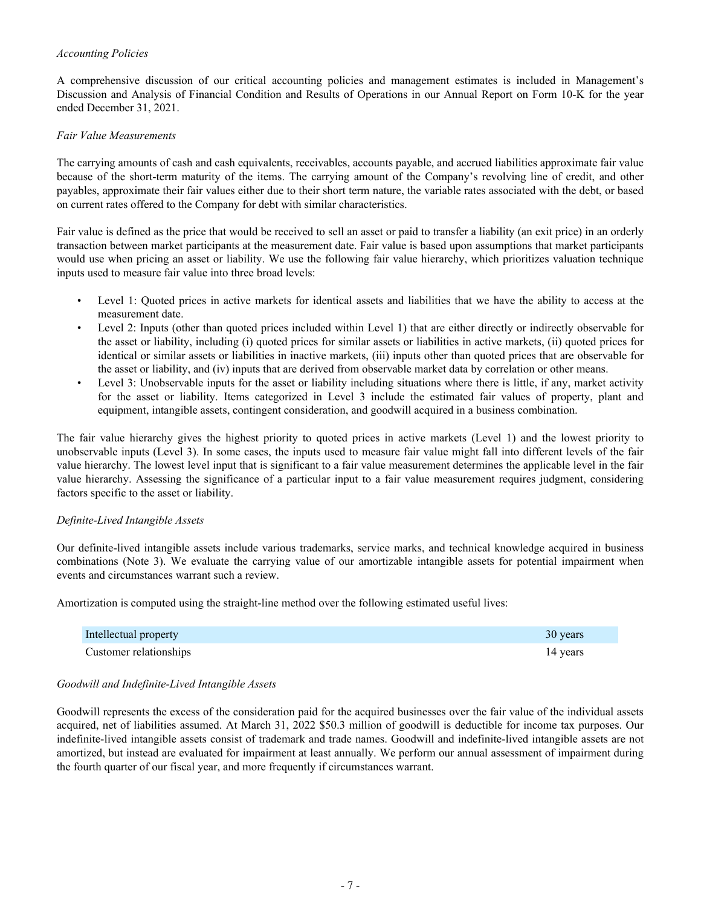*Accounting Policies*

A comprehensive discussion of our critical accounting policies and management estimates is included in Management's Discussion and Analysis of Financial Condition and Results of Operations in our Annual Report on Form 10-K for the year ended December 31, 2021.

*Fair Value Measurements*

The carrying amounts of cash and cash equivalents, receivables, accounts payable, and accrued liabilities approximate fair value because of the short-term maturity of the items. The carrying amount of the Company's revolving line of credit, and other payables, approximate their fair values either due to their short term nature, the variable rates associated with the debt, or based on current rates offered to the Company for debt with similar characteristics.

Fair value is defined as the price that would be received to sell an asset or paid to transfer a liability (an exit price) in an orderly transaction between market participants at the measurement date. Fair value is based upon assumptions that market participants would use when pricing an asset or liability. We use the following fair value hierarchy, which prioritizes valuation technique inputs used to measure fair value into three broad levels:

- Level 1: Quoted prices in active markets for identical assets and liabilities that we have the ability to access at the measurement date.
- Level 2: Inputs (other than quoted prices included within Level 1) that are either directly or indirectly observable for the asset or liability, including (i) quoted prices for similar assets or liabilities in active markets, (ii) quoted prices for identical or similar assets or liabilities in inactive markets, (iii) inputs other than quoted prices that are observable for the asset or liability, and (iv) inputs that are derived from observable market data by correlation or other means.
- Level 3: Unobservable inputs for the asset or liability including situations where there is little, if any, market activity for the asset or liability. Items categorized in Level 3 include the estimated fair values of property, plant and equipment, intangible assets, contingent consideration, and goodwill acquired in a business combination.

The fair value hierarchy gives the highest priority to quoted prices in active markets (Level 1) and the lowest priority to unobservable inputs (Level 3). In some cases, the inputs used to measure fair value might fall into different levels of the fair value hierarchy. The lowest level input that is significant to a fair value measurement determines the applicable level in the fair value hierarchy. Assessing the significance of a particular input to a fair value measurement requires judgment, considering factors specific to the asset or liability.

*Definite-Lived Intangible Assets*

Our definite-lived intangible assets include various trademarks, service marks, and technical knowledge acquired in business combinations (Note 3). We evaluate the carrying value of our amortizable intangible assets for potential impairment when events and circumstances warrant such a review.

Amortization is computed using the straight-line method over the following estimated useful lives:

| | |
|---|---|
| Intellectual property | 30 years |
| Customer relationships | 14 years |

*Goodwill and Indefinite-Lived Intangible Assets*

Goodwill represents the excess of the consideration paid for the acquired businesses over the fair value of the individual assets acquired, net of liabilities assumed. At March 31, 2022 $50.3 million of goodwill is deductible for income tax purposes. Our indefinite-lived intangible assets consist of trademark and trade names. Goodwill and indefinite-lived intangible assets are not amortized, but instead are evaluated for impairment at least annually. We perform our annual assessment of impairment during the fourth quarter of our fiscal year, and more frequently if circumstances warrant.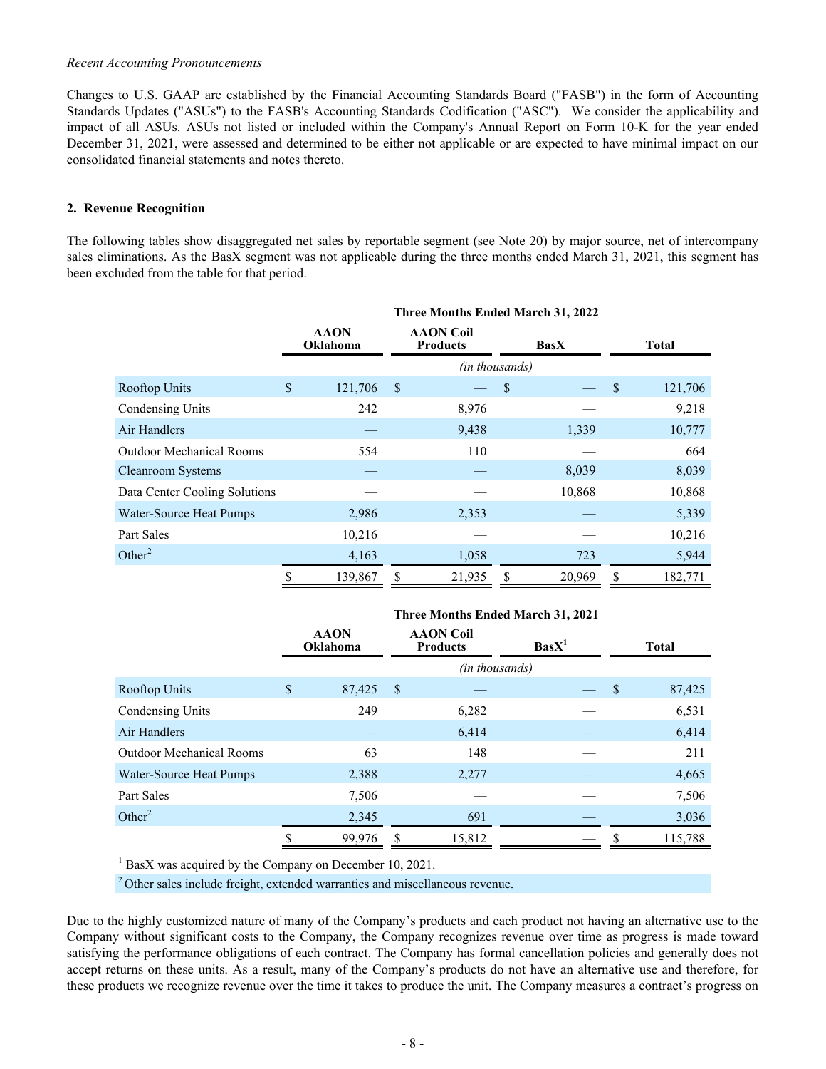*Recent Accounting Pronouncements*

Changes to U.S. GAAP are established by the Financial Accounting Standards Board ("FASB") in the form of Accounting Standards Updates ("ASUs") to the FASB's Accounting Standards Codification ("ASC"). We consider the applicability and impact of all ASUs. ASUs not listed or included within the Company's Annual Report on Form 10-K for the year ended December 31, 2021, were assessed and determined to be either not applicable or are expected to have minimal impact on our consolidated financial statements and notes thereto.

**2. Revenue Recognition**

The following tables show disaggregated net sales by reportable segment (see Note 20) by major source, net of intercompany sales eliminations. As the BasX segment was not applicable during the three months ended March 31, 2021, this segment has been excluded from the table for that period.

| | Three Months Ended March 31, 2022 | | | |
|---|---|---|---|---|
| | **AAON Oklahoma** | **AAON Coil Products** | **BasX** | **Total** |
| | *(in thousands)* | | | |
| Rooftop Units | $ 121,706 | $ — | $ — | $ 121,706 |
| Condensing Units | 242 | 8,976 | — | 9,218 |
| Air Handlers | — | 9,438 | 1,339 | 10,777 |
| Outdoor Mechanical Rooms | 554 | 110 | — | 664 |
| Cleanroom Systems | — | — | 8,039 | 8,039 |
| Data Center Cooling Solutions | — | — | 10,868 | 10,868 |
| Water-Source Heat Pumps | 2,986 | 2,353 | — | 5,339 |
| Part Sales | 10,216 | — | — | 10,216 |
| Other[2] | 4,163 | 1,058 | 723 | 5,944 |
| | $ 139,867 | $ 21,935 | $ 20,969 | $ 182,771 |

| | Three Months Ended March 31, 2021 | | | |
|---|---|---|---|---|
| | **AAON Oklahoma** | **AAON Coil Products** | **BasX[1]** | **Total** |
| | *(in thousands)* | | | |
| Rooftop Units | $ 87,425 | $ — | — | $ 87,425 |
| Condensing Units | 249 | 6,282 | — | 6,531 |
| Air Handlers | — | 6,414 | — | 6,414 |
| Outdoor Mechanical Rooms | 63 | 148 | — | 211 |
| Water-Source Heat Pumps | 2,388 | 2,277 | — | 4,665 |
| Part Sales | 7,506 | — | — | 7,506 |
| Other[2] | 2,345 | 691 | — | 3,036 |
| | $ 99,976 | $ 15,812 | — | $ 115,788 |

[1] BasX was acquired by the Company on December 10, 2021.

[2] Other sales include freight, extended warranties and miscellaneous revenue.

Due to the highly customized nature of many of the Company's products and each product not having an alternative use to the Company without significant costs to the Company, the Company recognizes revenue over time as progress is made toward satisfying the performance obligations of each contract. The Company has formal cancellation policies and generally does not accept returns on these units. As a result, many of the Company's products do not have an alternative use and therefore, for these products we recognize revenue over the time it takes to produce the unit. The Company measures a contract's progress on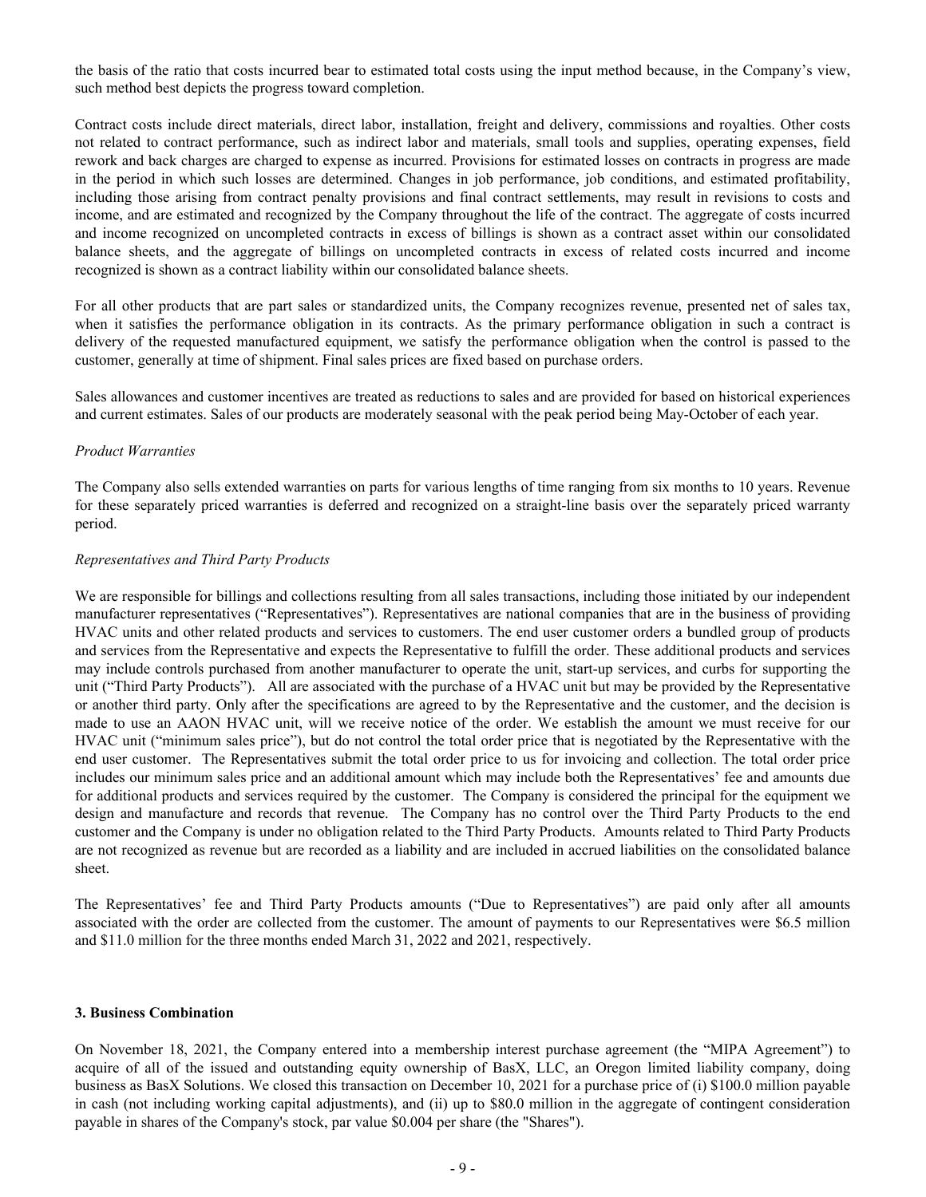the basis of the ratio that costs incurred bear to estimated total costs using the input method because, in the Company's view, such method best depicts the progress toward completion.

Contract costs include direct materials, direct labor, installation, freight and delivery, commissions and royalties. Other costs not related to contract performance, such as indirect labor and materials, small tools and supplies, operating expenses, field rework and back charges are charged to expense as incurred. Provisions for estimated losses on contracts in progress are made in the period in which such losses are determined. Changes in job performance, job conditions, and estimated profitability, including those arising from contract penalty provisions and final contract settlements, may result in revisions to costs and income, and are estimated and recognized by the Company throughout the life of the contract. The aggregate of costs incurred and income recognized on uncompleted contracts in excess of billings is shown as a contract asset within our consolidated balance sheets, and the aggregate of billings on uncompleted contracts in excess of related costs incurred and income recognized is shown as a contract liability within our consolidated balance sheets.

For all other products that are part sales or standardized units, the Company recognizes revenue, presented net of sales tax, when it satisfies the performance obligation in its contracts. As the primary performance obligation in such a contract is delivery of the requested manufactured equipment, we satisfy the performance obligation when the control is passed to the customer, generally at time of shipment. Final sales prices are fixed based on purchase orders.

Sales allowances and customer incentives are treated as reductions to sales and are provided for based on historical experiences and current estimates. Sales of our products are moderately seasonal with the peak period being May-October of each year.

*Product Warranties*

The Company also sells extended warranties on parts for various lengths of time ranging from six months to 10 years. Revenue for these separately priced warranties is deferred and recognized on a straight-line basis over the separately priced warranty period.

*Representatives and Third Party Products*

We are responsible for billings and collections resulting from all sales transactions, including those initiated by our independent manufacturer representatives ("Representatives"). Representatives are national companies that are in the business of providing HVAC units and other related products and services to customers. The end user customer orders a bundled group of products and services from the Representative and expects the Representative to fulfill the order. These additional products and services may include controls purchased from another manufacturer to operate the unit, start-up services, and curbs for supporting the unit ("Third Party Products"). All are associated with the purchase of a HVAC unit but may be provided by the Representative or another third party. Only after the specifications are agreed to by the Representative and the customer, and the decision is made to use an AAON HVAC unit, will we receive notice of the order. We establish the amount we must receive for our HVAC unit ("minimum sales price"), but do not control the total order price that is negotiated by the Representative with the end user customer. The Representatives submit the total order price to us for invoicing and collection. The total order price includes our minimum sales price and an additional amount which may include both the Representatives' fee and amounts due for additional products and services required by the customer. The Company is considered the principal for the equipment we design and manufacture and records that revenue. The Company has no control over the Third Party Products to the end customer and the Company is under no obligation related to the Third Party Products. Amounts related to Third Party Products are not recognized as revenue but are recorded as a liability and are included in accrued liabilities on the consolidated balance sheet.

The Representatives' fee and Third Party Products amounts ("Due to Representatives") are paid only after all amounts associated with the order are collected from the customer. The amount of payments to our Representatives were \$6.5 million and \$11.0 million for the three months ended March 31, 2022 and 2021, respectively.

**3. Business Combination**

On November 18, 2021, the Company entered into a membership interest purchase agreement (the "MIPA Agreement") to acquire of all of the issued and outstanding equity ownership of BasX, LLC, an Oregon limited liability company, doing business as BasX Solutions. We closed this transaction on December 10, 2021 for a purchase price of (i) \$100.0 million payable in cash (not including working capital adjustments), and (ii) up to \$80.0 million in the aggregate of contingent consideration payable in shares of the Company's stock, par value \$0.004 per share (the "Shares").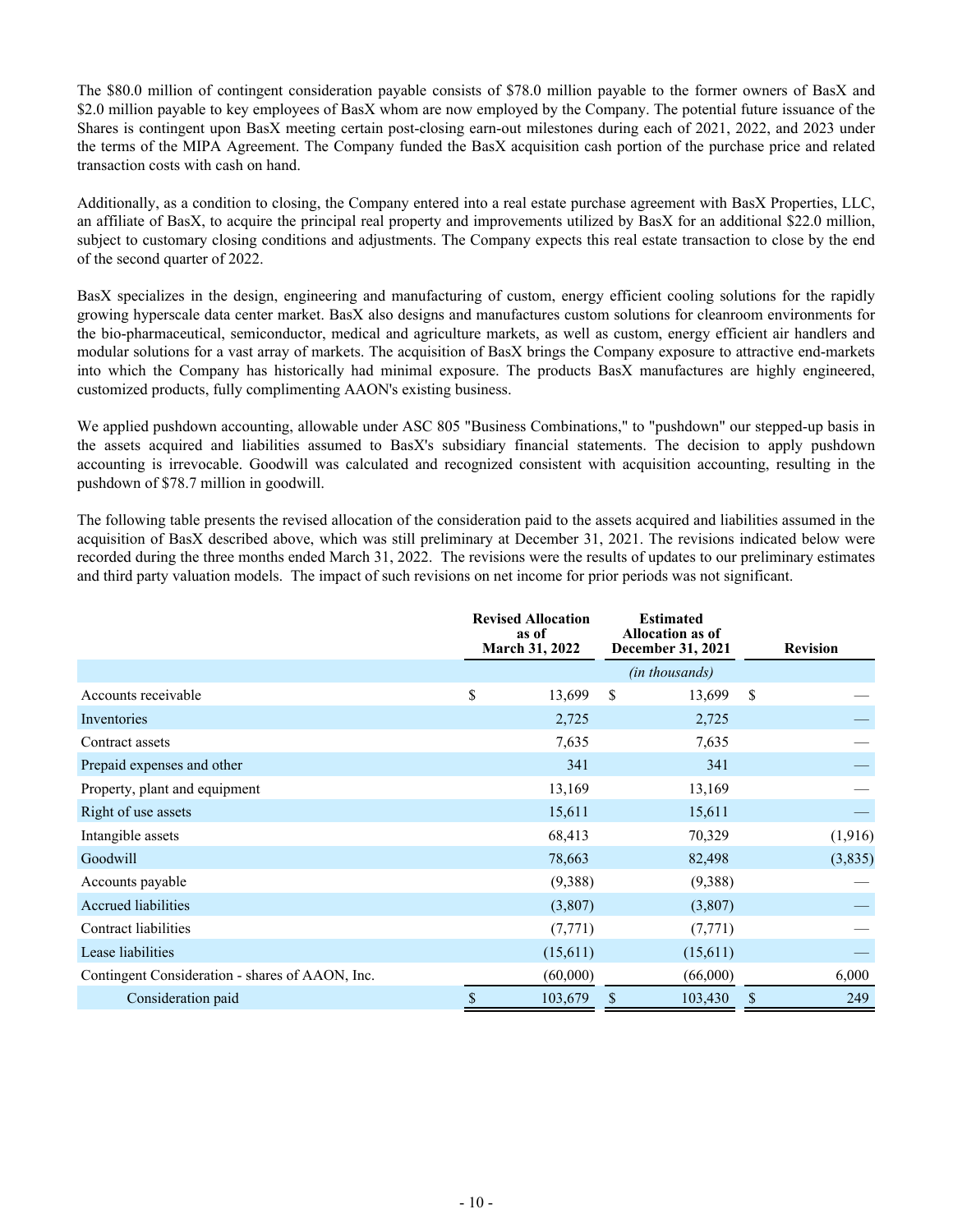The $80.0 million of contingent consideration payable consists of $78.0 million payable to the former owners of BasX and $2.0 million payable to key employees of BasX whom are now employed by the Company. The potential future issuance of the Shares is contingent upon BasX meeting certain post-closing earn-out milestones during each of 2021, 2022, and 2023 under the terms of the MIPA Agreement. The Company funded the BasX acquisition cash portion of the purchase price and related transaction costs with cash on hand.

Additionally, as a condition to closing, the Company entered into a real estate purchase agreement with BasX Properties, LLC, an affiliate of BasX, to acquire the principal real property and improvements utilized by BasX for an additional $22.0 million, subject to customary closing conditions and adjustments. The Company expects this real estate transaction to close by the end of the second quarter of 2022.

BasX specializes in the design, engineering and manufacturing of custom, energy efficient cooling solutions for the rapidly growing hyperscale data center market. BasX also designs and manufactures custom solutions for cleanroom environments for the bio-pharmaceutical, semiconductor, medical and agriculture markets, as well as custom, energy efficient air handlers and modular solutions for a vast array of markets. The acquisition of BasX brings the Company exposure to attractive end-markets into which the Company has historically had minimal exposure. The products BasX manufactures are highly engineered, customized products, fully complimenting AAON's existing business.

We applied pushdown accounting, allowable under ASC 805 "Business Combinations," to "pushdown" our stepped-up basis in the assets acquired and liabilities assumed to BasX's subsidiary financial statements. The decision to apply pushdown accounting is irrevocable. Goodwill was calculated and recognized consistent with acquisition accounting, resulting in the pushdown of $78.7 million in goodwill.

The following table presents the revised allocation of the consideration paid to the assets acquired and liabilities assumed in the acquisition of BasX described above, which was still preliminary at December 31, 2021. The revisions indicated below were recorded during the three months ended March 31, 2022. The revisions were the results of updates to our preliminary estimates and third party valuation models. The impact of such revisions on net income for prior periods was not significant.

| | Revised Allocation as of March 31, 2022 | Estimated Allocation as of December 31, 2021 | Revision |
|---|---|---|---|
| | | *(in thousands)* | |
| Accounts receivable | $ 13,699 | $ 13,699 | $ — |
| Inventories | 2,725 | 2,725 | — |
| Contract assets | 7,635 | 7,635 | — |
| Prepaid expenses and other | 341 | 341 | — |
| Property, plant and equipment | 13,169 | 13,169 | — |
| Right of use assets | 15,611 | 15,611 | — |
| Intangible assets | 68,413 | 70,329 | (1,916) |
| Goodwill | 78,663 | 82,498 | (3,835) |
| Accounts payable | (9,388) | (9,388) | — |
| Accrued liabilities | (3,807) | (3,807) | — |
| Contract liabilities | (7,771) | (7,771) | — |
| Lease liabilities | (15,611) | (15,611) | — |
| Contingent Consideration - shares of AAON, Inc. | (60,000) | (66,000) | 6,000 |
| Consideration paid | $ 103,679 | $ 103,430 | $ 249 |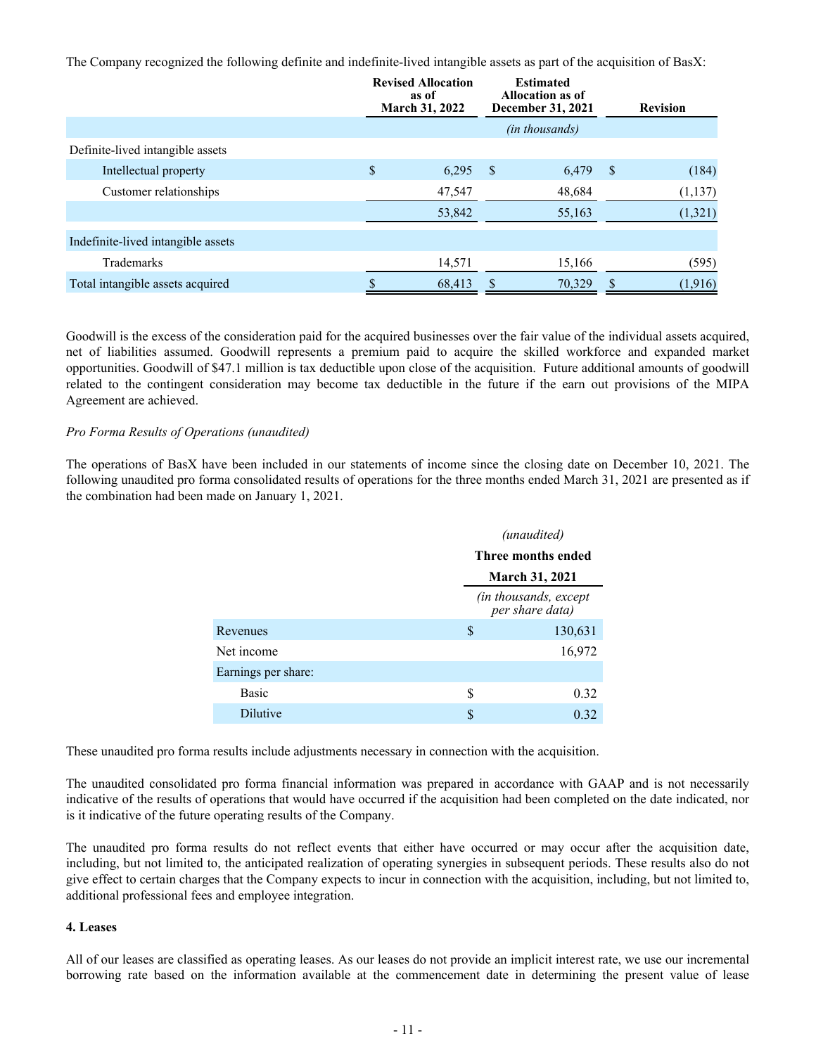The Company recognized the following definite and indefinite-lived intangible assets as part of the acquisition of BasX:

| | Revised Allocation as of March 31, 2022 | Estimated Allocation as of December 31, 2021 | Revision |
|---|---|---|---|
| | | *(in thousands)* | |
| Definite-lived intangible assets | | | |
| Intellectual property | $ 6,295 | $ 6,479 | $ (184) |
| Customer relationships | 47,547 | 48,684 | (1,137) |
| | 53,842 | 55,163 | (1,321) |
| Indefinite-lived intangible assets | | | |
| Trademarks | 14,571 | 15,166 | (595) |
| Total intangible assets acquired | $ 68,413 | $ 70,329 | $ (1,916) |

Goodwill is the excess of the consideration paid for the acquired businesses over the fair value of the individual assets acquired, net of liabilities assumed. Goodwill represents a premium paid to acquire the skilled workforce and expanded market opportunities. Goodwill of $47.1 million is tax deductible upon close of the acquisition. Future additional amounts of goodwill related to the contingent consideration may become tax deductible in the future if the earn out provisions of the MIPA Agreement are achieved.

*Pro Forma Results of Operations (unaudited)*

The operations of BasX have been included in our statements of income since the closing date on December 10, 2021. The following unaudited pro forma consolidated results of operations for the three months ended March 31, 2021 are presented as if the combination had been made on January 1, 2021.

| | *(unaudited)* Three months ended March 31, 2021 |
|---|---|
| | *(in thousands, except per share data)* |
| Revenues | $ 130,631 |
| Net income | 16,972 |
| Earnings per share: | |
| Basic | $ 0.32 |
| Dilutive | $ 0.32 |

These unaudited pro forma results include adjustments necessary in connection with the acquisition.

The unaudited consolidated pro forma financial information was prepared in accordance with GAAP and is not necessarily indicative of the results of operations that would have occurred if the acquisition had been completed on the date indicated, nor is it indicative of the future operating results of the Company.

The unaudited pro forma results do not reflect events that either have occurred or may occur after the acquisition date, including, but not limited to, the anticipated realization of operating synergies in subsequent periods. These results also do not give effect to certain charges that the Company expects to incur in connection with the acquisition, including, but not limited to, additional professional fees and employee integration.

**4. Leases**

All of our leases are classified as operating leases. As our leases do not provide an implicit interest rate, we use our incremental borrowing rate based on the information available at the commencement date in determining the present value of lease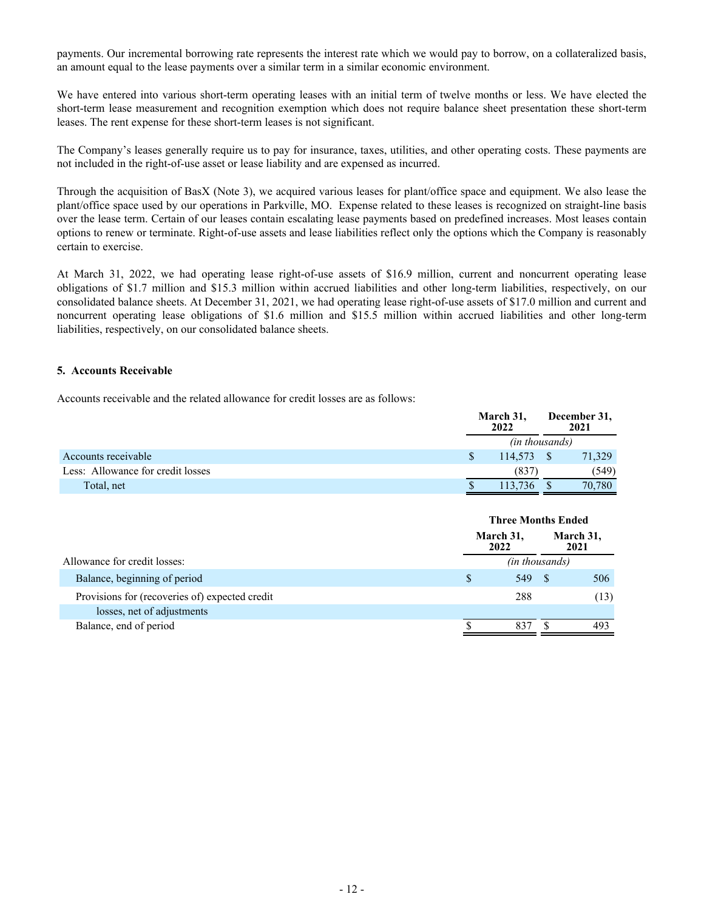payments. Our incremental borrowing rate represents the interest rate which we would pay to borrow, on a collateralized basis, an amount equal to the lease payments over a similar term in a similar economic environment.

We have entered into various short-term operating leases with an initial term of twelve months or less. We have elected the short-term lease measurement and recognition exemption which does not require balance sheet presentation these short-term leases. The rent expense for these short-term leases is not significant.

The Company's leases generally require us to pay for insurance, taxes, utilities, and other operating costs. These payments are not included in the right-of-use asset or lease liability and are expensed as incurred.

Through the acquisition of BasX (Note 3), we acquired various leases for plant/office space and equipment. We also lease the plant/office space used by our operations in Parkville, MO. Expense related to these leases is recognized on straight-line basis over the lease term. Certain of our leases contain escalating lease payments based on predefined increases. Most leases contain options to renew or terminate. Right-of-use assets and lease liabilities reflect only the options which the Company is reasonably certain to exercise.

At March 31, 2022, we had operating lease right-of-use assets of $16.9 million, current and noncurrent operating lease obligations of $1.7 million and $15.3 million within accrued liabilities and other long-term liabilities, respectively, on our consolidated balance sheets. At December 31, 2021, we had operating lease right-of-use assets of $17.0 million and current and noncurrent operating lease obligations of $1.6 million and $15.5 million within accrued liabilities and other long-term liabilities, respectively, on our consolidated balance sheets.

## 5. Accounts Receivable

Accounts receivable and the related allowance for credit losses are as follows:

| | March 31, 2022 | December 31, 2021 |
|---|---|---|
| | *(in thousands)* | |
| Accounts receivable | $ 114,573 | $ 71,329 |
| Less: Allowance for credit losses | (837) | (549) |
| Total, net | $ 113,736 | $ 70,780 |

| | Three Months Ended | |
|---|---|---|
| | March 31, 2022 | March 31, 2021 |
| Allowance for credit losses: | *(in thousands)* | |
| Balance, beginning of period | $ 549 | $ 506 |
| Provisions for (recoveries of) expected credit losses, net of adjustments | 288 | (13) |
| Balance, end of period | $ 837 | $ 493 |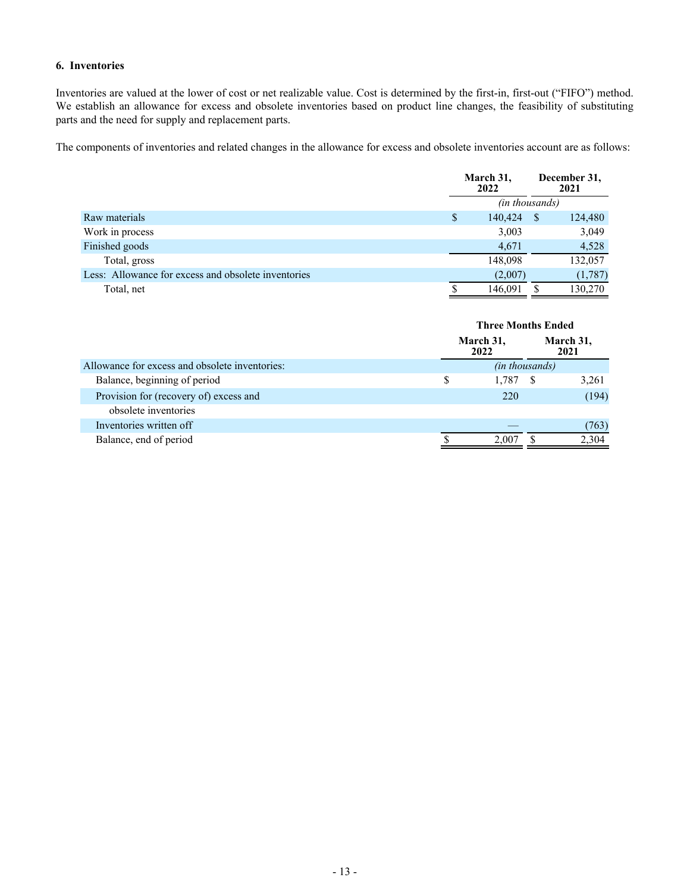### 6. Inventories

Inventories are valued at the lower of cost or net realizable value. Cost is determined by the first-in, first-out ("FIFO") method. We establish an allowance for excess and obsolete inventories based on product line changes, the feasibility of substituting parts and the need for supply and replacement parts.

The components of inventories and related changes in the allowance for excess and obsolete inventories account are as follows:

| | March 31, 2022 | December 31, 2021 |
|---|---|---|
| | *(in thousands)* | |
| Raw materials | $ 140,424 | $ 124,480 |
| Work in process | 3,003 | 3,049 |
| Finished goods | 4,671 | 4,528 |
| Total, gross | 148,098 | 132,057 |
| Less: Allowance for excess and obsolete inventories | (2,007) | (1,787) |
| Total, net | $ 146,091 | $ 130,270 |

| | Three Months Ended | |
|---|---|---|
| | March 31, 2022 | March 31, 2021 |
| Allowance for excess and obsolete inventories: | *(in thousands)* | |
| Balance, beginning of period | $ 1,787 | $ 3,261 |
| Provision for (recovery of) excess and obsolete inventories | 220 | (194) |
| Inventories written off | — | (763) |
| Balance, end of period | $ 2,007 | $ 2,304 |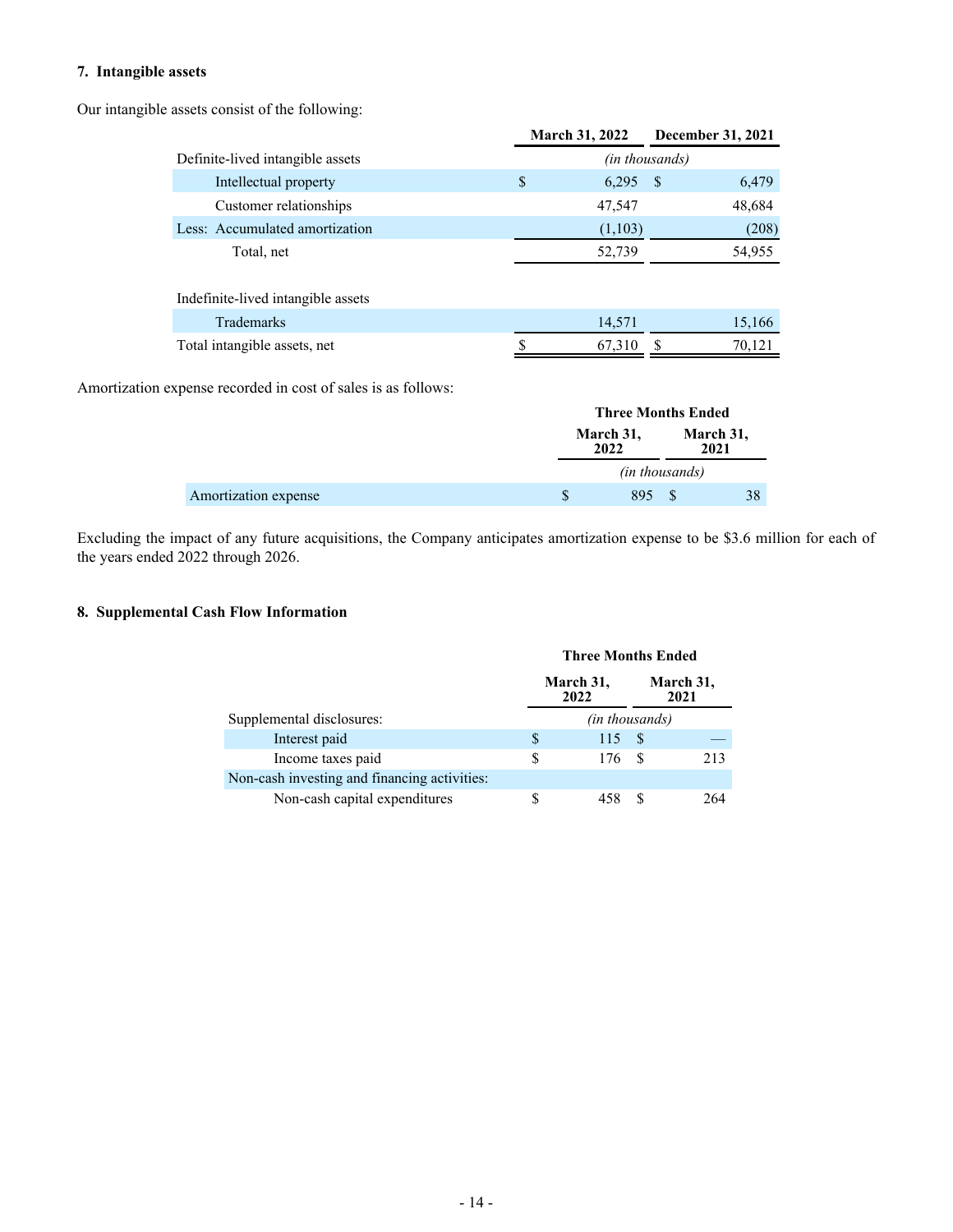### 7. Intangible assets

Our intangible assets consist of the following:

| | March 31, 2022 | December 31, 2021 |
|---|---|---|
| Definite-lived intangible assets | *(in thousands)* | |
| Intellectual property | $ 6,295 | $ 6,479 |
| Customer relationships | 47,547 | 48,684 |
| Less: Accumulated amortization | (1,103) | (208) |
| Total, net | 52,739 | 54,955 |
| | | |
| Indefinite-lived intangible assets | | |
| Trademarks | 14,571 | 15,166 |
| Total intangible assets, net | $ 67,310 | $ 70,121 |

Amortization expense recorded in cost of sales is as follows:

| | Three Months Ended | |
|---|---|---|
| | March 31, 2022 | March 31, 2021 |
| | *(in thousands)* | |
| Amortization expense | $ 895 | $ 38 |

Excluding the impact of any future acquisitions, the Company anticipates amortization expense to be $3.6 million for each of the years ended 2022 through 2026.

### 8. Supplemental Cash Flow Information

| | Three Months Ended | |
|---|---|---|
| | March 31, 2022 | March 31, 2021 |
| Supplemental disclosures: | *(in thousands)* | |
| Interest paid | $ 115 | $ — |
| Income taxes paid | $ 176 | $ 213 |
| Non-cash investing and financing activities: | | |
| Non-cash capital expenditures | $ 458 | $ 264 |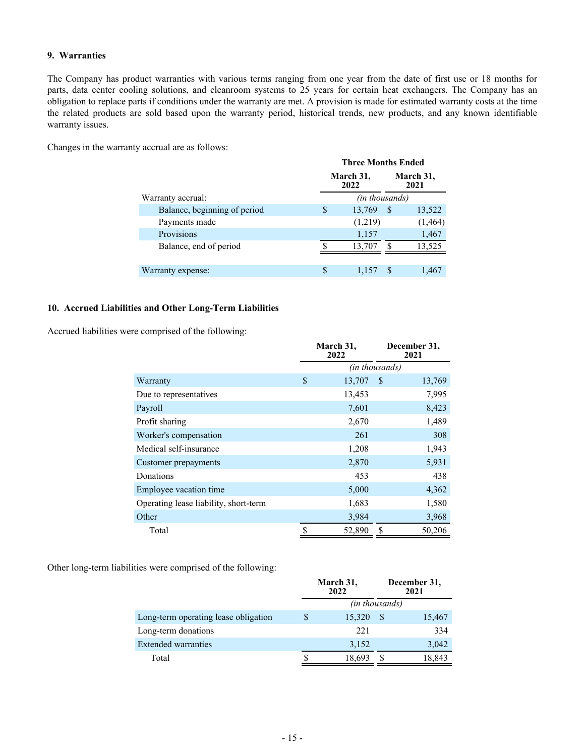### 9. Warranties

The Company has product warranties with various terms ranging from one year from the date of first use or 18 months for parts, data center cooling solutions, and cleanroom systems to 25 years for certain heat exchangers. The Company has an obligation to replace parts if conditions under the warranty are met. A provision is made for estimated warranty costs at the time the related products are sold based upon the warranty period, historical trends, new products, and any known identifiable warranty issues.

Changes in the warranty accrual are as follows:

| | Three Months Ended | |
|---|---|---|
| | March 31, 2022 | March 31, 2021 |
| Warranty accrual: | *(in thousands)* | |
| Balance, beginning of period | $ 13,769 | $ 13,522 |
| Payments made | (1,219) | (1,464) |
| Provisions | 1,157 | 1,467 |
| Balance, end of period | $ 13,707 | $ 13,525 |
| | | |
| Warranty expense: | $ 1,157 | $ 1,467 |

### 10. Accrued Liabilities and Other Long-Term Liabilities

Accrued liabilities were comprised of the following:

| | March 31, 2022 | December 31, 2021 |
|---|---|---|
| | *(in thousands)* | |
| Warranty | $ 13,707 | $ 13,769 |
| Due to representatives | 13,453 | 7,995 |
| Payroll | 7,601 | 8,423 |
| Profit sharing | 2,670 | 1,489 |
| Worker's compensation | 261 | 308 |
| Medical self-insurance | 1,208 | 1,943 |
| Customer prepayments | 2,870 | 5,931 |
| Donations | 453 | 438 |
| Employee vacation time | 5,000 | 4,362 |
| Operating lease liability, short-term | 1,683 | 1,580 |
| Other | 3,984 | 3,968 |
| Total | $ 52,890 | $ 50,206 |

Other long-term liabilities were comprised of the following:

| | March 31, 2022 | December 31, 2021 |
|---|---|---|
| | *(in thousands)* | |
| Long-term operating lease obligation | $ 15,320 | $ 15,467 |
| Long-term donations | 221 | 334 |
| Extended warranties | 3,152 | 3,042 |
| Total | $ 18,693 | $ 18,843 |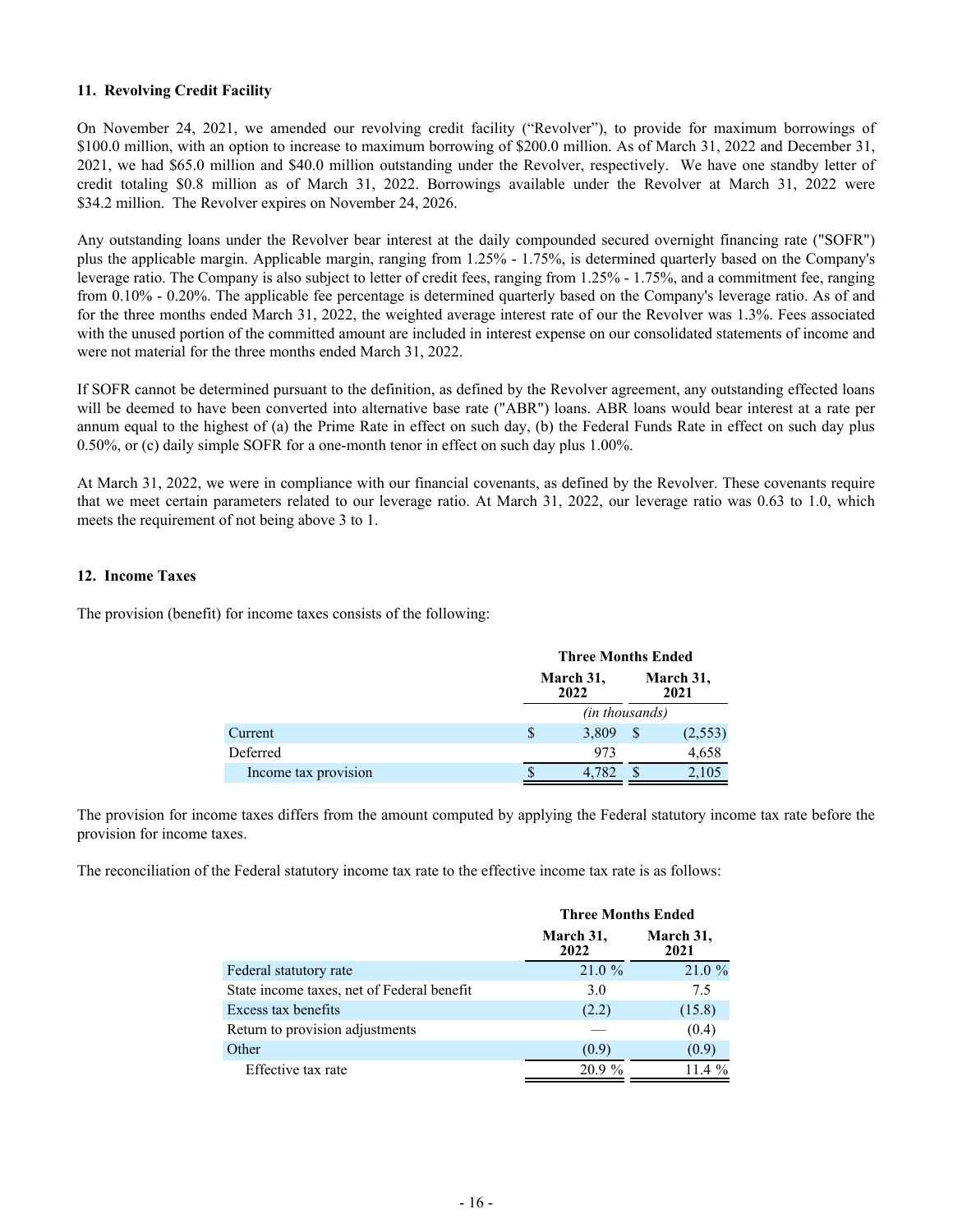### 11. Revolving Credit Facility

On November 24, 2021, we amended our revolving credit facility ("Revolver"), to provide for maximum borrowings of $100.0 million, with an option to increase to maximum borrowing of $200.0 million. As of March 31, 2022 and December 31, 2021, we had $65.0 million and $40.0 million outstanding under the Revolver, respectively. We have one standby letter of credit totaling $0.8 million as of March 31, 2022. Borrowings available under the Revolver at March 31, 2022 were $34.2 million. The Revolver expires on November 24, 2026.

Any outstanding loans under the Revolver bear interest at the daily compounded secured overnight financing rate ("SOFR") plus the applicable margin. Applicable margin, ranging from 1.25% - 1.75%, is determined quarterly based on the Company's leverage ratio. The Company is also subject to letter of credit fees, ranging from 1.25% - 1.75%, and a commitment fee, ranging from 0.10% - 0.20%. The applicable fee percentage is determined quarterly based on the Company's leverage ratio. As of and for the three months ended March 31, 2022, the weighted average interest rate of our the Revolver was 1.3%. Fees associated with the unused portion of the committed amount are included in interest expense on our consolidated statements of income and were not material for the three months ended March 31, 2022.

If SOFR cannot be determined pursuant to the definition, as defined by the Revolver agreement, any outstanding effected loans will be deemed to have been converted into alternative base rate ("ABR") loans. ABR loans would bear interest at a rate per annum equal to the highest of (a) the Prime Rate in effect on such day, (b) the Federal Funds Rate in effect on such day plus 0.50%, or (c) daily simple SOFR for a one-month tenor in effect on such day plus 1.00%.

At March 31, 2022, we were in compliance with our financial covenants, as defined by the Revolver. These covenants require that we meet certain parameters related to our leverage ratio. At March 31, 2022, our leverage ratio was 0.63 to 1.0, which meets the requirement of not being above 3 to 1.

### 12. Income Taxes

The provision (benefit) for income taxes consists of the following:

| | Three Months Ended | |
|---|---|---|
| | March 31, 2022 | March 31, 2021 |
| | *(in thousands)* | |
| Current | $ 3,809 | $ (2,553) |
| Deferred | 973 | 4,658 |
| Income tax provision | $ 4,782 | $ 2,105 |

The provision for income taxes differs from the amount computed by applying the Federal statutory income tax rate before the provision for income taxes.

The reconciliation of the Federal statutory income tax rate to the effective income tax rate is as follows:

| | Three Months Ended | |
|---|---|---|
| | March 31, 2022 | March 31, 2021 |
| Federal statutory rate | 21.0 % | 21.0 % |
| State income taxes, net of Federal benefit | 3.0 | 7.5 |
| Excess tax benefits | (2.2) | (15.8) |
| Return to provision adjustments | — | (0.4) |
| Other | (0.9) | (0.9) |
| Effective tax rate | 20.9 % | 11.4 % |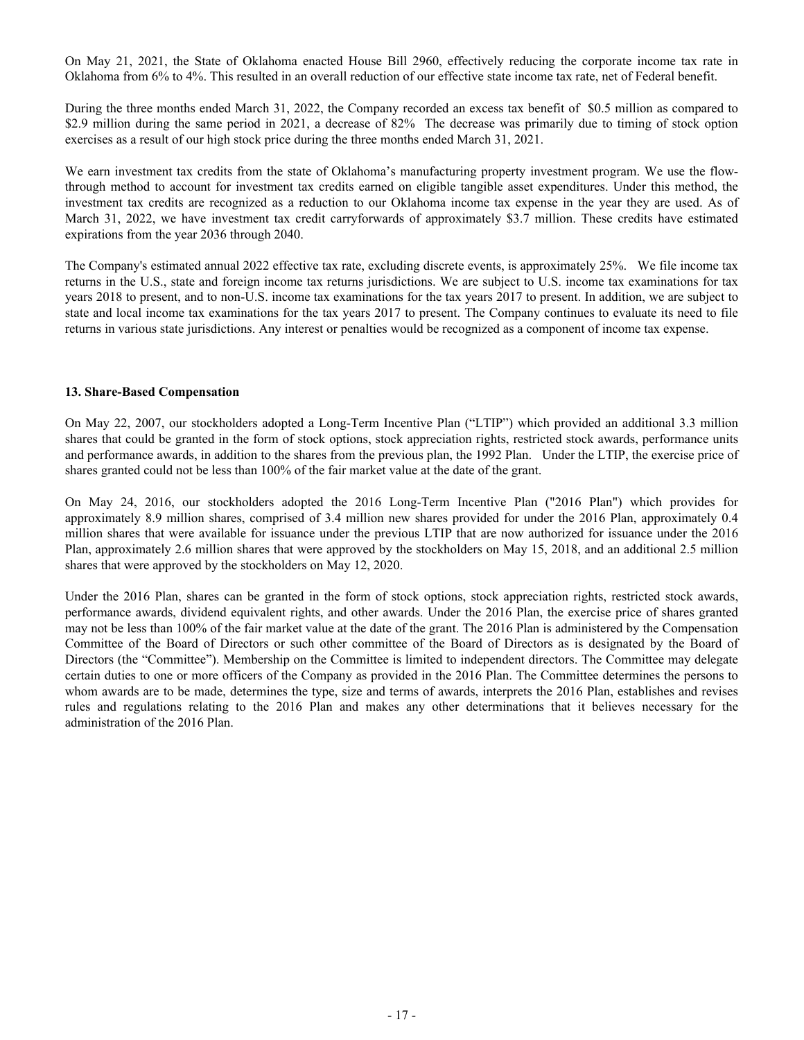On May 21, 2021, the State of Oklahoma enacted House Bill 2960, effectively reducing the corporate income tax rate in Oklahoma from 6% to 4%. This resulted in an overall reduction of our effective state income tax rate, net of Federal benefit.

During the three months ended March 31, 2022, the Company recorded an excess tax benefit of $0.5 million as compared to $2.9 million during the same period in 2021, a decrease of 82% The decrease was primarily due to timing of stock option exercises as a result of our high stock price during the three months ended March 31, 2021.

We earn investment tax credits from the state of Oklahoma's manufacturing property investment program. We use the flow-through method to account for investment tax credits earned on eligible tangible asset expenditures. Under this method, the investment tax credits are recognized as a reduction to our Oklahoma income tax expense in the year they are used. As of March 31, 2022, we have investment tax credit carryforwards of approximately $3.7 million. These credits have estimated expirations from the year 2036 through 2040.

The Company's estimated annual 2022 effective tax rate, excluding discrete events, is approximately 25%. We file income tax returns in the U.S., state and foreign income tax returns jurisdictions. We are subject to U.S. income tax examinations for tax years 2018 to present, and to non-U.S. income tax examinations for the tax years 2017 to present. In addition, we are subject to state and local income tax examinations for the tax years 2017 to present. The Company continues to evaluate its need to file returns in various state jurisdictions. Any interest or penalties would be recognized as a component of income tax expense.

**13. Share-Based Compensation**

On May 22, 2007, our stockholders adopted a Long-Term Incentive Plan ("LTIP") which provided an additional 3.3 million shares that could be granted in the form of stock options, stock appreciation rights, restricted stock awards, performance units and performance awards, in addition to the shares from the previous plan, the 1992 Plan. Under the LTIP, the exercise price of shares granted could not be less than 100% of the fair market value at the date of the grant.

On May 24, 2016, our stockholders adopted the 2016 Long-Term Incentive Plan ("2016 Plan") which provides for approximately 8.9 million shares, comprised of 3.4 million new shares provided for under the 2016 Plan, approximately 0.4 million shares that were available for issuance under the previous LTIP that are now authorized for issuance under the 2016 Plan, approximately 2.6 million shares that were approved by the stockholders on May 15, 2018, and an additional 2.5 million shares that were approved by the stockholders on May 12, 2020.

Under the 2016 Plan, shares can be granted in the form of stock options, stock appreciation rights, restricted stock awards, performance awards, dividend equivalent rights, and other awards. Under the 2016 Plan, the exercise price of shares granted may not be less than 100% of the fair market value at the date of the grant. The 2016 Plan is administered by the Compensation Committee of the Board of Directors or such other committee of the Board of Directors as is designated by the Board of Directors (the "Committee"). Membership on the Committee is limited to independent directors. The Committee may delegate certain duties to one or more officers of the Company as provided in the 2016 Plan. The Committee determines the persons to whom awards are to be made, determines the type, size and terms of awards, interprets the 2016 Plan, establishes and revises rules and regulations relating to the 2016 Plan and makes any other determinations that it believes necessary for the administration of the 2016 Plan.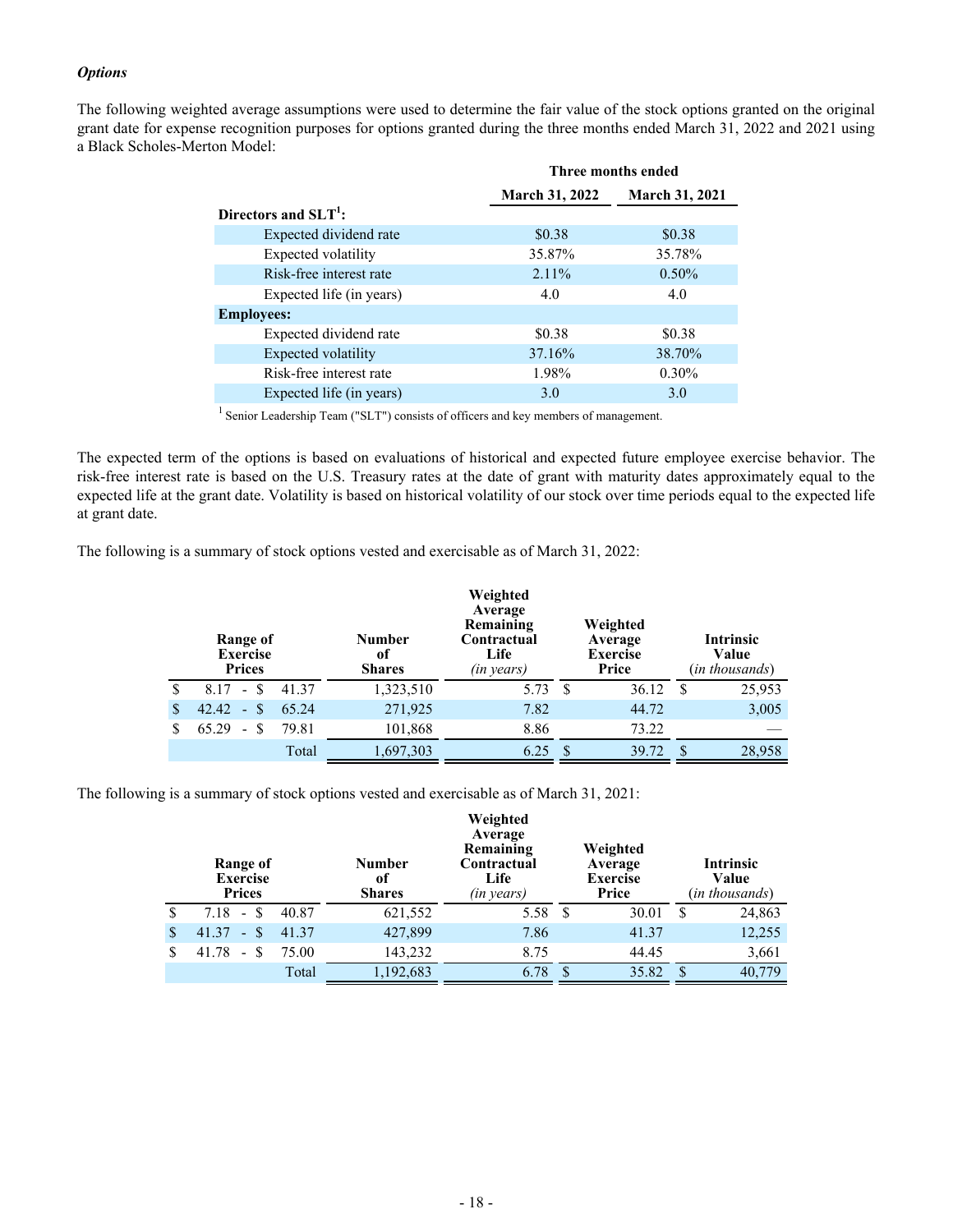*Options*

The following weighted average assumptions were used to determine the fair value of the stock options granted on the original grant date for expense recognition purposes for options granted during the three months ended March 31, 2022 and 2021 using a Black Scholes-Merton Model:

| | Three months ended | |
|---|---|---|
| | March 31, 2022 | March 31, 2021 |
| **Directors and SLT[1]:** | | |
| Expected dividend rate | $0.38 | $0.38 |
| Expected volatility | 35.87% | 35.78% |
| Risk-free interest rate | 2.11% | 0.50% |
| Expected life (in years) | 4.0 | 4.0 |
| **Employees:** | | |
| Expected dividend rate | $0.38 | $0.38 |
| Expected volatility | 37.16% | 38.70% |
| Risk-free interest rate | 1.98% | 0.30% |
| Expected life (in years) | 3.0 | 3.0 |

[1] Senior Leadership Team ("SLT") consists of officers and key members of management.

The expected term of the options is based on evaluations of historical and expected future employee exercise behavior. The risk-free interest rate is based on the U.S. Treasury rates at the date of grant with maturity dates approximately equal to the expected life at the grant date. Volatility is based on historical volatility of our stock over time periods equal to the expected life at grant date.

The following is a summary of stock options vested and exercisable as of March 31, 2022:

| Range of Exercise Prices | Number of Shares | Weighted Average Remaining Contractual Life *(in years)* | Weighted Average Exercise Price | Intrinsic Value (*in thousands*) |
|---|---|---|---|---|
| $ 8.17 - $ 41.37 | 1,323,510 | 5.73 | $ 36.12 | $ 25,953 |
| $ 42.42 - $ 65.24 | 271,925 | 7.82 | 44.72 | 3,005 |
| $ 65.29 - $ 79.81 | 101,868 | 8.86 | 73.22 | — |
| Total | 1,697,303 | 6.25 | $ 39.72 | $ 28,958 |

The following is a summary of stock options vested and exercisable as of March 31, 2021:

| Range of Exercise Prices | Number of Shares | Weighted Average Remaining Contractual Life *(in years)* | Weighted Average Exercise Price | Intrinsic Value (*in thousands*) |
|---|---|---|---|---|
| $ 7.18 - $ 40.87 | 621,552 | 5.58 | $ 30.01 | $ 24,863 |
| $ 41.37 - $ 41.37 | 427,899 | 7.86 | 41.37 | 12,255 |
| $ 41.78 - $ 75.00 | 143,232 | 8.75 | 44.45 | 3,661 |
| Total | 1,192,683 | 6.78 | $ 35.82 | $ 40,779 |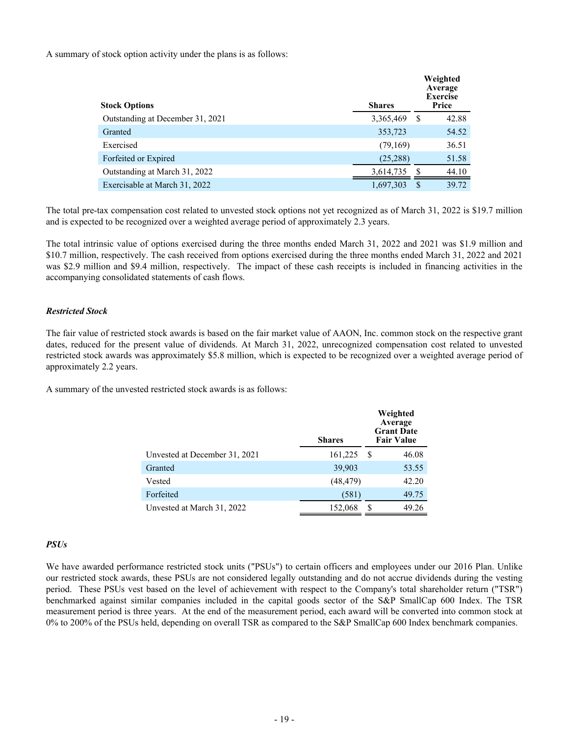A summary of stock option activity under the plans is as follows:

| Stock Options | Shares | Weighted Average Exercise Price |
|---|---|---|
| Outstanding at December 31, 2021 | 3,365,469 | $ 42.88 |
| Granted | 353,723 | 54.52 |
| Exercised | (79,169) | 36.51 |
| Forfeited or Expired | (25,288) | 51.58 |
| Outstanding at March 31, 2022 | 3,614,735 | $ 44.10 |
| Exercisable at March 31, 2022 | 1,697,303 | $ 39.72 |

The total pre-tax compensation cost related to unvested stock options not yet recognized as of March 31, 2022 is $19.7 million and is expected to be recognized over a weighted average period of approximately 2.3 years.

The total intrinsic value of options exercised during the three months ended March 31, 2022 and 2021 was $1.9 million and $10.7 million, respectively. The cash received from options exercised during the three months ended March 31, 2022 and 2021 was $2.9 million and $9.4 million, respectively. The impact of these cash receipts is included in financing activities in the accompanying consolidated statements of cash flows.

***Restricted Stock***

The fair value of restricted stock awards is based on the fair market value of AAON, Inc. common stock on the respective grant dates, reduced for the present value of dividends. At March 31, 2022, unrecognized compensation cost related to unvested restricted stock awards was approximately $5.8 million, which is expected to be recognized over a weighted average period of approximately 2.2 years.

A summary of the unvested restricted stock awards is as follows:

| | Shares | Weighted Average Grant Date Fair Value |
|---|---|---|
| Unvested at December 31, 2021 | 161,225 | $ 46.08 |
| Granted | 39,903 | 53.55 |
| Vested | (48,479) | 42.20 |
| Forfeited | (581) | 49.75 |
| Unvested at March 31, 2022 | 152,068 | $ 49.26 |

***PSUs***

We have awarded performance restricted stock units ("PSUs") to certain officers and employees under our 2016 Plan. Unlike our restricted stock awards, these PSUs are not considered legally outstanding and do not accrue dividends during the vesting period. These PSUs vest based on the level of achievement with respect to the Company's total shareholder return ("TSR") benchmarked against similar companies included in the capital goods sector of the S&P SmallCap 600 Index. The TSR measurement period is three years. At the end of the measurement period, each award will be converted into common stock at 0% to 200% of the PSUs held, depending on overall TSR as compared to the S&P SmallCap 600 Index benchmark companies.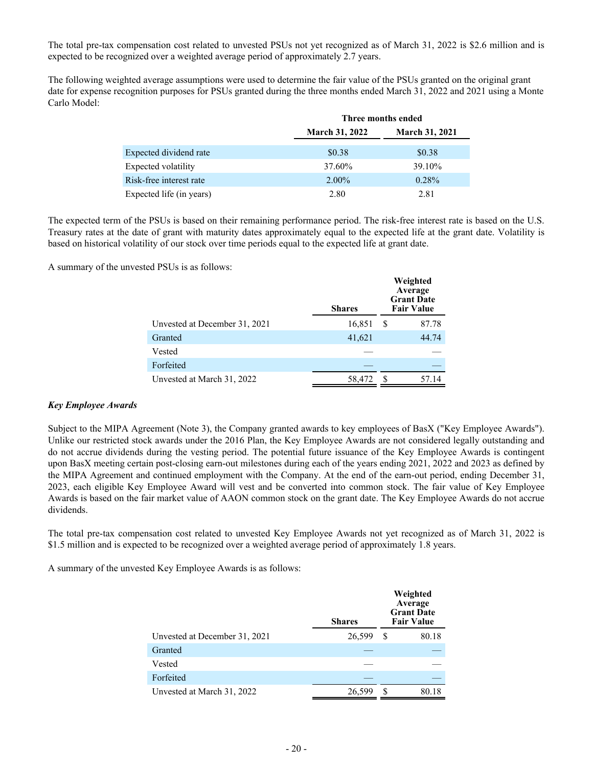The total pre-tax compensation cost related to unvested PSUs not yet recognized as of March 31, 2022 is $2.6 million and is expected to be recognized over a weighted average period of approximately 2.7 years.

The following weighted average assumptions were used to determine the fair value of the PSUs granted on the original grant date for expense recognition purposes for PSUs granted during the three months ended March 31, 2022 and 2021 using a Monte Carlo Model:

| | Three months ended | |
|---|---|---|
| | March 31, 2022 | March 31, 2021 |
| Expected dividend rate | $0.38 | $0.38 |
| Expected volatility | 37.60% | 39.10% |
| Risk-free interest rate | 2.00% | 0.28% |
| Expected life (in years) | 2.80 | 2.81 |

The expected term of the PSUs is based on their remaining performance period. The risk-free interest rate is based on the U.S. Treasury rates at the date of grant with maturity dates approximately equal to the expected life at the grant date. Volatility is based on historical volatility of our stock over time periods equal to the expected life at grant date.

A summary of the unvested PSUs is as follows:

| | Shares | Weighted Average Grant Date Fair Value |
|---|---|---|
| Unvested at December 31, 2021 | 16,851 | $ 87.78 |
| Granted | 41,621 | 44.74 |
| Vested | — | — |
| Forfeited | — | — |
| Unvested at March 31, 2022 | 58,472 | $ 57.14 |

***Key Employee Awards***

Subject to the MIPA Agreement (Note 3), the Company granted awards to key employees of BasX ("Key Employee Awards"). Unlike our restricted stock awards under the 2016 Plan, the Key Employee Awards are not considered legally outstanding and do not accrue dividends during the vesting period. The potential future issuance of the Key Employee Awards is contingent upon BasX meeting certain post-closing earn-out milestones during each of the years ending 2021, 2022 and 2023 as defined by the MIPA Agreement and continued employment with the Company. At the end of the earn-out period, ending December 31, 2023, each eligible Key Employee Award will vest and be converted into common stock. The fair value of Key Employee Awards is based on the fair market value of AAON common stock on the grant date. The Key Employee Awards do not accrue dividends.

The total pre-tax compensation cost related to unvested Key Employee Awards not yet recognized as of March 31, 2022 is $1.5 million and is expected to be recognized over a weighted average period of approximately 1.8 years.

A summary of the unvested Key Employee Awards is as follows:

| | Shares | Weighted Average Grant Date Fair Value |
|---|---|---|
| Unvested at December 31, 2021 | 26,599 | $ 80.18 |
| Granted | — | — |
| Vested | — | — |
| Forfeited | — | — |
| Unvested at March 31, 2022 | 26,599 | $ 80.18 |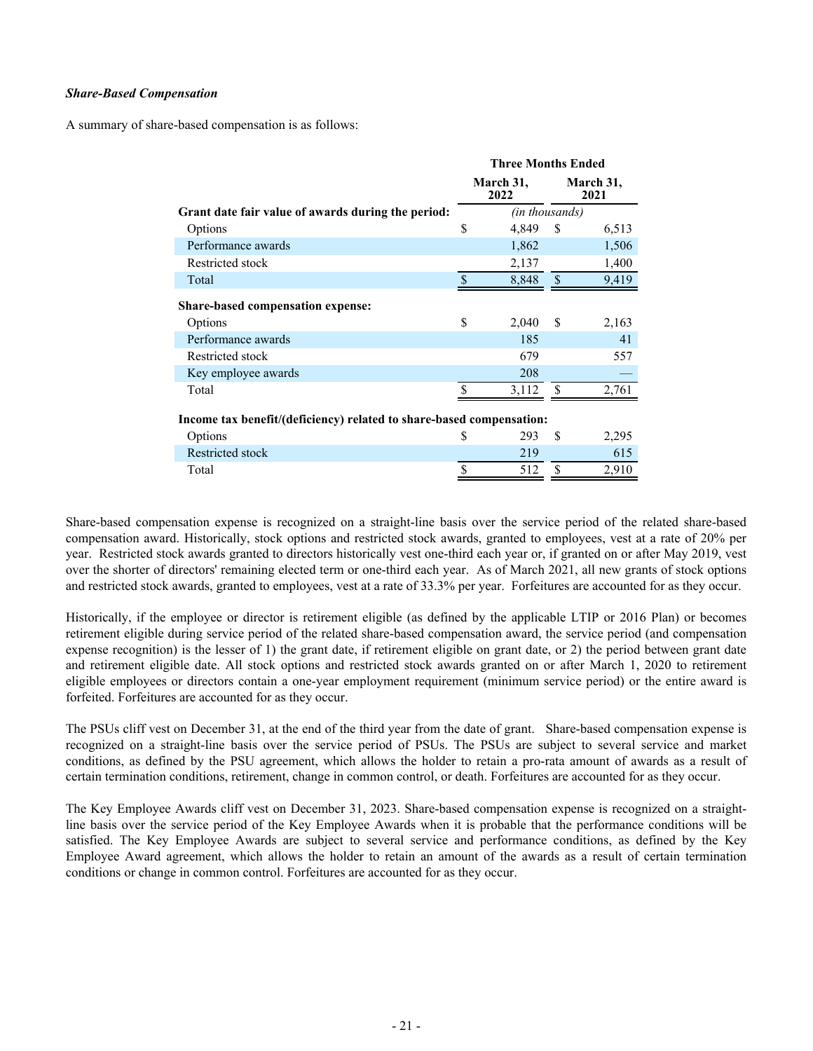***Share-Based Compensation***

A summary of share-based compensation is as follows:

| | Three Months Ended | |
|---|---|---|
| | March 31, 2022 | March 31, 2021 |
| **Grant date fair value of awards during the period:** | *(in thousands)* | |
| Options | $ 4,849 | $ 6,513 |
| Performance awards | 1,862 | 1,506 |
| Restricted stock | 2,137 | 1,400 |
| Total | $ 8,848 | $ 9,419 |
| **Share-based compensation expense:** | | |
| Options | $ 2,040 | $ 2,163 |
| Performance awards | 185 | 41 |
| Restricted stock | 679 | 557 |
| Key employee awards | 208 | — |
| Total | $ 3,112 | $ 2,761 |
| **Income tax benefit/(deficiency) related to share-based compensation:** | | |
| Options | $ 293 | $ 2,295 |
| Restricted stock | 219 | 615 |
| Total | $ 512 | $ 2,910 |

Share-based compensation expense is recognized on a straight-line basis over the service period of the related share-based compensation award. Historically, stock options and restricted stock awards, granted to employees, vest at a rate of 20% per year. Restricted stock awards granted to directors historically vest one-third each year or, if granted on or after May 2019, vest over the shorter of directors' remaining elected term or one-third each year. As of March 2021, all new grants of stock options and restricted stock awards, granted to employees, vest at a rate of 33.3% per year. Forfeitures are accounted for as they occur.

Historically, if the employee or director is retirement eligible (as defined by the applicable LTIP or 2016 Plan) or becomes retirement eligible during service period of the related share-based compensation award, the service period (and compensation expense recognition) is the lesser of 1) the grant date, if retirement eligible on grant date, or 2) the period between grant date and retirement eligible date. All stock options and restricted stock awards granted on or after March 1, 2020 to retirement eligible employees or directors contain a one-year employment requirement (minimum service period) or the entire award is forfeited. Forfeitures are accounted for as they occur.

The PSUs cliff vest on December 31, at the end of the third year from the date of grant. Share-based compensation expense is recognized on a straight-line basis over the service period of PSUs. The PSUs are subject to several service and market conditions, as defined by the PSU agreement, which allows the holder to retain a pro-rata amount of awards as a result of certain termination conditions, retirement, change in common control, or death. Forfeitures are accounted for as they occur.

The Key Employee Awards cliff vest on December 31, 2023. Share-based compensation expense is recognized on a straight-line basis over the service period of the Key Employee Awards when it is probable that the performance conditions will be satisfied. The Key Employee Awards are subject to several service and performance conditions, as defined by the Key Employee Award agreement, which allows the holder to retain an amount of the awards as a result of certain termination conditions or change in common control. Forfeitures are accounted for as they occur.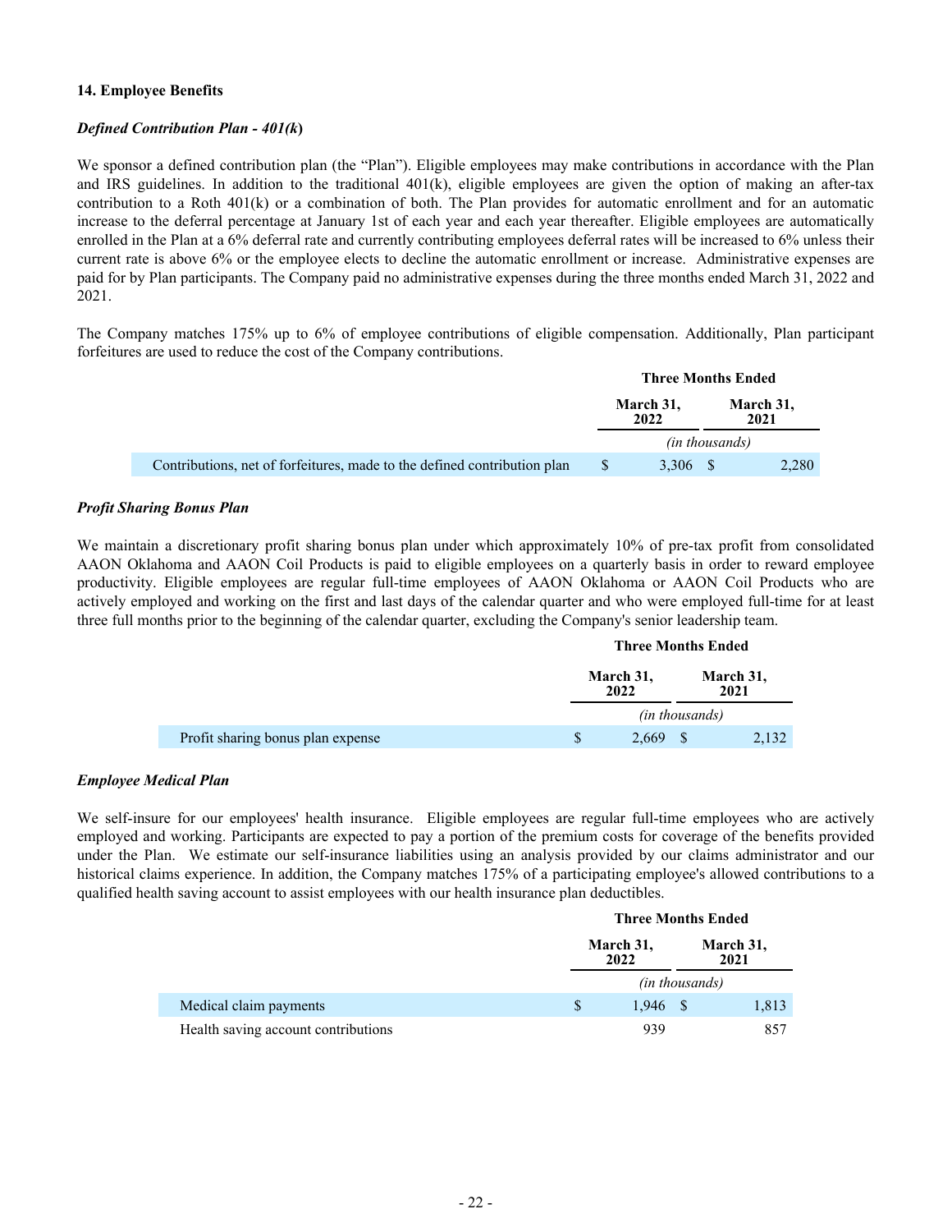## 14. Employee Benefits

### *Defined Contribution Plan - 401(k)*

We sponsor a defined contribution plan (the "Plan"). Eligible employees may make contributions in accordance with the Plan and IRS guidelines. In addition to the traditional 401(k), eligible employees are given the option of making an after-tax contribution to a Roth 401(k) or a combination of both. The Plan provides for automatic enrollment and for an automatic increase to the deferral percentage at January 1st of each year and each year thereafter. Eligible employees are automatically enrolled in the Plan at a 6% deferral rate and currently contributing employees deferral rates will be increased to 6% unless their current rate is above 6% or the employee elects to decline the automatic enrollment or increase. Administrative expenses are paid for by Plan participants. The Company paid no administrative expenses during the three months ended March 31, 2022 and 2021.

The Company matches 175% up to 6% of employee contributions of eligible compensation. Additionally, Plan participant forfeitures are used to reduce the cost of the Company contributions.

| | Three Months Ended | |
|---|---|---|
| | March 31, 2022 | March 31, 2021 |
| | *(in thousands)* | |
| Contributions, net of forfeitures, made to the defined contribution plan | $ 3,306 | $ 2,280 |

### *Profit Sharing Bonus Plan*

We maintain a discretionary profit sharing bonus plan under which approximately 10% of pre-tax profit from consolidated AAON Oklahoma and AAON Coil Products is paid to eligible employees on a quarterly basis in order to reward employee productivity. Eligible employees are regular full-time employees of AAON Oklahoma or AAON Coil Products who are actively employed and working on the first and last days of the calendar quarter and who were employed full-time for at least three full months prior to the beginning of the calendar quarter, excluding the Company's senior leadership team.

| | Three Months Ended | |
|---|---|---|
| | March 31, 2022 | March 31, 2021 |
| | *(in thousands)* | |
| Profit sharing bonus plan expense | $ 2,669 | $ 2,132 |

### *Employee Medical Plan*

We self-insure for our employees' health insurance. Eligible employees are regular full-time employees who are actively employed and working. Participants are expected to pay a portion of the premium costs for coverage of the benefits provided under the Plan. We estimate our self-insurance liabilities using an analysis provided by our claims administrator and our historical claims experience. In addition, the Company matches 175% of a participating employee's allowed contributions to a qualified health saving account to assist employees with our health insurance plan deductibles.

| | Three Months Ended | |
|---|---|---|
| | March 31, 2022 | March 31, 2021 |
| | *(in thousands)* | |
| Medical claim payments | $ 1,946 | $ 1,813 |
| Health saving account contributions | 939 | 857 |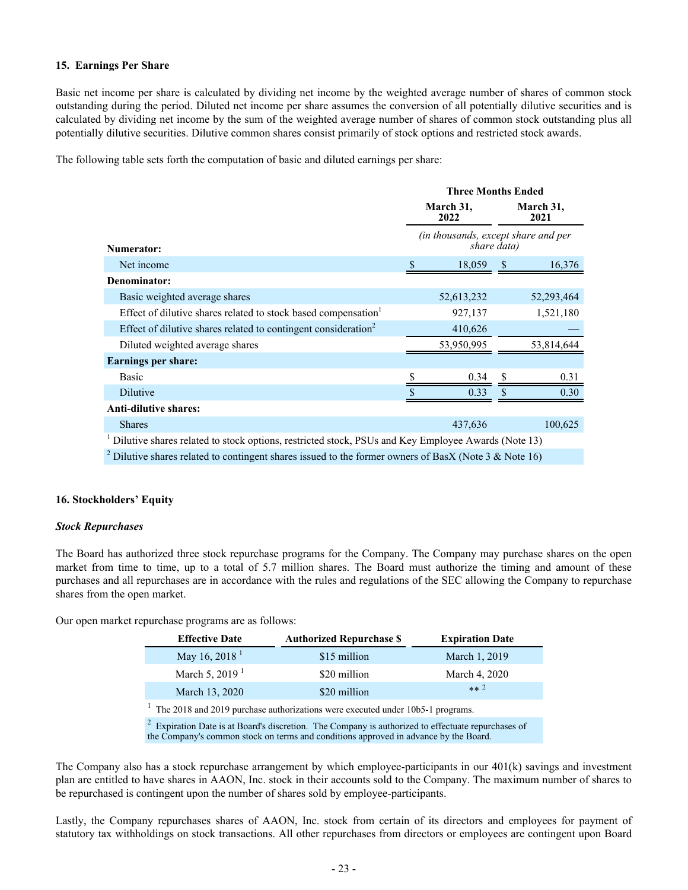### 15. Earnings Per Share

Basic net income per share is calculated by dividing net income by the weighted average number of shares of common stock outstanding during the period. Diluted net income per share assumes the conversion of all potentially dilutive securities and is calculated by dividing net income by the sum of the weighted average number of shares of common stock outstanding plus all potentially dilutive securities. Dilutive common shares consist primarily of stock options and restricted stock awards.

The following table sets forth the computation of basic and diluted earnings per share:

| | Three Months Ended | |
|---|---|---|
| | March 31, 2022 | March 31, 2021 |
| **Numerator:** | *(in thousands, except share and per share data)* | |
| Net income | $ 18,059 | $ 16,376 |
| **Denominator:** | | |
| Basic weighted average shares | 52,613,232 | 52,293,464 |
| Effect of dilutive shares related to stock based compensation[1] | 927,137 | 1,521,180 |
| Effect of dilutive shares related to contingent consideration[2] | 410,626 | — |
| Diluted weighted average shares | 53,950,995 | 53,814,644 |
| **Earnings per share:** | | |
| Basic | $ 0.34 | $ 0.31 |
| Dilutive | $ 0.33 | $ 0.30 |
| **Anti-dilutive shares:** | | |
| Shares | 437,636 | 100,625 |

[1] Dilutive shares related to stock options, restricted stock, PSUs and Key Employee Awards (Note 13)

[2] Dilutive shares related to contingent shares issued to the former owners of BasX (Note 3 & Note 16)

### 16. Stockholders' Equity

***Stock Repurchases***

The Board has authorized three stock repurchase programs for the Company. The Company may purchase shares on the open market from time to time, up to a total of 5.7 million shares. The Board must authorize the timing and amount of these purchases and all repurchases are in accordance with the rules and regulations of the SEC allowing the Company to repurchase shares from the open market.

Our open market repurchase programs are as follows:

| Effective Date | Authorized Repurchase $ | Expiration Date |
|---|---|---|
| May 16, 2018 [1] | $15 million | March 1, 2019 |
| March 5, 2019 [1] | $20 million | March 4, 2020 |
| March 13, 2020 | $20 million | ** [2] |

[1] The 2018 and 2019 purchase authorizations were executed under 10b5-1 programs.

[2] Expiration Date is at Board's discretion. The Company is authorized to effectuate repurchases of the Company's common stock on terms and conditions approved in advance by the Board.

The Company also has a stock repurchase arrangement by which employee-participants in our 401(k) savings and investment plan are entitled to have shares in AAON, Inc. stock in their accounts sold to the Company. The maximum number of shares to be repurchased is contingent upon the number of shares sold by employee-participants.

Lastly, the Company repurchases shares of AAON, Inc. stock from certain of its directors and employees for payment of statutory tax withholdings on stock transactions. All other repurchases from directors or employees are contingent upon Board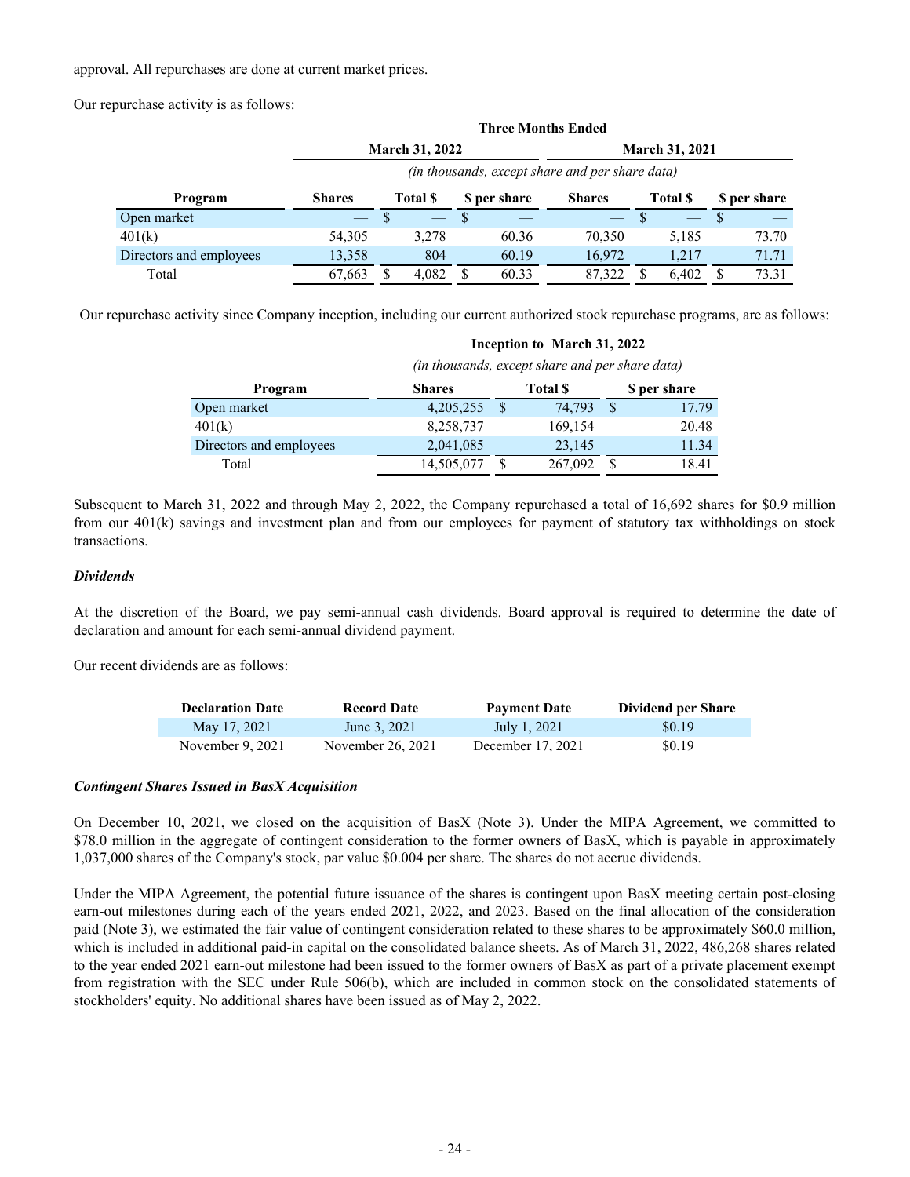approval. All repurchases are done at current market prices.

Our repurchase activity is as follows:

| | Three Months Ended | | | | | |
|---|---|---|---|---|---|---|
| | March 31, 2022 | | | March 31, 2021 | | |
| | (in thousands, except share and per share data) | | | | | |
| Program | Shares | Total $ | $ per share | Shares | Total $ | $ per share |
| Open market | — | $ — | $ — | — | $ — | $ — |
| 401(k) | 54,305 | 3,278 | 60.36 | 70,350 | 5,185 | 73.70 |
| Directors and employees | 13,358 | 804 | 60.19 | 16,972 | 1,217 | 71.71 |
| Total | 67,663 | $ 4,082 | $ 60.33 | 87,322 | $ 6,402 | $ 73.31 |

Our repurchase activity since Company inception, including our current authorized stock repurchase programs, are as follows:

| | Inception to March 31, 2022 | | |
|---|---|---|---|
| | (in thousands, except share and per share data) | | |
| Program | Shares | Total $ | $ per share |
| Open market | 4,205,255 | $ 74,793 | $ 17.79 |
| 401(k) | 8,258,737 | 169,154 | 20.48 |
| Directors and employees | 2,041,085 | 23,145 | 11.34 |
| Total | 14,505,077 | $ 267,092 | $ 18.41 |

Subsequent to March 31, 2022 and through May 2, 2022, the Company repurchased a total of 16,692 shares for $0.9 million from our 401(k) savings and investment plan and from our employees for payment of statutory tax withholdings on stock transactions.

### *Dividends*

At the discretion of the Board, we pay semi-annual cash dividends. Board approval is required to determine the date of declaration and amount for each semi-annual dividend payment.

Our recent dividends are as follows:

| Declaration Date | Record Date | Payment Date | Dividend per Share |
|---|---|---|---|
| May 17, 2021 | June 3, 2021 | July 1, 2021 | $0.19 |
| November 9, 2021 | November 26, 2021 | December 17, 2021 | $0.19 |

### *Contingent Shares Issued in BasX Acquisition*

On December 10, 2021, we closed on the acquisition of BasX (Note 3). Under the MIPA Agreement, we committed to $78.0 million in the aggregate of contingent consideration to the former owners of BasX, which is payable in approximately 1,037,000 shares of the Company's stock, par value $0.004 per share. The shares do not accrue dividends.

Under the MIPA Agreement, the potential future issuance of the shares is contingent upon BasX meeting certain post-closing earn-out milestones during each of the years ended 2021, 2022, and 2023. Based on the final allocation of the consideration paid (Note 3), we estimated the fair value of contingent consideration related to these shares to be approximately $60.0 million, which is included in additional paid-in capital on the consolidated balance sheets. As of March 31, 2022, 486,268 shares related to the year ended 2021 earn-out milestone had been issued to the former owners of BasX as part of a private placement exempt from registration with the SEC under Rule 506(b), which are included in common stock on the consolidated statements of stockholders' equity. No additional shares have been issued as of May 2, 2022.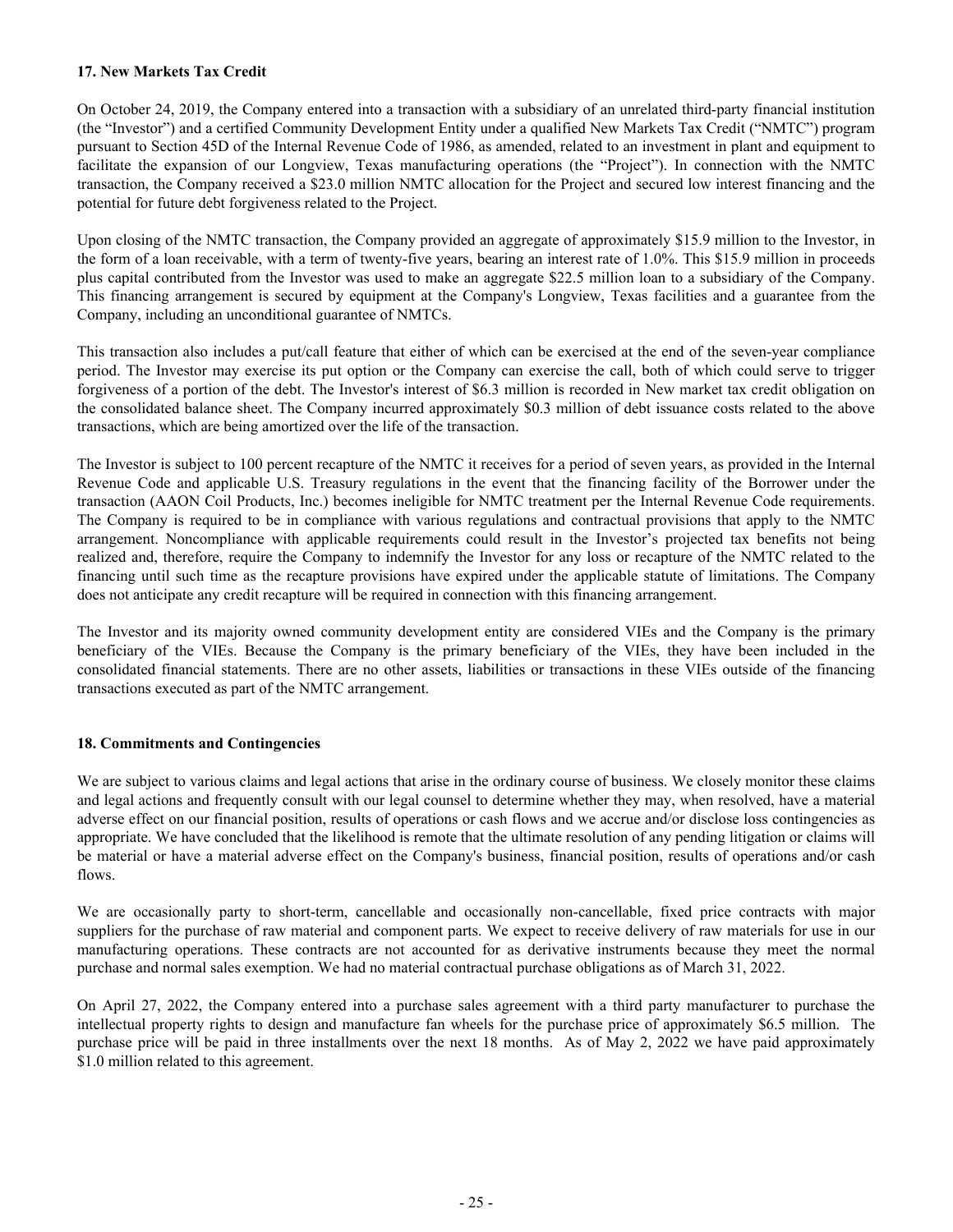**17. New Markets Tax Credit**

On October 24, 2019, the Company entered into a transaction with a subsidiary of an unrelated third-party financial institution (the "Investor") and a certified Community Development Entity under a qualified New Markets Tax Credit ("NMTC") program pursuant to Section 45D of the Internal Revenue Code of 1986, as amended, related to an investment in plant and equipment to facilitate the expansion of our Longview, Texas manufacturing operations (the "Project"). In connection with the NMTC transaction, the Company received a $23.0 million NMTC allocation for the Project and secured low interest financing and the potential for future debt forgiveness related to the Project.

Upon closing of the NMTC transaction, the Company provided an aggregate of approximately $15.9 million to the Investor, in the form of a loan receivable, with a term of twenty-five years, bearing an interest rate of 1.0%. This $15.9 million in proceeds plus capital contributed from the Investor was used to make an aggregate $22.5 million loan to a subsidiary of the Company. This financing arrangement is secured by equipment at the Company's Longview, Texas facilities and a guarantee from the Company, including an unconditional guarantee of NMTCs.

This transaction also includes a put/call feature that either of which can be exercised at the end of the seven-year compliance period. The Investor may exercise its put option or the Company can exercise the call, both of which could serve to trigger forgiveness of a portion of the debt. The Investor's interest of $6.3 million is recorded in New market tax credit obligation on the consolidated balance sheet. The Company incurred approximately $0.3 million of debt issuance costs related to the above transactions, which are being amortized over the life of the transaction.

The Investor is subject to 100 percent recapture of the NMTC it receives for a period of seven years, as provided in the Internal Revenue Code and applicable U.S. Treasury regulations in the event that the financing facility of the Borrower under the transaction (AAON Coil Products, Inc.) becomes ineligible for NMTC treatment per the Internal Revenue Code requirements. The Company is required to be in compliance with various regulations and contractual provisions that apply to the NMTC arrangement. Noncompliance with applicable requirements could result in the Investor's projected tax benefits not being realized and, therefore, require the Company to indemnify the Investor for any loss or recapture of the NMTC related to the financing until such time as the recapture provisions have expired under the applicable statute of limitations. The Company does not anticipate any credit recapture will be required in connection with this financing arrangement.

The Investor and its majority owned community development entity are considered VIEs and the Company is the primary beneficiary of the VIEs. Because the Company is the primary beneficiary of the VIEs, they have been included in the consolidated financial statements. There are no other assets, liabilities or transactions in these VIEs outside of the financing transactions executed as part of the NMTC arrangement.

**18. Commitments and Contingencies**

We are subject to various claims and legal actions that arise in the ordinary course of business. We closely monitor these claims and legal actions and frequently consult with our legal counsel to determine whether they may, when resolved, have a material adverse effect on our financial position, results of operations or cash flows and we accrue and/or disclose loss contingencies as appropriate. We have concluded that the likelihood is remote that the ultimate resolution of any pending litigation or claims will be material or have a material adverse effect on the Company's business, financial position, results of operations and/or cash flows.

We are occasionally party to short-term, cancellable and occasionally non-cancellable, fixed price contracts with major suppliers for the purchase of raw material and component parts. We expect to receive delivery of raw materials for use in our manufacturing operations. These contracts are not accounted for as derivative instruments because they meet the normal purchase and normal sales exemption. We had no material contractual purchase obligations as of March 31, 2022.

On April 27, 2022, the Company entered into a purchase sales agreement with a third party manufacturer to purchase the intellectual property rights to design and manufacture fan wheels for the purchase price of approximately $6.5 million. The purchase price will be paid in three installments over the next 18 months. As of May 2, 2022 we have paid approximately $1.0 million related to this agreement.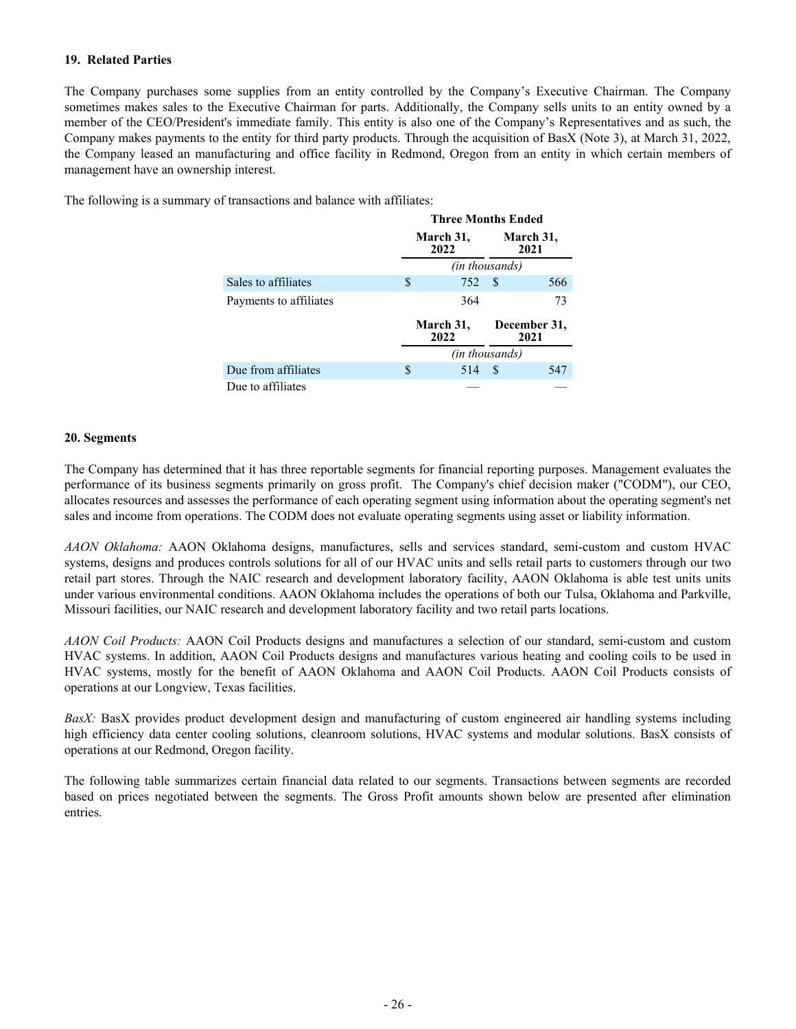### 19. Related Parties

The Company purchases some supplies from an entity controlled by the Company's Executive Chairman. The Company sometimes makes sales to the Executive Chairman for parts. Additionally, the Company sells units to an entity owned by a member of the CEO/President's immediate family. This entity is also one of the Company's Representatives and as such, the Company makes payments to the entity for third party products. Through the acquisition of BasX (Note 3), at March 31, 2022, the Company leased an manufacturing and office facility in Redmond, Oregon from an entity in which certain members of management have an ownership interest.

The following is a summary of transactions and balance with affiliates:

| | Three Months Ended | |
|---|---|---|
| | March 31, 2022 | March 31, 2021 |
| | (in thousands) | |
| Sales to affiliates | $ 752 | $ 566 |
| Payments to affiliates | 364 | 73 |
| | **March 31, 2022** | **December 31, 2021** |
| | (in thousands) | |
| Due from affiliates | $ 514 | $ 547 |
| Due to affiliates | — | — |

### 20. Segments

The Company has determined that it has three reportable segments for financial reporting purposes. Management evaluates the performance of its business segments primarily on gross profit. The Company's chief decision maker ("CODM"), our CEO, allocates resources and assesses the performance of each operating segment using information about the operating segment's net sales and income from operations. The CODM does not evaluate operating segments using asset or liability information.

*AAON Oklahoma:* AAON Oklahoma designs, manufactures, sells and services standard, semi-custom and custom HVAC systems, designs and produces controls solutions for all of our HVAC units and sells retail parts to customers through our two retail part stores. Through the NAIC research and development laboratory facility, AAON Oklahoma is able test units units under various environmental conditions. AAON Oklahoma includes the operations of both our Tulsa, Oklahoma and Parkville, Missouri facilities, our NAIC research and development laboratory facility and two retail parts locations.

*AAON Coil Products:* AAON Coil Products designs and manufactures a selection of our standard, semi-custom and custom HVAC systems. In addition, AAON Coil Products designs and manufactures various heating and cooling coils to be used in HVAC systems, mostly for the benefit of AAON Oklahoma and AAON Coil Products. AAON Coil Products consists of operations at our Longview, Texas facilities.

*BasX:* BasX provides product development design and manufacturing of custom engineered air handling systems including high efficiency data center cooling solutions, cleanroom solutions, HVAC systems and modular solutions. BasX consists of operations at our Redmond, Oregon facility.

The following table summarizes certain financial data related to our segments. Transactions between segments are recorded based on prices negotiated between the segments. The Gross Profit amounts shown below are presented after elimination entries.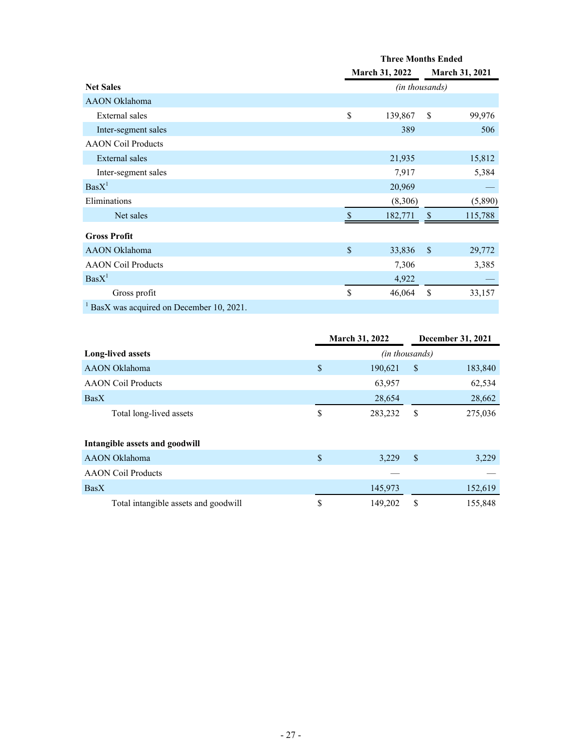| | Three Months Ended | |
|---|---|---|
| | March 31, 2022 | March 31, 2021 |
| **Net Sales** | *(in thousands)* | |
| AAON Oklahoma | | |
| External sales | $ 139,867 | $ 99,976 |
| Inter-segment sales | 389 | 506 |
| AAON Coil Products | | |
| External sales | 21,935 | 15,812 |
| Inter-segment sales | 7,917 | 5,384 |
| BasX[1] | 20,969 | — |
| Eliminations | (8,306) | (5,890) |
| Net sales | $ 182,771 | $ 115,788 |
| **Gross Profit** | | |
| AAON Oklahoma | $ 33,836 | $ 29,772 |
| AAON Coil Products | 7,306 | 3,385 |
| BasX[1] | 4,922 | — |
| Gross profit | $ 46,064 | $ 33,157 |

[1] BasX was acquired on December 10, 2021.

| | March 31, 2022 | December 31, 2021 |
|---|---|---|
| **Long-lived assets** | *(in thousands)* | |
| AAON Oklahoma | $ 190,621 | $ 183,840 |
| AAON Coil Products | 63,957 | 62,534 |
| BasX | 28,654 | 28,662 |
| Total long-lived assets | $ 283,232 | $ 275,036 |
| | | |
| **Intangible assets and goodwill** | | |
| AAON Oklahoma | $ 3,229 | $ 3,229 |
| AAON Coil Products | — | — |
| BasX | 145,973 | 152,619 |
| Total intangible assets and goodwill | $ 149,202 | $ 155,848 |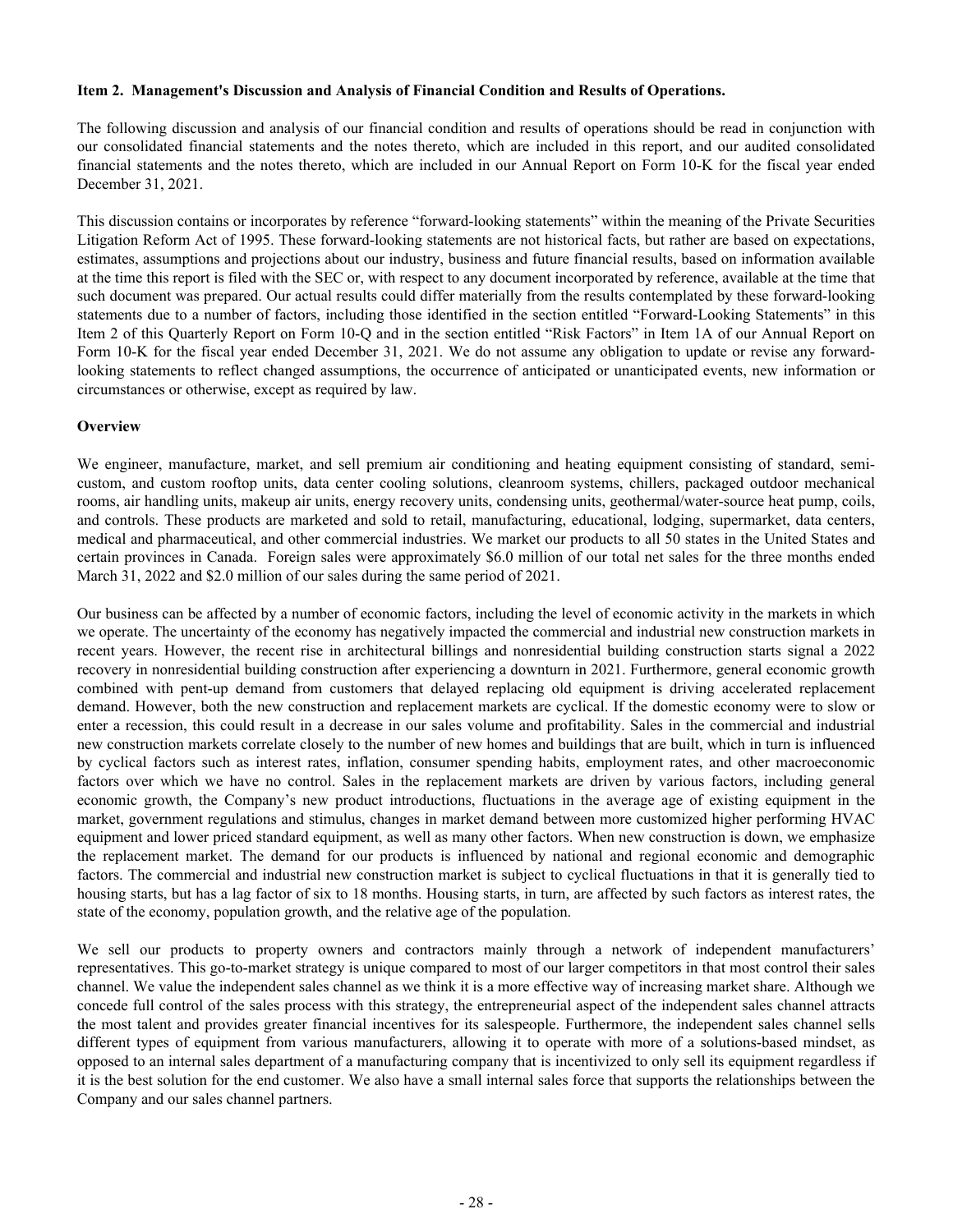**Item 2. Management's Discussion and Analysis of Financial Condition and Results of Operations.**

The following discussion and analysis of our financial condition and results of operations should be read in conjunction with our consolidated financial statements and the notes thereto, which are included in this report, and our audited consolidated financial statements and the notes thereto, which are included in our Annual Report on Form 10-K for the fiscal year ended December 31, 2021.

This discussion contains or incorporates by reference "forward-looking statements" within the meaning of the Private Securities Litigation Reform Act of 1995. These forward-looking statements are not historical facts, but rather are based on expectations, estimates, assumptions and projections about our industry, business and future financial results, based on information available at the time this report is filed with the SEC or, with respect to any document incorporated by reference, available at the time that such document was prepared. Our actual results could differ materially from the results contemplated by these forward-looking statements due to a number of factors, including those identified in the section entitled "Forward-Looking Statements" in this Item 2 of this Quarterly Report on Form 10-Q and in the section entitled "Risk Factors" in Item 1A of our Annual Report on Form 10-K for the fiscal year ended December 31, 2021. We do not assume any obligation to update or revise any forward-looking statements to reflect changed assumptions, the occurrence of anticipated or unanticipated events, new information or circumstances or otherwise, except as required by law.

**Overview**

We engineer, manufacture, market, and sell premium air conditioning and heating equipment consisting of standard, semi-custom, and custom rooftop units, data center cooling solutions, cleanroom systems, chillers, packaged outdoor mechanical rooms, air handling units, makeup air units, energy recovery units, condensing units, geothermal/water-source heat pump, coils, and controls. These products are marketed and sold to retail, manufacturing, educational, lodging, supermarket, data centers, medical and pharmaceutical, and other commercial industries. We market our products to all 50 states in the United States and certain provinces in Canada. Foreign sales were approximately \$6.0 million of our total net sales for the three months ended March 31, 2022 and \$2.0 million of our sales during the same period of 2021.

Our business can be affected by a number of economic factors, including the level of economic activity in the markets in which we operate. The uncertainty of the economy has negatively impacted the commercial and industrial new construction markets in recent years. However, the recent rise in architectural billings and nonresidential building construction starts signal a 2022 recovery in nonresidential building construction after experiencing a downturn in 2021. Furthermore, general economic growth combined with pent-up demand from customers that delayed replacing old equipment is driving accelerated replacement demand. However, both the new construction and replacement markets are cyclical. If the domestic economy were to slow or enter a recession, this could result in a decrease in our sales volume and profitability. Sales in the commercial and industrial new construction markets correlate closely to the number of new homes and buildings that are built, which in turn is influenced by cyclical factors such as interest rates, inflation, consumer spending habits, employment rates, and other macroeconomic factors over which we have no control. Sales in the replacement markets are driven by various factors, including general economic growth, the Company's new product introductions, fluctuations in the average age of existing equipment in the market, government regulations and stimulus, changes in market demand between more customized higher performing HVAC equipment and lower priced standard equipment, as well as many other factors. When new construction is down, we emphasize the replacement market. The demand for our products is influenced by national and regional economic and demographic factors. The commercial and industrial new construction market is subject to cyclical fluctuations in that it is generally tied to housing starts, but has a lag factor of six to 18 months. Housing starts, in turn, are affected by such factors as interest rates, the state of the economy, population growth, and the relative age of the population.

We sell our products to property owners and contractors mainly through a network of independent manufacturers' representatives. This go-to-market strategy is unique compared to most of our larger competitors in that most control their sales channel. We value the independent sales channel as we think it is a more effective way of increasing market share. Although we concede full control of the sales process with this strategy, the entrepreneurial aspect of the independent sales channel attracts the most talent and provides greater financial incentives for its salespeople. Furthermore, the independent sales channel sells different types of equipment from various manufacturers, allowing it to operate with more of a solutions-based mindset, as opposed to an internal sales department of a manufacturing company that is incentivized to only sell its equipment regardless if it is the best solution for the end customer. We also have a small internal sales force that supports the relationships between the Company and our sales channel partners.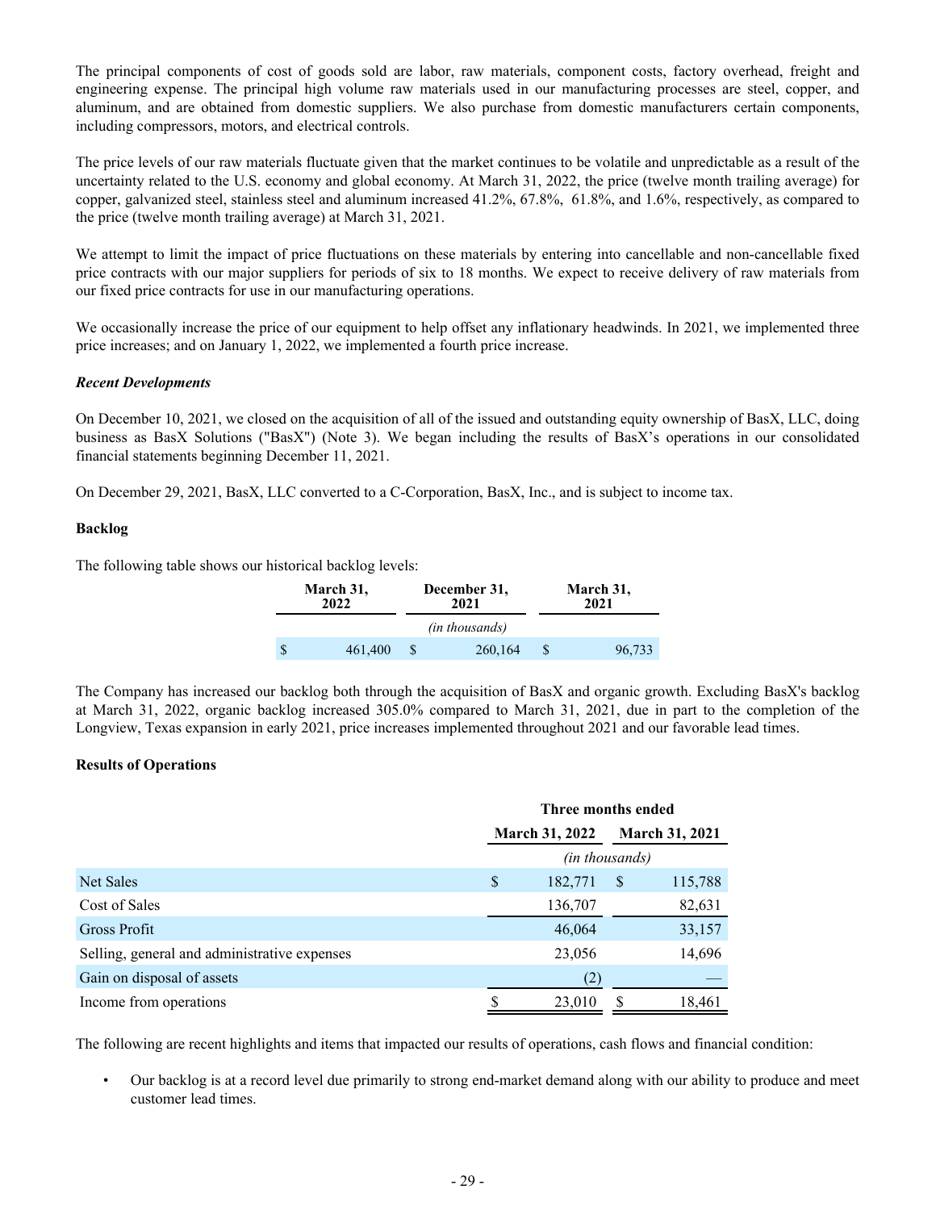The principal components of cost of goods sold are labor, raw materials, component costs, factory overhead, freight and engineering expense. The principal high volume raw materials used in our manufacturing processes are steel, copper, and aluminum, and are obtained from domestic suppliers. We also purchase from domestic manufacturers certain components, including compressors, motors, and electrical controls.

The price levels of our raw materials fluctuate given that the market continues to be volatile and unpredictable as a result of the uncertainty related to the U.S. economy and global economy. At March 31, 2022, the price (twelve month trailing average) for copper, galvanized steel, stainless steel and aluminum increased 41.2%, 67.8%, 61.8%, and 1.6%, respectively, as compared to the price (twelve month trailing average) at March 31, 2021.

We attempt to limit the impact of price fluctuations on these materials by entering into cancellable and non-cancellable fixed price contracts with our major suppliers for periods of six to 18 months. We expect to receive delivery of raw materials from our fixed price contracts for use in our manufacturing operations.

We occasionally increase the price of our equipment to help offset any inflationary headwinds. In 2021, we implemented three price increases; and on January 1, 2022, we implemented a fourth price increase.

***Recent Developments***

On December 10, 2021, we closed on the acquisition of all of the issued and outstanding equity ownership of BasX, LLC, doing business as BasX Solutions ("BasX") (Note 3). We began including the results of BasX's operations in our consolidated financial statements beginning December 11, 2021.

On December 29, 2021, BasX, LLC converted to a C-Corporation, BasX, Inc., and is subject to income tax.

**Backlog**

The following table shows our historical backlog levels:

| March 31, 2022 | December 31, 2021 | March 31, 2021 |
|---|---|---|
| | *(in thousands)* | |
| $ 461,400 | $ 260,164 | $ 96,733 |

The Company has increased our backlog both through the acquisition of BasX and organic growth. Excluding BasX's backlog at March 31, 2022, organic backlog increased 305.0% compared to March 31, 2021, due in part to the completion of the Longview, Texas expansion in early 2021, price increases implemented throughout 2021 and our favorable lead times.

**Results of Operations**

| | Three months ended | |
|---|---|---|
| | March 31, 2022 | March 31, 2021 |
| | *(in thousands)* | |
| Net Sales | $ 182,771 | $ 115,788 |
| Cost of Sales | 136,707 | 82,631 |
| Gross Profit | 46,064 | 33,157 |
| Selling, general and administrative expenses | 23,056 | 14,696 |
| Gain on disposal of assets | (2) | — |
| Income from operations | $ 23,010 | $ 18,461 |

The following are recent highlights and items that impacted our results of operations, cash flows and financial condition:

- Our backlog is at a record level due primarily to strong end-market demand along with our ability to produce and meet customer lead times.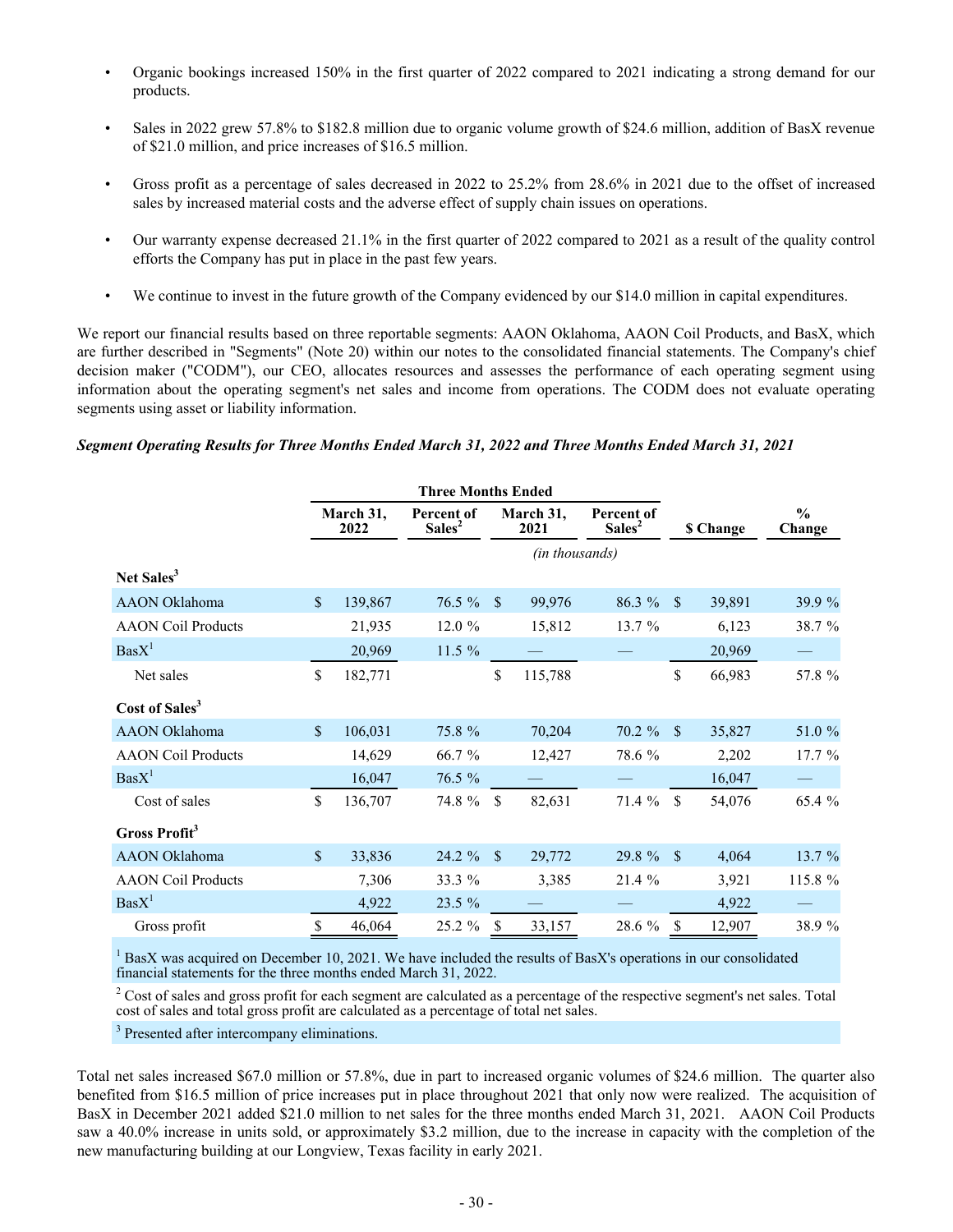- Organic bookings increased 150% in the first quarter of 2022 compared to 2021 indicating a strong demand for our products.
- Sales in 2022 grew 57.8% to $182.8 million due to organic volume growth of $24.6 million, addition of BasX revenue of $21.0 million, and price increases of $16.5 million.
- Gross profit as a percentage of sales decreased in 2022 to 25.2% from 28.6% in 2021 due to the offset of increased sales by increased material costs and the adverse effect of supply chain issues on operations.
- Our warranty expense decreased 21.1% in the first quarter of 2022 compared to 2021 as a result of the quality control efforts the Company has put in place in the past few years.
- We continue to invest in the future growth of the Company evidenced by our $14.0 million in capital expenditures.

We report our financial results based on three reportable segments: AAON Oklahoma, AAON Coil Products, and BasX, which are further described in "Segments" (Note 20) within our notes to the consolidated financial statements. The Company's chief decision maker ("CODM"), our CEO, allocates resources and assesses the performance of each operating segment using information about the operating segment's net sales and income from operations. The CODM does not evaluate operating segments using asset or liability information.

***Segment Operating Results for Three Months Ended March 31, 2022 and Three Months Ended March 31, 2021***

| | Three Months Ended | | | | | |
|---|---|---|---|---|---|---|
| | March 31, 2022 | Percent of Sales[2] | March 31, 2021 | Percent of Sales[2] | $ Change | % Change |
| | *(in thousands)* | | | | | |
| **Net Sales[3]** | | | | | | |
| AAON Oklahoma | $ 139,867 | 76.5 % | $ 99,976 | 86.3 % | $ 39,891 | 39.9 % |
| AAON Coil Products | 21,935 | 12.0 % | 15,812 | 13.7 % | 6,123 | 38.7 % |
| BasX[1] | 20,969 | 11.5 % | — | — | 20,969 | — |
| Net sales | $ 182,771 | | $ 115,788 | | $ 66,983 | 57.8 % |
| **Cost of Sales[3]** | | | | | | |
| AAON Oklahoma | $ 106,031 | 75.8 % | 70,204 | 70.2 % | $ 35,827 | 51.0 % |
| AAON Coil Products | 14,629 | 66.7 % | 12,427 | 78.6 % | 2,202 | 17.7 % |
| BasX[1] | 16,047 | 76.5 % | — | — | 16,047 | — |
| Cost of sales | $ 136,707 | 74.8 % | $ 82,631 | 71.4 % | $ 54,076 | 65.4 % |
| **Gross Profit[3]** | | | | | | |
| AAON Oklahoma | $ 33,836 | 24.2 % | $ 29,772 | 29.8 % | $ 4,064 | 13.7 % |
| AAON Coil Products | 7,306 | 33.3 % | 3,385 | 21.4 % | 3,921 | 115.8 % |
| BasX[1] | 4,922 | 23.5 % | — | — | 4,922 | — |
| Gross profit | $ 46,064 | 25.2 % | $ 33,157 | 28.6 % | $ 12,907 | 38.9 % |

[1] BasX was acquired on December 10, 2021. We have included the results of BasX's operations in our consolidated financial statements for the three months ended March 31, 2022.

[2] Cost of sales and gross profit for each segment are calculated as a percentage of the respective segment's net sales. Total cost of sales and total gross profit are calculated as a percentage of total net sales.

[3] Presented after intercompany eliminations.

Total net sales increased $67.0 million or 57.8%, due in part to increased organic volumes of $24.6 million. The quarter also benefited from $16.5 million of price increases put in place throughout 2021 that only now were realized. The acquisition of BasX in December 2021 added $21.0 million to net sales for the three months ended March 31, 2021. AAON Coil Products saw a 40.0% increase in units sold, or approximately $3.2 million, due to the increase in capacity with the completion of the new manufacturing building at our Longview, Texas facility in early 2021.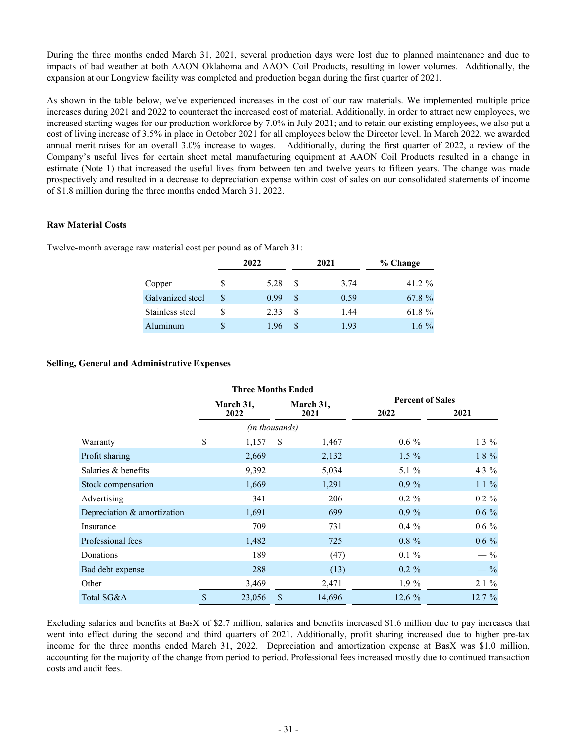During the three months ended March 31, 2021, several production days were lost due to planned maintenance and due to impacts of bad weather at both AAON Oklahoma and AAON Coil Products, resulting in lower volumes. Additionally, the expansion at our Longview facility was completed and production began during the first quarter of 2021.

As shown in the table below, we've experienced increases in the cost of our raw materials. We implemented multiple price increases during 2021 and 2022 to counteract the increased cost of material. Additionally, in order to attract new employees, we increased starting wages for our production workforce by 7.0% in July 2021; and to retain our existing employees, we also put a cost of living increase of 3.5% in place in October 2021 for all employees below the Director level. In March 2022, we awarded annual merit raises for an overall 3.0% increase to wages. Additionally, during the first quarter of 2022, a review of the Company's useful lives for certain sheet metal manufacturing equipment at AAON Coil Products resulted in a change in estimate (Note 1) that increased the useful lives from between ten and twelve years to fifteen years. The change was made prospectively and resulted in a decrease to depreciation expense within cost of sales on our consolidated statements of income of $1.8 million during the three months ended March 31, 2022.

**Raw Material Costs**

Twelve-month average raw material cost per pound as of March 31:

| | 2022 | 2021 | % Change |
|---|---|---|---|
| Copper | $ 5.28 | $ 3.74 | 41.2 % |
| Galvanized steel | $ 0.99 | $ 0.59 | 67.8 % |
| Stainless steel | $ 2.33 | $ 1.44 | 61.8 % |
| Aluminum | $ 1.96 | $ 1.93 | 1.6 % |

**Selling, General and Administrative Expenses**

| | Three Months Ended | | Percent of Sales | |
|---|---|---|---|---|
| | March 31, 2022 | March 31, 2021 | 2022 | 2021 |
| | *(in thousands)* | | | |
| Warranty | $ 1,157 | $ 1,467 | 0.6 % | 1.3 % |
| Profit sharing | 2,669 | 2,132 | 1.5 % | 1.8 % |
| Salaries & benefits | 9,392 | 5,034 | 5.1 % | 4.3 % |
| Stock compensation | 1,669 | 1,291 | 0.9 % | 1.1 % |
| Advertising | 341 | 206 | 0.2 % | 0.2 % |
| Depreciation & amortization | 1,691 | 699 | 0.9 % | 0.6 % |
| Insurance | 709 | 731 | 0.4 % | 0.6 % |
| Professional fees | 1,482 | 725 | 0.8 % | 0.6 % |
| Donations | 189 | (47) | 0.1 % | — % |
| Bad debt expense | 288 | (13) | 0.2 % | — % |
| Other | 3,469 | 2,471 | 1.9 % | 2.1 % |
| Total SG&A | $ 23,056 | $ 14,696 | 12.6 % | 12.7 % |

Excluding salaries and benefits at BasX of $2.7 million, salaries and benefits increased $1.6 million due to pay increases that went into effect during the second and third quarters of 2021. Additionally, profit sharing increased due to higher pre-tax income for the three months ended March 31, 2022. Depreciation and amortization expense at BasX was $1.0 million, accounting for the majority of the change from period to period. Professional fees increased mostly due to continued transaction costs and audit fees.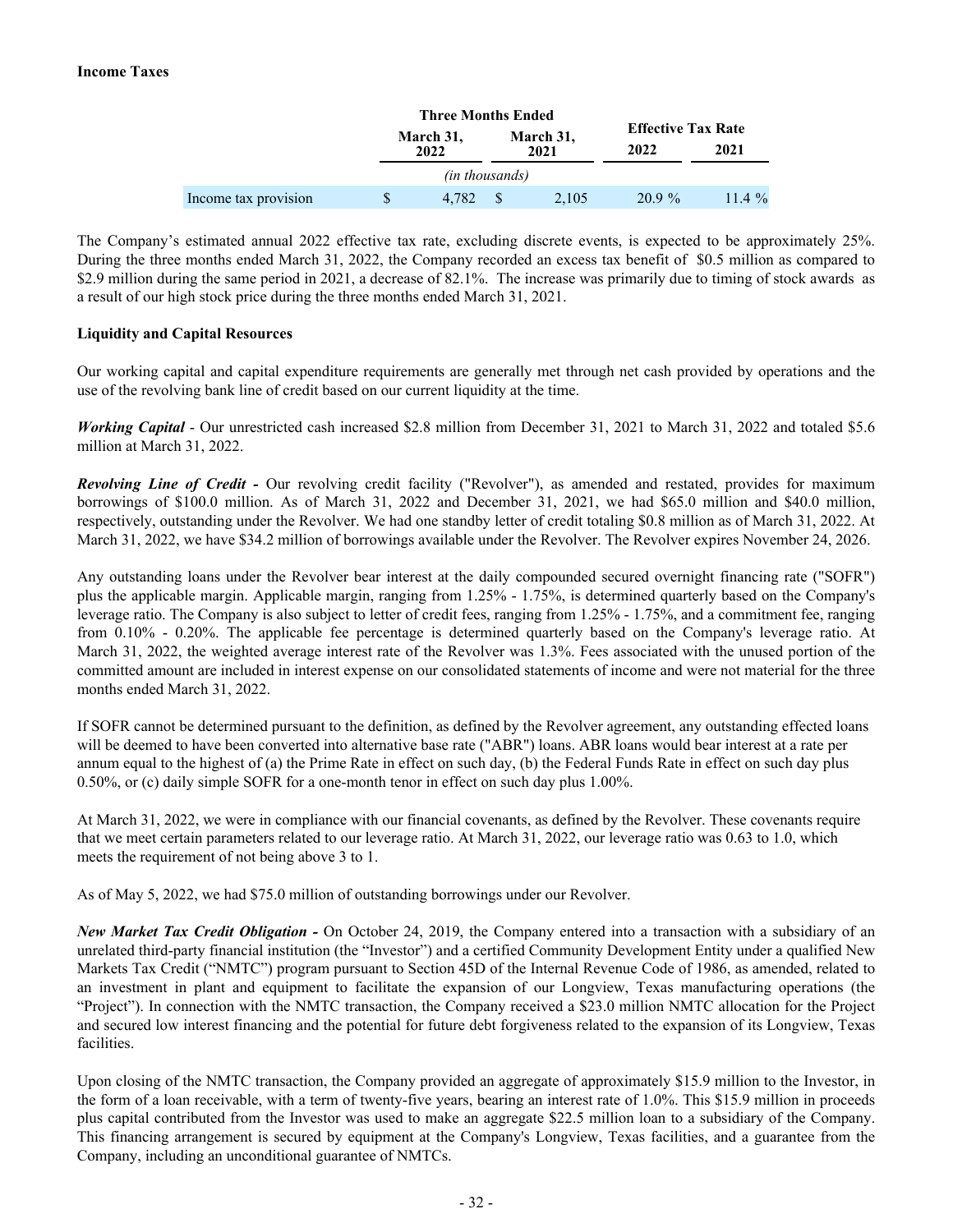**Income Taxes**

| | Three Months Ended | | Effective Tax Rate | |
|---|---|---|---|---|
| | March 31, 2022 | March 31, 2021 | 2022 | 2021 |
| | *(in thousands)* | | | |
| Income tax provision | $ 4,782 | $ 2,105 | 20.9 % | 11.4 % |

The Company's estimated annual 2022 effective tax rate, excluding discrete events, is expected to be approximately 25%. During the three months ended March 31, 2022, the Company recorded an excess tax benefit of $0.5 million as compared to $2.9 million during the same period in 2021, a decrease of 82.1%. The increase was primarily due to timing of stock awards as a result of our high stock price during the three months ended March 31, 2021.

**Liquidity and Capital Resources**

Our working capital and capital expenditure requirements are generally met through net cash provided by operations and the use of the revolving bank line of credit based on our current liquidity at the time.

***Working Capital*** - Our unrestricted cash increased $2.8 million from December 31, 2021 to March 31, 2022 and totaled $5.6 million at March 31, 2022.

***Revolving Line of Credit -*** Our revolving credit facility ("Revolver"), as amended and restated, provides for maximum borrowings of $100.0 million. As of March 31, 2022 and December 31, 2021, we had $65.0 million and $40.0 million, respectively, outstanding under the Revolver. We had one standby letter of credit totaling $0.8 million as of March 31, 2022. At March 31, 2022, we have $34.2 million of borrowings available under the Revolver. The Revolver expires November 24, 2026.

Any outstanding loans under the Revolver bear interest at the daily compounded secured overnight financing rate ("SOFR") plus the applicable margin. Applicable margin, ranging from 1.25% - 1.75%, is determined quarterly based on the Company's leverage ratio. The Company is also subject to letter of credit fees, ranging from 1.25% - 1.75%, and a commitment fee, ranging from 0.10% - 0.20%. The applicable fee percentage is determined quarterly based on the Company's leverage ratio. At March 31, 2022, the weighted average interest rate of the Revolver was 1.3%. Fees associated with the unused portion of the committed amount are included in interest expense on our consolidated statements of income and were not material for the three months ended March 31, 2022.

If SOFR cannot be determined pursuant to the definition, as defined by the Revolver agreement, any outstanding effected loans will be deemed to have been converted into alternative base rate ("ABR") loans. ABR loans would bear interest at a rate per annum equal to the highest of (a) the Prime Rate in effect on such day, (b) the Federal Funds Rate in effect on such day plus 0.50%, or (c) daily simple SOFR for a one-month tenor in effect on such day plus 1.00%.

At March 31, 2022, we were in compliance with our financial covenants, as defined by the Revolver. These covenants require that we meet certain parameters related to our leverage ratio. At March 31, 2022, our leverage ratio was 0.63 to 1.0, which meets the requirement of not being above 3 to 1.

As of May 5, 2022, we had $75.0 million of outstanding borrowings under our Revolver.

***New Market Tax Credit Obligation -*** On October 24, 2019, the Company entered into a transaction with a subsidiary of an unrelated third-party financial institution (the "Investor") and a certified Community Development Entity under a qualified New Markets Tax Credit ("NMTC") program pursuant to Section 45D of the Internal Revenue Code of 1986, as amended, related to an investment in plant and equipment to facilitate the expansion of our Longview, Texas manufacturing operations (the "Project"). In connection with the NMTC transaction, the Company received a $23.0 million NMTC allocation for the Project and secured low interest financing and the potential for future debt forgiveness related to the expansion of its Longview, Texas facilities.

Upon closing of the NMTC transaction, the Company provided an aggregate of approximately $15.9 million to the Investor, in the form of a loan receivable, with a term of twenty-five years, bearing an interest rate of 1.0%. This $15.9 million in proceeds plus capital contributed from the Investor was used to make an aggregate $22.5 million loan to a subsidiary of the Company. This financing arrangement is secured by equipment at the Company's Longview, Texas facilities, and a guarantee from the Company, including an unconditional guarantee of NMTCs.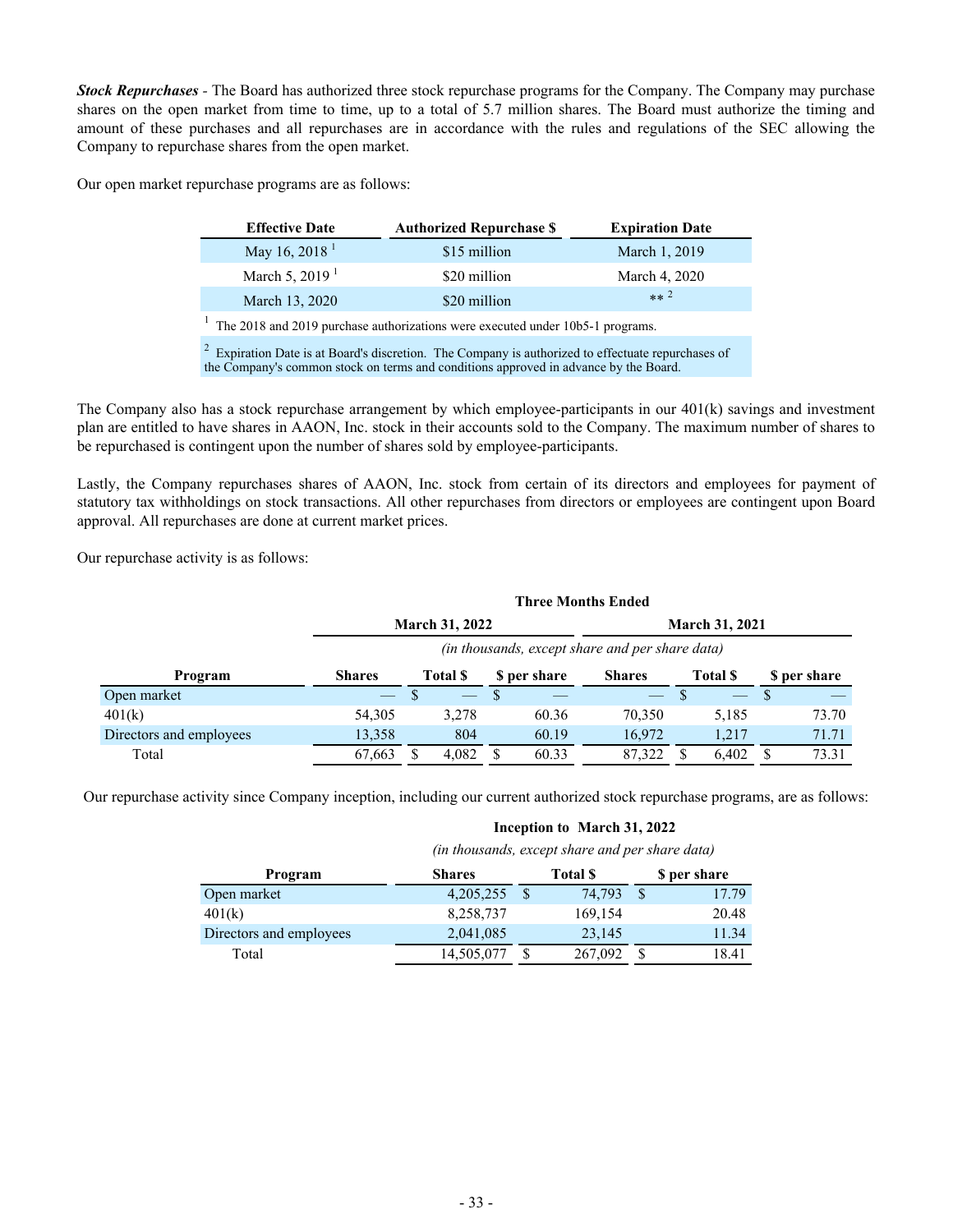***Stock Repurchases*** - The Board has authorized three stock repurchase programs for the Company. The Company may purchase shares on the open market from time to time, up to a total of 5.7 million shares. The Board must authorize the timing and amount of these purchases and all repurchases are in accordance with the rules and regulations of the SEC allowing the Company to repurchase shares from the open market.

Our open market repurchase programs are as follows:

| Effective Date | Authorized Repurchase $ | Expiration Date |
|---|---|---|
| May 16, 2018 [1] | $15 million | March 1, 2019 |
| March 5, 2019 [1] | $20 million | March 4, 2020 |
| March 13, 2020 | $20 million | ** [2] |

[1] The 2018 and 2019 purchase authorizations were executed under 10b5-1 programs.

[2] Expiration Date is at Board's discretion. The Company is authorized to effectuate repurchases of the Company's common stock on terms and conditions approved in advance by the Board.

The Company also has a stock repurchase arrangement by which employee-participants in our 401(k) savings and investment plan are entitled to have shares in AAON, Inc. stock in their accounts sold to the Company. The maximum number of shares to be repurchased is contingent upon the number of shares sold by employee-participants.

Lastly, the Company repurchases shares of AAON, Inc. stock from certain of its directors and employees for payment of statutory tax withholdings on stock transactions. All other repurchases from directors or employees are contingent upon Board approval. All repurchases are done at current market prices.

Our repurchase activity is as follows:

| | Three Months Ended | | | | | |
|---|---|---|---|---|---|---|
| | March 31, 2022 | | | March 31, 2021 | | |
| | *(in thousands, except share and per share data)* | | | | | |
| Program | Shares | Total $ | $ per share | Shares | Total $ | $ per share |
| Open market | — | $ — | $ — | — | $ — | $ — |
| 401(k) | 54,305 | 3,278 | 60.36 | 70,350 | 5,185 | 73.70 |
| Directors and employees | 13,358 | 804 | 60.19 | 16,972 | 1,217 | 71.71 |
| Total | 67,663 | $ 4,082 | $ 60.33 | 87,322 | $ 6,402 | $ 73.31 |

Our repurchase activity since Company inception, including our current authorized stock repurchase programs, are as follows:

| | Inception to March 31, 2022 | | |
|---|---|---|---|
| | *(in thousands, except share and per share data)* | | |
| Program | Shares | Total $ | $ per share |
| Open market | 4,205,255 | $ 74,793 | $ 17.79 |
| 401(k) | 8,258,737 | 169,154 | 20.48 |
| Directors and employees | 2,041,085 | 23,145 | 11.34 |
| Total | 14,505,077 | $ 267,092 | $ 18.41 |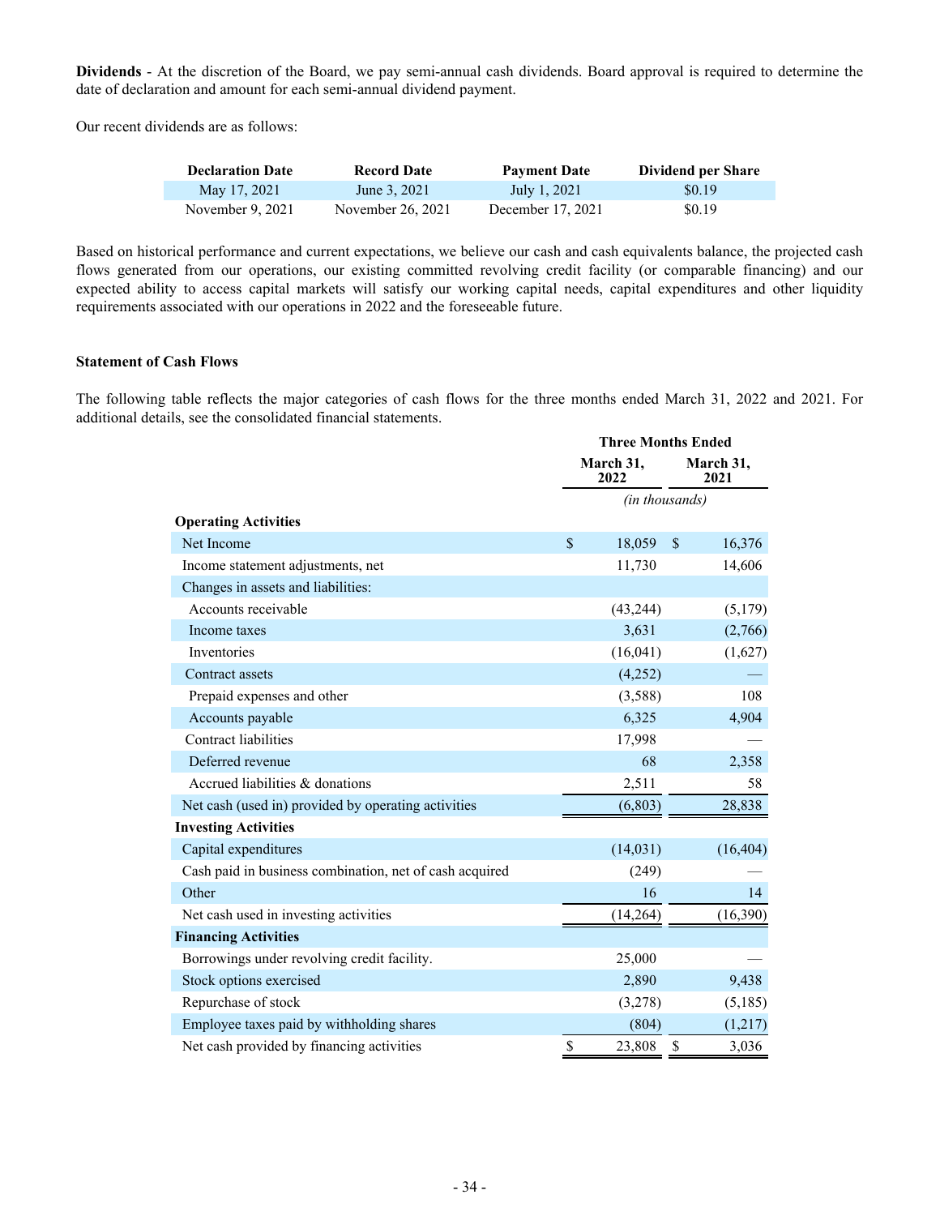**Dividends** - At the discretion of the Board, we pay semi-annual cash dividends. Board approval is required to determine the date of declaration and amount for each semi-annual dividend payment.

Our recent dividends are as follows:

| Declaration Date | Record Date | Payment Date | Dividend per Share |
|---|---|---|---|
| May 17, 2021 | June 3, 2021 | July 1, 2021 | $0.19 |
| November 9, 2021 | November 26, 2021 | December 17, 2021 | $0.19 |

Based on historical performance and current expectations, we believe our cash and cash equivalents balance, the projected cash flows generated from our operations, our existing committed revolving credit facility (or comparable financing) and our expected ability to access capital markets will satisfy our working capital needs, capital expenditures and other liquidity requirements associated with our operations in 2022 and the foreseeable future.

**Statement of Cash Flows**

The following table reflects the major categories of cash flows for the three months ended March 31, 2022 and 2021. For additional details, see the consolidated financial statements.

| | Three Months Ended | |
|---|---|---|
| | March 31, 2022 | March 31, 2021 |
| | *(in thousands)* | |
| **Operating Activities** | | |
| Net Income | $ 18,059 | $ 16,376 |
| Income statement adjustments, net | 11,730 | 14,606 |
| Changes in assets and liabilities: | | |
| Accounts receivable | (43,244) | (5,179) |
| Income taxes | 3,631 | (2,766) |
| Inventories | (16,041) | (1,627) |
| Contract assets | (4,252) | — |
| Prepaid expenses and other | (3,588) | 108 |
| Accounts payable | 6,325 | 4,904 |
| Contract liabilities | 17,998 | — |
| Deferred revenue | 68 | 2,358 |
| Accrued liabilities & donations | 2,511 | 58 |
| Net cash (used in) provided by operating activities | (6,803) | 28,838 |
| **Investing Activities** | | |
| Capital expenditures | (14,031) | (16,404) |
| Cash paid in business combination, net of cash acquired | (249) | — |
| Other | 16 | 14 |
| Net cash used in investing activities | (14,264) | (16,390) |
| **Financing Activities** | | |
| Borrowings under revolving credit facility. | 25,000 | — |
| Stock options exercised | 2,890 | 9,438 |
| Repurchase of stock | (3,278) | (5,185) |
| Employee taxes paid by withholding shares | (804) | (1,217) |
| Net cash provided by financing activities | $ 23,808 | $ 3,036 |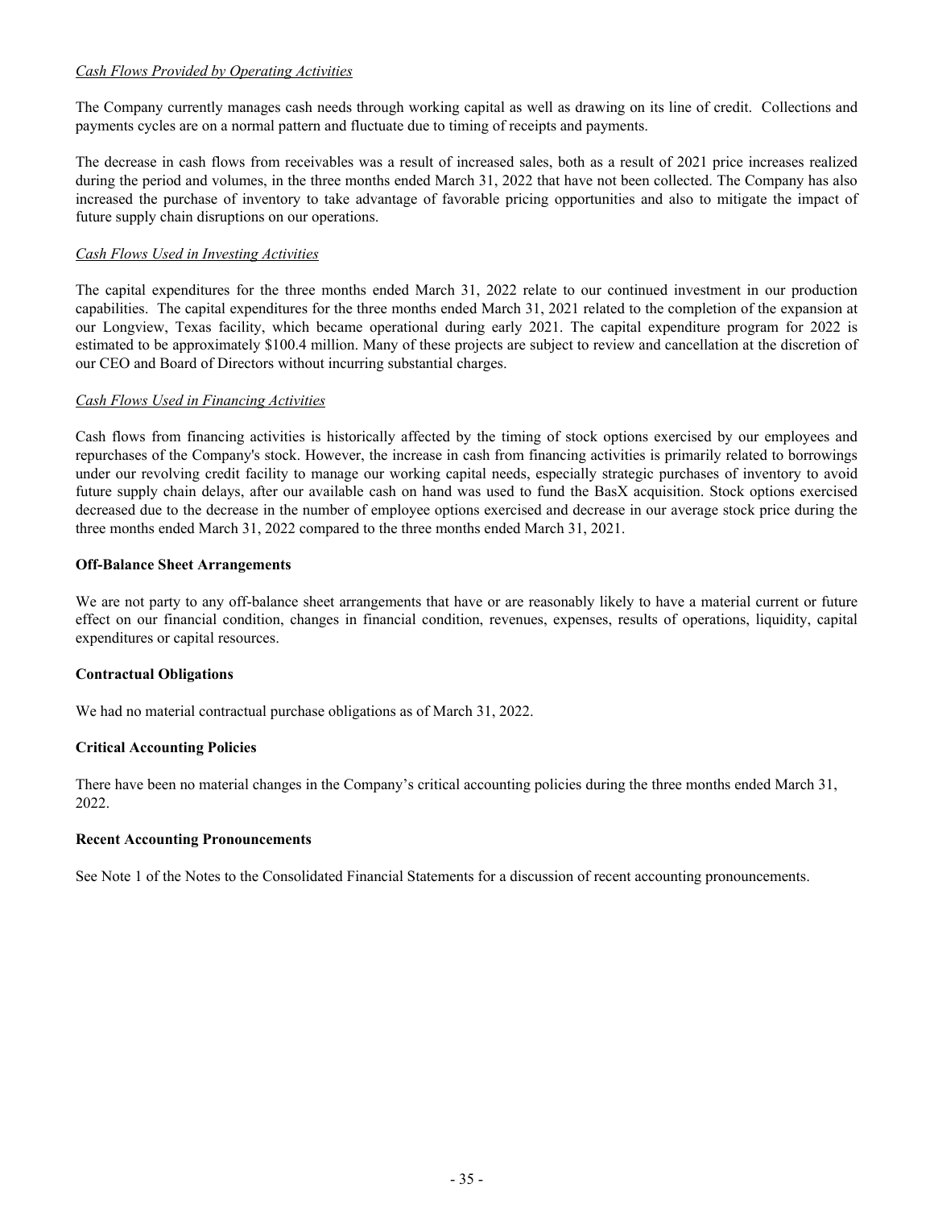*Cash Flows Provided by Operating Activities*

The Company currently manages cash needs through working capital as well as drawing on its line of credit. Collections and payments cycles are on a normal pattern and fluctuate due to timing of receipts and payments.

The decrease in cash flows from receivables was a result of increased sales, both as a result of 2021 price increases realized during the period and volumes, in the three months ended March 31, 2022 that have not been collected. The Company has also increased the purchase of inventory to take advantage of favorable pricing opportunities and also to mitigate the impact of future supply chain disruptions on our operations.

*Cash Flows Used in Investing Activities*

The capital expenditures for the three months ended March 31, 2022 relate to our continued investment in our production capabilities. The capital expenditures for the three months ended March 31, 2021 related to the completion of the expansion at our Longview, Texas facility, which became operational during early 2021. The capital expenditure program for 2022 is estimated to be approximately $100.4 million. Many of these projects are subject to review and cancellation at the discretion of our CEO and Board of Directors without incurring substantial charges.

*Cash Flows Used in Financing Activities*

Cash flows from financing activities is historically affected by the timing of stock options exercised by our employees and repurchases of the Company's stock. However, the increase in cash from financing activities is primarily related to borrowings under our revolving credit facility to manage our working capital needs, especially strategic purchases of inventory to avoid future supply chain delays, after our available cash on hand was used to fund the BasX acquisition. Stock options exercised decreased due to the decrease in the number of employee options exercised and decrease in our average stock price during the three months ended March 31, 2022 compared to the three months ended March 31, 2021.

**Off-Balance Sheet Arrangements**

We are not party to any off-balance sheet arrangements that have or are reasonably likely to have a material current or future effect on our financial condition, changes in financial condition, revenues, expenses, results of operations, liquidity, capital expenditures or capital resources.

**Contractual Obligations**

We had no material contractual purchase obligations as of March 31, 2022.

**Critical Accounting Policies**

There have been no material changes in the Company's critical accounting policies during the three months ended March 31, 2022.

**Recent Accounting Pronouncements**

See Note 1 of the Notes to the Consolidated Financial Statements for a discussion of recent accounting pronouncements.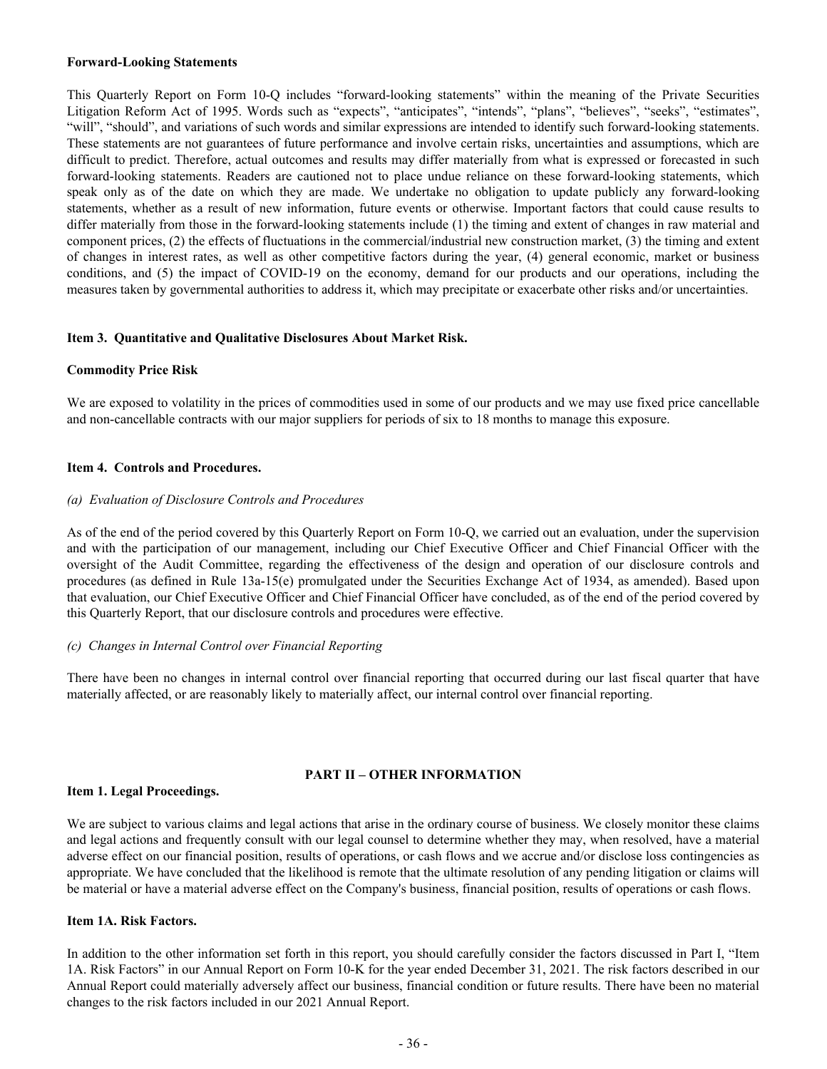**Forward-Looking Statements**

This Quarterly Report on Form 10-Q includes "forward-looking statements" within the meaning of the Private Securities Litigation Reform Act of 1995. Words such as "expects", "anticipates", "intends", "plans", "believes", "seeks", "estimates", "will", "should", and variations of such words and similar expressions are intended to identify such forward-looking statements. These statements are not guarantees of future performance and involve certain risks, uncertainties and assumptions, which are difficult to predict. Therefore, actual outcomes and results may differ materially from what is expressed or forecasted in such forward-looking statements. Readers are cautioned not to place undue reliance on these forward-looking statements, which speak only as of the date on which they are made. We undertake no obligation to update publicly any forward-looking statements, whether as a result of new information, future events or otherwise. Important factors that could cause results to differ materially from those in the forward-looking statements include (1) the timing and extent of changes in raw material and component prices, (2) the effects of fluctuations in the commercial/industrial new construction market, (3) the timing and extent of changes in interest rates, as well as other competitive factors during the year, (4) general economic, market or business conditions, and (5) the impact of COVID-19 on the economy, demand for our products and our operations, including the measures taken by governmental authorities to address it, which may precipitate or exacerbate other risks and/or uncertainties.

### Item 3. Quantitative and Qualitative Disclosures About Market Risk.

**Commodity Price Risk**

We are exposed to volatility in the prices of commodities used in some of our products and we may use fixed price cancellable and non-cancellable contracts with our major suppliers for periods of six to 18 months to manage this exposure.

### Item 4. Controls and Procedures.

*(a) Evaluation of Disclosure Controls and Procedures*

As of the end of the period covered by this Quarterly Report on Form 10-Q, we carried out an evaluation, under the supervision and with the participation of our management, including our Chief Executive Officer and Chief Financial Officer with the oversight of the Audit Committee, regarding the effectiveness of the design and operation of our disclosure controls and procedures (as defined in Rule 13a-15(e) promulgated under the Securities Exchange Act of 1934, as amended). Based upon that evaluation, our Chief Executive Officer and Chief Financial Officer have concluded, as of the end of the period covered by this Quarterly Report, that our disclosure controls and procedures were effective.

*(c) Changes in Internal Control over Financial Reporting*

There have been no changes in internal control over financial reporting that occurred during our last fiscal quarter that have materially affected, or are reasonably likely to materially affect, our internal control over financial reporting.

## PART II – OTHER INFORMATION

### Item 1. Legal Proceedings.

We are subject to various claims and legal actions that arise in the ordinary course of business. We closely monitor these claims and legal actions and frequently consult with our legal counsel to determine whether they may, when resolved, have a material adverse effect on our financial position, results of operations, or cash flows and we accrue and/or disclose loss contingencies as appropriate. We have concluded that the likelihood is remote that the ultimate resolution of any pending litigation or claims will be material or have a material adverse effect on the Company's business, financial position, results of operations or cash flows.

### Item 1A. Risk Factors.

In addition to the other information set forth in this report, you should carefully consider the factors discussed in Part I, "Item 1A. Risk Factors" in our Annual Report on Form 10-K for the year ended December 31, 2021. The risk factors described in our Annual Report could materially adversely affect our business, financial condition or future results. There have been no material changes to the risk factors included in our 2021 Annual Report.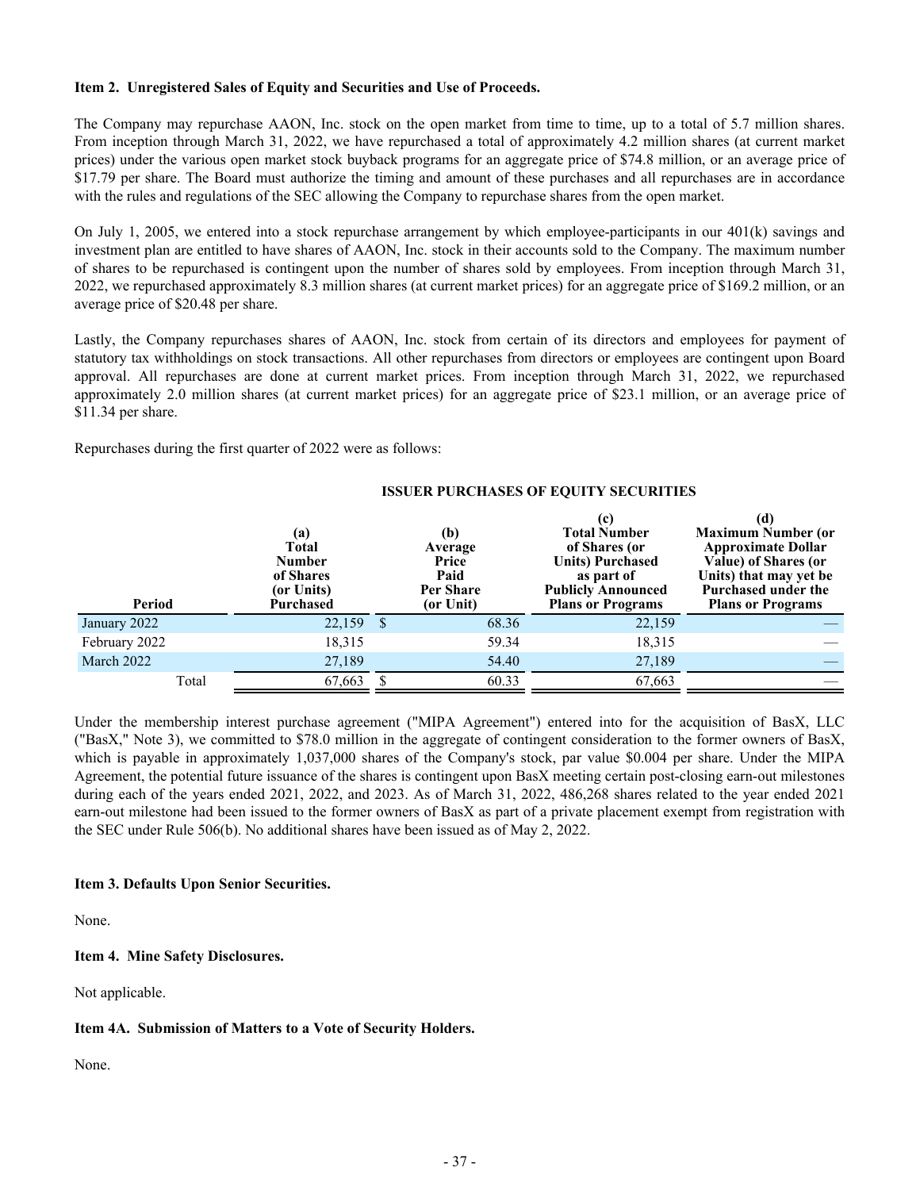### Item 2. Unregistered Sales of Equity and Securities and Use of Proceeds.

The Company may repurchase AAON, Inc. stock on the open market from time to time, up to a total of 5.7 million shares. From inception through March 31, 2022, we have repurchased a total of approximately 4.2 million shares (at current market prices) under the various open market stock buyback programs for an aggregate price of $74.8 million, or an average price of $17.79 per share. The Board must authorize the timing and amount of these purchases and all repurchases are in accordance with the rules and regulations of the SEC allowing the Company to repurchase shares from the open market.

On July 1, 2005, we entered into a stock repurchase arrangement by which employee-participants in our 401(k) savings and investment plan are entitled to have shares of AAON, Inc. stock in their accounts sold to the Company. The maximum number of shares to be repurchased is contingent upon the number of shares sold by employees. From inception through March 31, 2022, we repurchased approximately 8.3 million shares (at current market prices) for an aggregate price of $169.2 million, or an average price of $20.48 per share.

Lastly, the Company repurchases shares of AAON, Inc. stock from certain of its directors and employees for payment of statutory tax withholdings on stock transactions. All other repurchases from directors or employees are contingent upon Board approval. All repurchases are done at current market prices. From inception through March 31, 2022, we repurchased approximately 2.0 million shares (at current market prices) for an aggregate price of $23.1 million, or an average price of $11.34 per share.

Repurchases during the first quarter of 2022 were as follows:

**ISSUER PURCHASES OF EQUITY SECURITIES**

| Period | (a) Total Number of Shares (or Units) Purchased | (b) Average Price Paid Per Share (or Unit) | (c) Total Number of Shares (or Units) Purchased as part of Publicly Announced Plans or Programs | (d) Maximum Number (or Approximate Dollar Value) of Shares (or Units) that may yet be Purchased under the Plans or Programs |
|---|---|---|---|---|
| January 2022 | 22,159 | $ 68.36 | 22,159 | — |
| February 2022 | 18,315 | 59.34 | 18,315 | — |
| March 2022 | 27,189 | 54.40 | 27,189 | — |
| Total | 67,663 | $ 60.33 | 67,663 | — |

Under the membership interest purchase agreement ("MIPA Agreement") entered into for the acquisition of BasX, LLC ("BasX," Note 3), we committed to $78.0 million in the aggregate of contingent consideration to the former owners of BasX, which is payable in approximately 1,037,000 shares of the Company's stock, par value $0.004 per share. Under the MIPA Agreement, the potential future issuance of the shares is contingent upon BasX meeting certain post-closing earn-out milestones during each of the years ended 2021, 2022, and 2023. As of March 31, 2022, 486,268 shares related to the year ended 2021 earn-out milestone had been issued to the former owners of BasX as part of a private placement exempt from registration with the SEC under Rule 506(b). No additional shares have been issued as of May 2, 2022.

### Item 3. Defaults Upon Senior Securities.

None.

### Item 4. Mine Safety Disclosures.

Not applicable.

### Item 4A. Submission of Matters to a Vote of Security Holders.

None.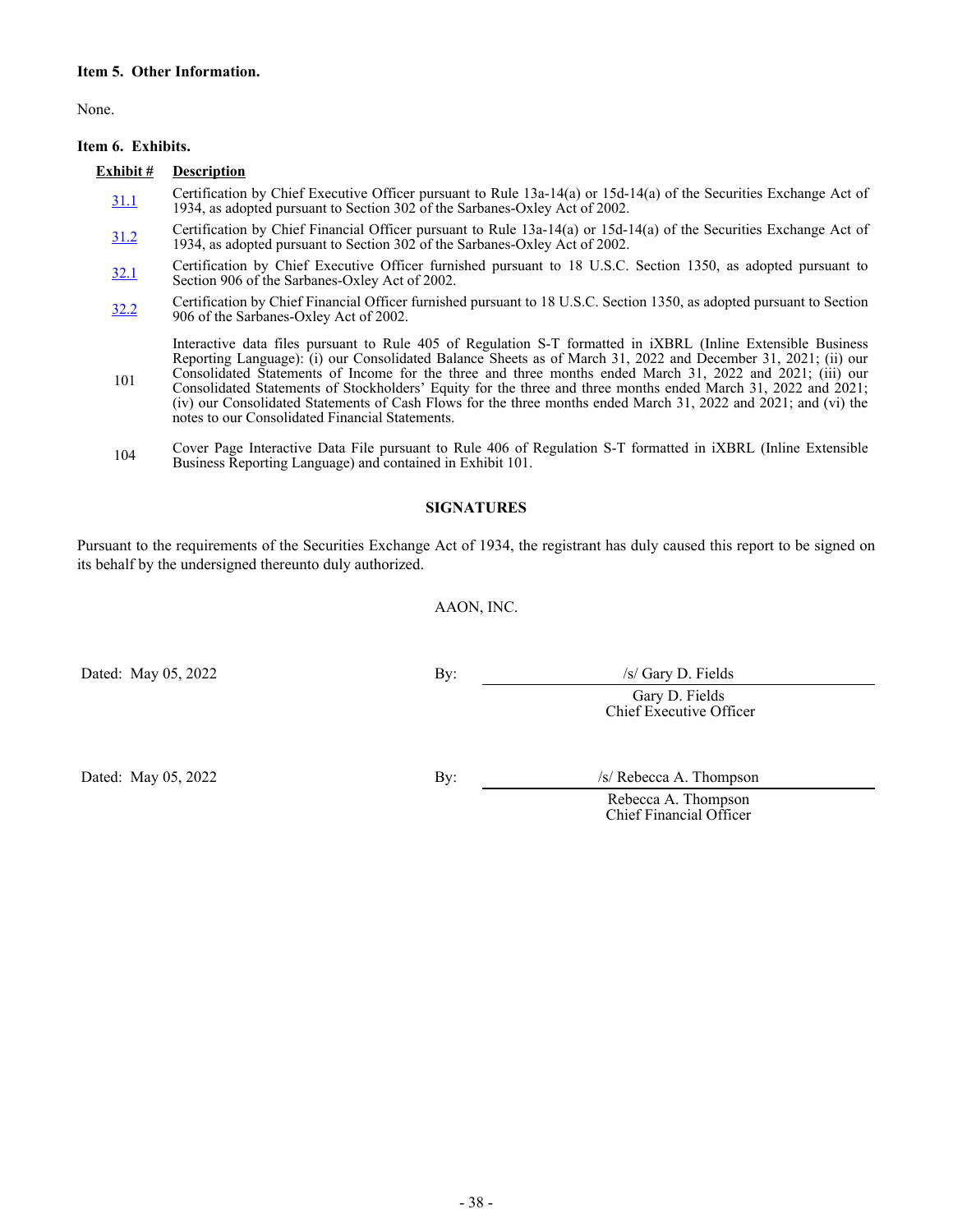**Item 5. Other Information.**

None.

**Item 6. Exhibits.**

| Exhibit # | Description |
|---|---|
| 31.1 | Certification by Chief Executive Officer pursuant to Rule 13a-14(a) or 15d-14(a) of the Securities Exchange Act of 1934, as adopted pursuant to Section 302 of the Sarbanes-Oxley Act of 2002. |
| 31.2 | Certification by Chief Financial Officer pursuant to Rule 13a-14(a) or 15d-14(a) of the Securities Exchange Act of 1934, as adopted pursuant to Section 302 of the Sarbanes-Oxley Act of 2002. |
| 32.1 | Certification by Chief Executive Officer furnished pursuant to 18 U.S.C. Section 1350, as adopted pursuant to Section 906 of the Sarbanes-Oxley Act of 2002. |
| 32.2 | Certification by Chief Financial Officer furnished pursuant to 18 U.S.C. Section 1350, as adopted pursuant to Section 906 of the Sarbanes-Oxley Act of 2002. |
| 101 | Interactive data files pursuant to Rule 405 of Regulation S-T formatted in iXBRL (Inline Extensible Business Reporting Language): (i) our Consolidated Balance Sheets as of March 31, 2022 and December 31, 2021; (ii) our Consolidated Statements of Income for the three and three months ended March 31, 2022 and 2021; (iii) our Consolidated Statements of Stockholders' Equity for the three and three months ended March 31, 2022 and 2021; (iv) our Consolidated Statements of Cash Flows for the three months ended March 31, 2022 and 2021; and (vi) the notes to our Consolidated Financial Statements. |
| 104 | Cover Page Interactive Data File pursuant to Rule 406 of Regulation S-T formatted in iXBRL (Inline Extensible Business Reporting Language) and contained in Exhibit 101. |

**SIGNATURES**

Pursuant to the requirements of the Securities Exchange Act of 1934, the registrant has duly caused this report to be signed on its behalf by the undersigned thereunto duly authorized.

AAON, INC.

Dated: May 05, 2022 By: /s/ Gary D. Fields

Gary D. Fields
Chief Executive Officer

Dated: May 05, 2022 By: /s/ Rebecca A. Thompson

Rebecca A. Thompson
Chief Financial Officer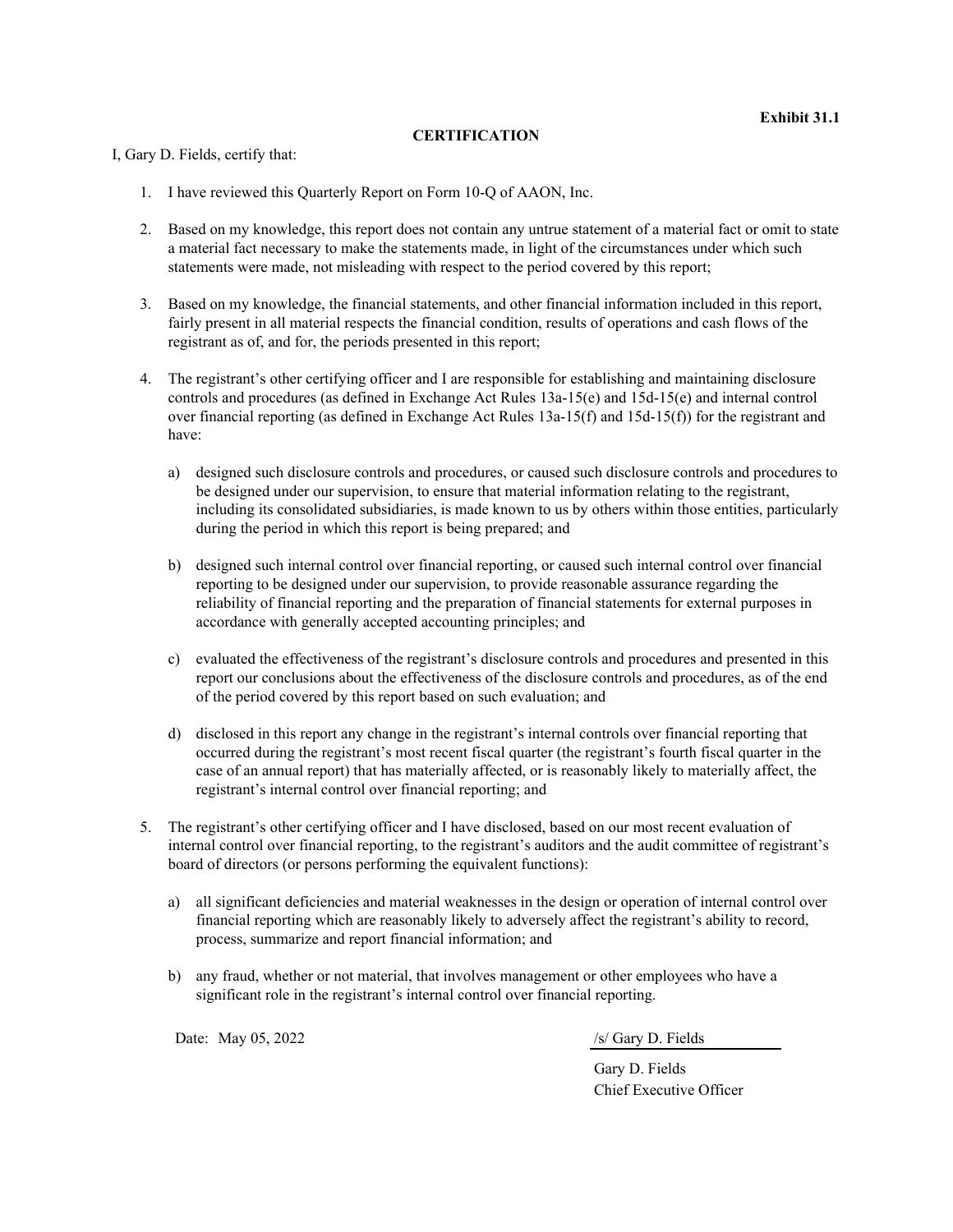**Exhibit 31.1**

**CERTIFICATION**

I, Gary D. Fields, certify that:

1. I have reviewed this Quarterly Report on Form 10-Q of AAON, Inc.

2. Based on my knowledge, this report does not contain any untrue statement of a material fact or omit to state a material fact necessary to make the statements made, in light of the circumstances under which such statements were made, not misleading with respect to the period covered by this report;

3. Based on my knowledge, the financial statements, and other financial information included in this report, fairly present in all material respects the financial condition, results of operations and cash flows of the registrant as of, and for, the periods presented in this report;

4. The registrant's other certifying officer and I are responsible for establishing and maintaining disclosure controls and procedures (as defined in Exchange Act Rules 13a-15(e) and 15d-15(e) and internal control over financial reporting (as defined in Exchange Act Rules 13a-15(f) and 15d-15(f)) for the registrant and have:

   a) designed such disclosure controls and procedures, or caused such disclosure controls and procedures to be designed under our supervision, to ensure that material information relating to the registrant, including its consolidated subsidiaries, is made known to us by others within those entities, particularly during the period in which this report is being prepared; and

   b) designed such internal control over financial reporting, or caused such internal control over financial reporting to be designed under our supervision, to provide reasonable assurance regarding the reliability of financial reporting and the preparation of financial statements for external purposes in accordance with generally accepted accounting principles; and

   c) evaluated the effectiveness of the registrant's disclosure controls and procedures and presented in this report our conclusions about the effectiveness of the disclosure controls and procedures, as of the end of the period covered by this report based on such evaluation; and

   d) disclosed in this report any change in the registrant's internal controls over financial reporting that occurred during the registrant's most recent fiscal quarter (the registrant's fourth fiscal quarter in the case of an annual report) that has materially affected, or is reasonably likely to materially affect, the registrant's internal control over financial reporting; and

5. The registrant's other certifying officer and I have disclosed, based on our most recent evaluation of internal control over financial reporting, to the registrant's auditors and the audit committee of registrant's board of directors (or persons performing the equivalent functions):

   a) all significant deficiencies and material weaknesses in the design or operation of internal control over financial reporting which are reasonably likely to adversely affect the registrant's ability to record, process, summarize and report financial information; and

   b) any fraud, whether or not material, that involves management or other employees who have a significant role in the registrant's internal control over financial reporting.

Date: May 05, 2022

/s/ Gary D. Fields

Gary D. Fields
Chief Executive Officer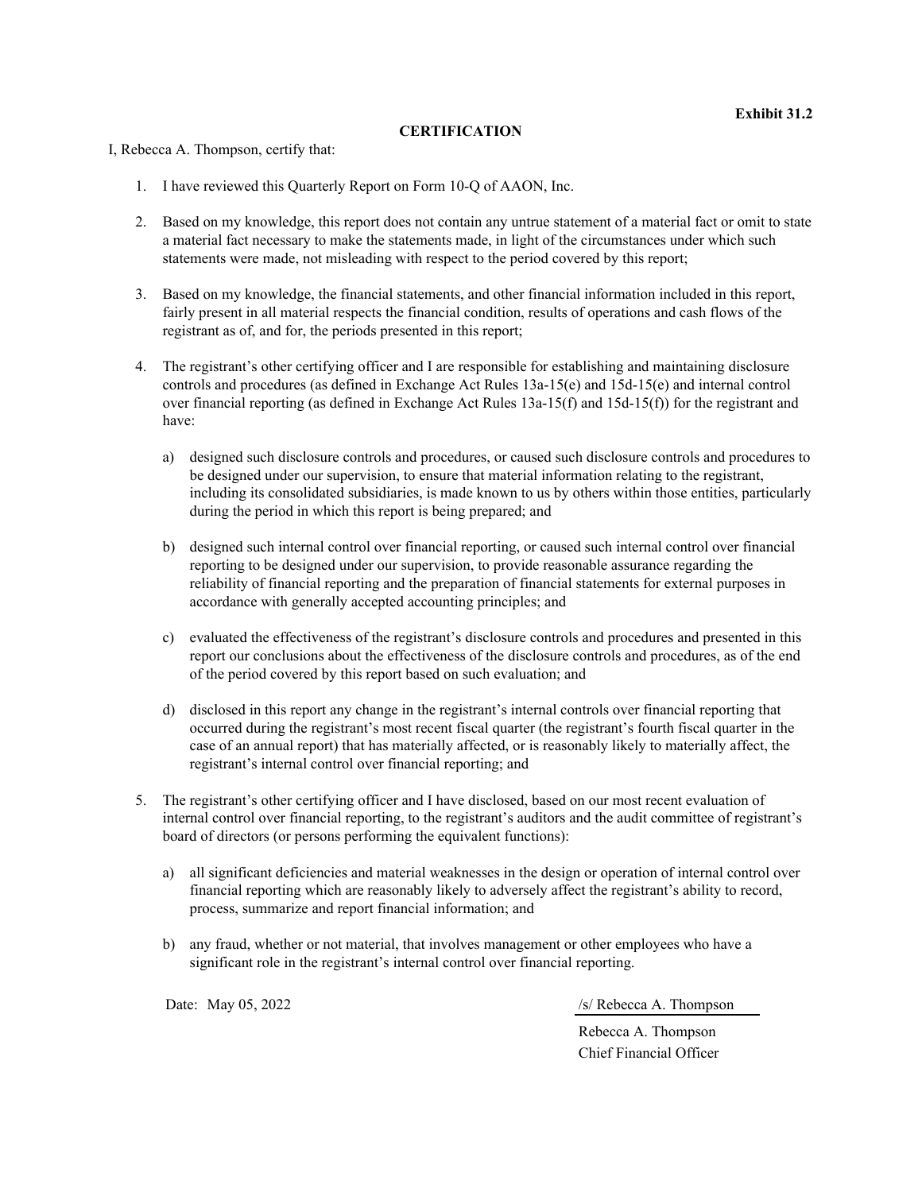**Exhibit 31.2**

**CERTIFICATION**

I, Rebecca A. Thompson, certify that:

1. I have reviewed this Quarterly Report on Form 10-Q of AAON, Inc.

2. Based on my knowledge, this report does not contain any untrue statement of a material fact or omit to state a material fact necessary to make the statements made, in light of the circumstances under which such statements were made, not misleading with respect to the period covered by this report;

3. Based on my knowledge, the financial statements, and other financial information included in this report, fairly present in all material respects the financial condition, results of operations and cash flows of the registrant as of, and for, the periods presented in this report;

4. The registrant's other certifying officer and I are responsible for establishing and maintaining disclosure controls and procedures (as defined in Exchange Act Rules 13a-15(e) and 15d-15(e) and internal control over financial reporting (as defined in Exchange Act Rules 13a-15(f) and 15d-15(f)) for the registrant and have:

   a) designed such disclosure controls and procedures, or caused such disclosure controls and procedures to be designed under our supervision, to ensure that material information relating to the registrant, including its consolidated subsidiaries, is made known to us by others within those entities, particularly during the period in which this report is being prepared; and

   b) designed such internal control over financial reporting, or caused such internal control over financial reporting to be designed under our supervision, to provide reasonable assurance regarding the reliability of financial reporting and the preparation of financial statements for external purposes in accordance with generally accepted accounting principles; and

   c) evaluated the effectiveness of the registrant's disclosure controls and procedures and presented in this report our conclusions about the effectiveness of the disclosure controls and procedures, as of the end of the period covered by this report based on such evaluation; and

   d) disclosed in this report any change in the registrant's internal controls over financial reporting that occurred during the registrant's most recent fiscal quarter (the registrant's fourth fiscal quarter in the case of an annual report) that has materially affected, or is reasonably likely to materially affect, the registrant's internal control over financial reporting; and

5. The registrant's other certifying officer and I have disclosed, based on our most recent evaluation of internal control over financial reporting, to the registrant's auditors and the audit committee of registrant's board of directors (or persons performing the equivalent functions):

   a) all significant deficiencies and material weaknesses in the design or operation of internal control over financial reporting which are reasonably likely to adversely affect the registrant's ability to record, process, summarize and report financial information; and

   b) any fraud, whether or not material, that involves management or other employees who have a significant role in the registrant's internal control over financial reporting.

Date: May 05, 2022

/s/ Rebecca A. Thompson

Rebecca A. Thompson
Chief Financial Officer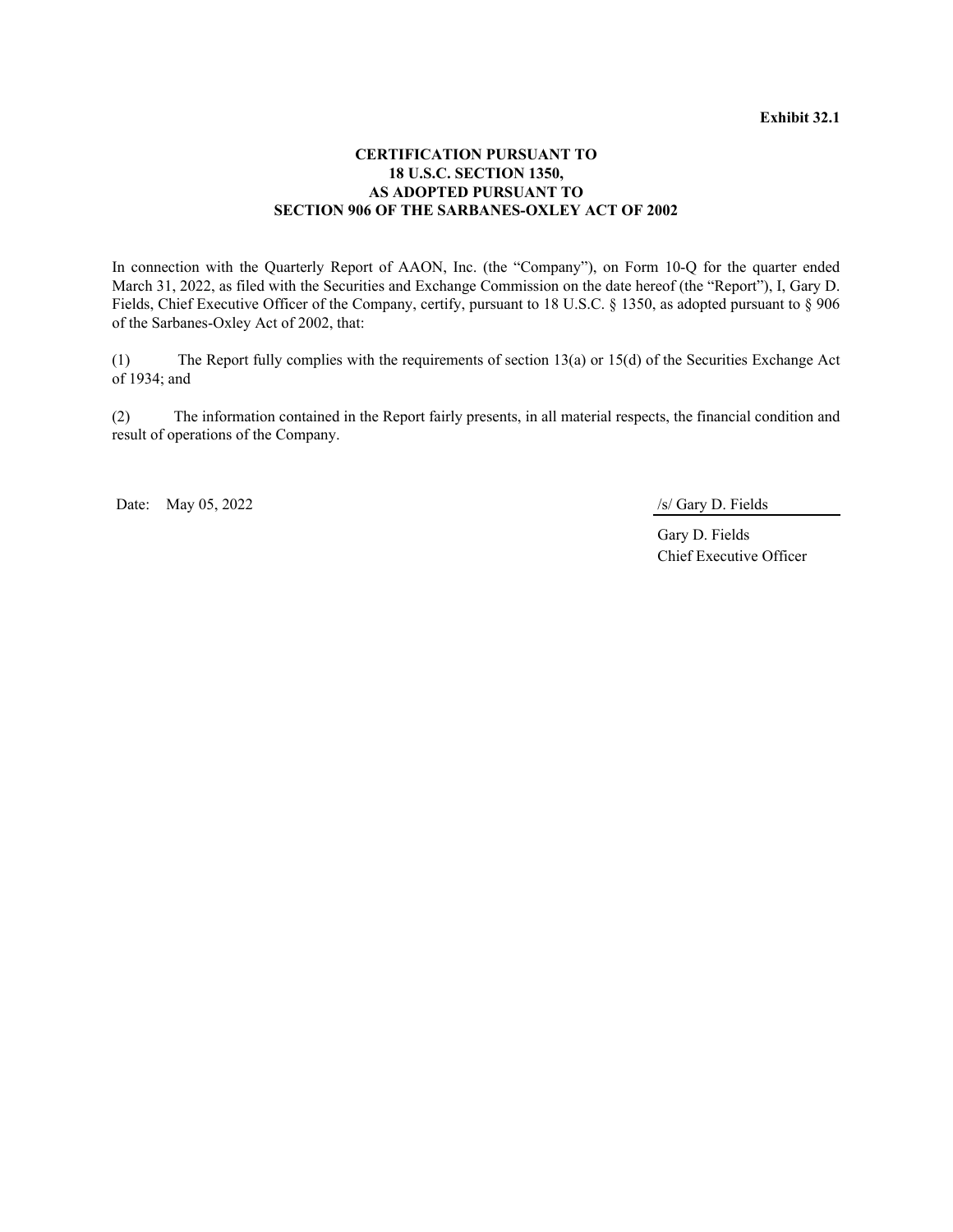**Exhibit 32.1**

**CERTIFICATION PURSUANT TO**
**18 U.S.C. SECTION 1350,**
**AS ADOPTED PURSUANT TO**
**SECTION 906 OF THE SARBANES-OXLEY ACT OF 2002**

In connection with the Quarterly Report of AAON, Inc. (the "Company"), on Form 10-Q for the quarter ended March 31, 2022, as filed with the Securities and Exchange Commission on the date hereof (the "Report"), I, Gary D. Fields, Chief Executive Officer of the Company, certify, pursuant to 18 U.S.C. § 1350, as adopted pursuant to § 906 of the Sarbanes-Oxley Act of 2002, that:

(1) The Report fully complies with the requirements of section 13(a) or 15(d) of the Securities Exchange Act of 1934; and

(2) The information contained in the Report fairly presents, in all material respects, the financial condition and result of operations of the Company.

Date: May 05, 2022

/s/ Gary D. Fields

Gary D. Fields
Chief Executive Officer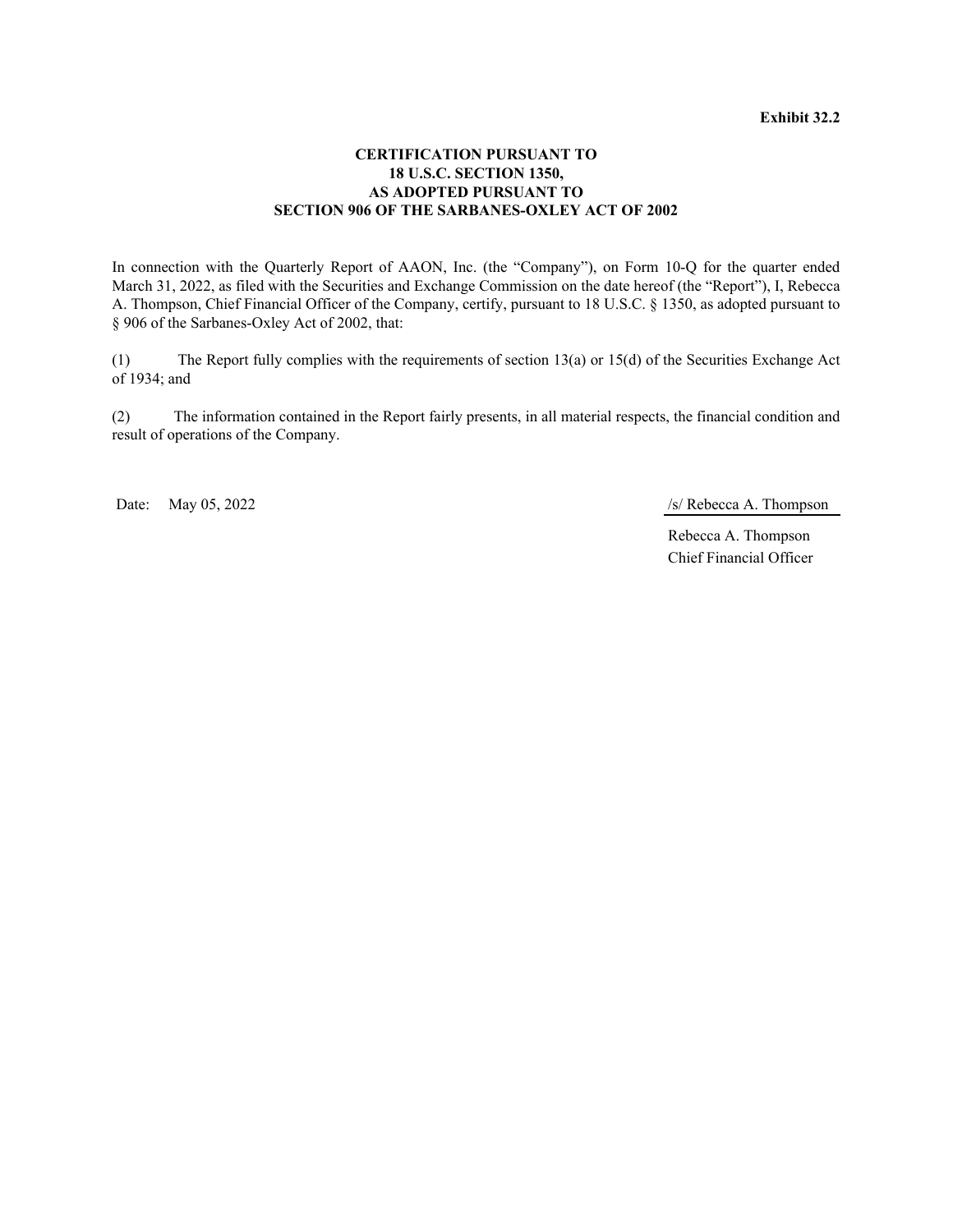**Exhibit 32.2**

**CERTIFICATION PURSUANT TO**
**18 U.S.C. SECTION 1350,**
**AS ADOPTED PURSUANT TO**
**SECTION 906 OF THE SARBANES-OXLEY ACT OF 2002**

In connection with the Quarterly Report of AAON, Inc. (the “Company”), on Form 10-Q for the quarter ended March 31, 2022, as filed with the Securities and Exchange Commission on the date hereof (the “Report”), I, Rebecca A. Thompson, Chief Financial Officer of the Company, certify, pursuant to 18 U.S.C. § 1350, as adopted pursuant to § 906 of the Sarbanes-Oxley Act of 2002, that:

(1) The Report fully complies with the requirements of section 13(a) or 15(d) of the Securities Exchange Act of 1934; and

(2) The information contained in the Report fairly presents, in all material respects, the financial condition and result of operations of the Company.

Date: May 05, 2022

/s/ Rebecca A. Thompson

Rebecca A. Thompson
Chief Financial Officer